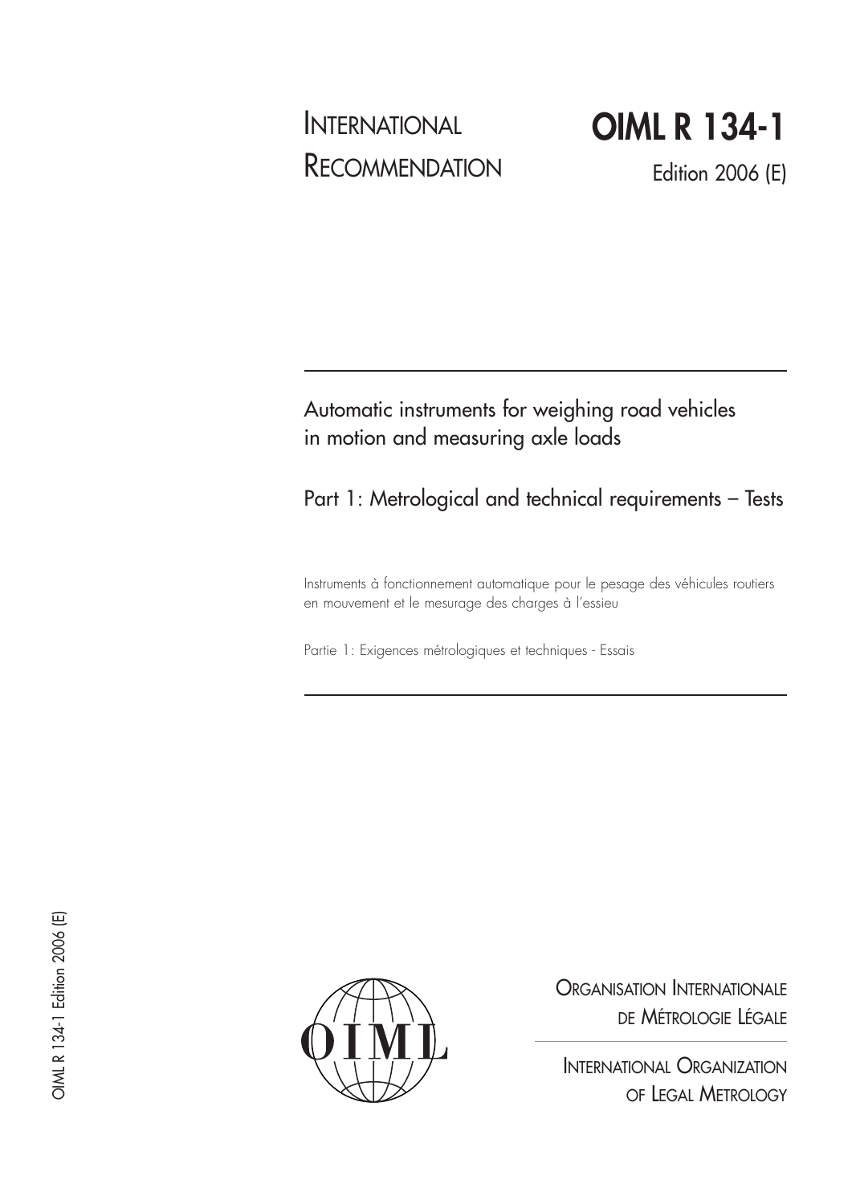INTERNATIONAL RECOMMENDATION

# OIML R 134-1

Edition 2006 (E)

## Automatic instruments for weighing road vehicles in motion and measuring axle loads

## Part 1: Metrological and technical requirements – Tests

Instruments à fonctionnement automatique pour le pesage des véhicules routiers en mouvement et le mesurage des charges à l'essieu

Partie 1: Exigences métrologiques et techniques - Essais

OIML R 134-1 Edition 2006 (E)

ORGANISATION INTERNATIONALE DE MÉTROLOGIE LÉGALE

INTERNATIONAL ORGANIZATION OF LEGAL METROLOGY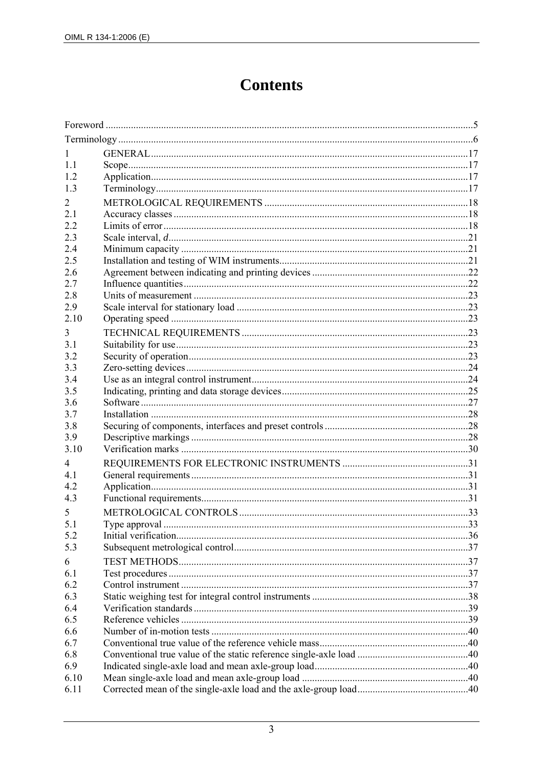# Contents

| | | |
|---|---|---|
| Foreword | | 5 |
| Terminology | | 6 |
| 1 | GENERAL | 17 |
| 1.1 | Scope | 17 |
| 1.2 | Application | 17 |
| 1.3 | Terminology | 17 |
| 2 | METROLOGICAL REQUIREMENTS | 18 |
| 2.1 | Accuracy classes | 18 |
| 2.2 | Limits of error | 18 |
| 2.3 | Scale interval, *d* | 21 |
| 2.4 | Minimum capacity | 21 |
| 2.5 | Installation and testing of WIM instruments | 21 |
| 2.6 | Agreement between indicating and printing devices | 22 |
| 2.7 | Influence quantities | 22 |
| 2.8 | Units of measurement | 23 |
| 2.9 | Scale interval for stationary load | 23 |
| 2.10 | Operating speed | 23 |
| 3 | TECHNICAL REQUIREMENTS | 23 |
| 3.1 | Suitability for use | 23 |
| 3.2 | Security of operation | 23 |
| 3.3 | Zero-setting devices | 24 |
| 3.4 | Use as an integral control instrument | 24 |
| 3.5 | Indicating, printing and data storage devices | 25 |
| 3.6 | Software | 27 |
| 3.7 | Installation | 28 |
| 3.8 | Securing of components, interfaces and preset controls | 28 |
| 3.9 | Descriptive markings | 28 |
| 3.10 | Verification marks | 30 |
| 4 | REQUIREMENTS FOR ELECTRONIC INSTRUMENTS | 31 |
| 4.1 | General requirements | 31 |
| 4.2 | Application | 31 |
| 4.3 | Functional requirements | 31 |
| 5 | METROLOGICAL CONTROLS | 33 |
| 5.1 | Type approval | 33 |
| 5.2 | Initial verification | 36 |
| 5.3 | Subsequent metrological control | 37 |
| 6 | TEST METHODS | 37 |
| 6.1 | Test procedures | 37 |
| 6.2 | Control instrument | 37 |
| 6.3 | Static weighing test for integral control instruments | 38 |
| 6.4 | Verification standards | 39 |
| 6.5 | Reference vehicles | 39 |
| 6.6 | Number of in-motion tests | 40 |
| 6.7 | Conventional true value of the reference vehicle mass | 40 |
| 6.8 | Conventional true value of the static reference single-axle load | 40 |
| 6.9 | Indicated single-axle load and mean axle-group load | 40 |
| 6.10 | Mean single-axle load and mean axle-group load | 40 |
| 6.11 | Corrected mean of the single-axle load and the axle-group load | 40 |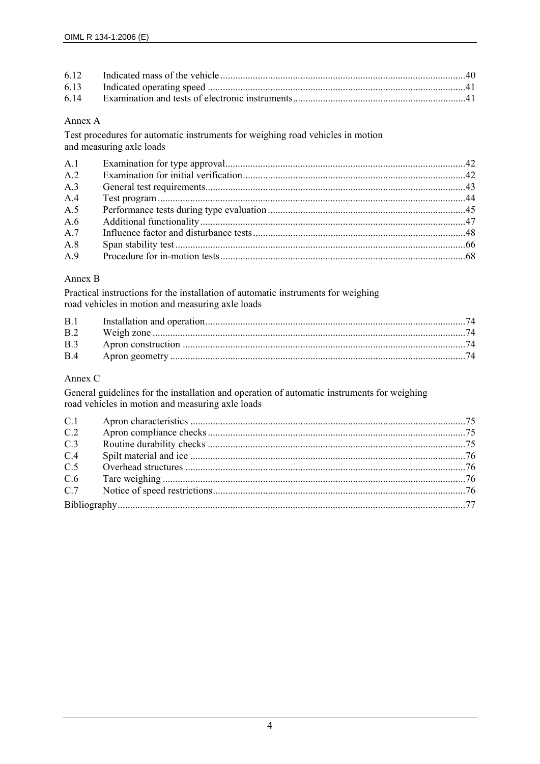| | | |
|---|---|---|
| 6.12 | Indicated mass of the vehicle | 40 |
| 6.13 | Indicated operating speed | 41 |
| 6.14 | Examination and tests of electronic instruments | 41 |

Annex A

Test procedures for automatic instruments for weighing road vehicles in motion and measuring axle loads

| | | |
|---|---|---|
| A.1 | Examination for type approval | 42 |
| A.2 | Examination for initial verification | 42 |
| A.3 | General test requirements | 43 |
| A.4 | Test program | 44 |
| A.5 | Performance tests during type evaluation | 45 |
| A.6 | Additional functionality | 47 |
| A.7 | Influence factor and disturbance tests | 48 |
| A.8 | Span stability test | 66 |
| A.9 | Procedure for in-motion tests | 68 |

Annex B

Practical instructions for the installation of automatic instruments for weighing road vehicles in motion and measuring axle loads

| | | |
|---|---|---|
| B.1 | Installation and operation | 74 |
| B.2 | Weigh zone | 74 |
| B.3 | Apron construction | 74 |
| B.4 | Apron geometry | 74 |

Annex C

General guidelines for the installation and operation of automatic instruments for weighing road vehicles in motion and measuring axle loads

| | | |
|---|---|---|
| C.1 | Apron characteristics | 75 |
| C.2 | Apron compliance checks | 75 |
| C.3 | Routine durability checks | 75 |
| C.4 | Spilt material and ice | 76 |
| C.5 | Overhead structures | 76 |
| C.6 | Tare weighing | 76 |
| C.7 | Notice of speed restrictions | 76 |

Bibliography ... 77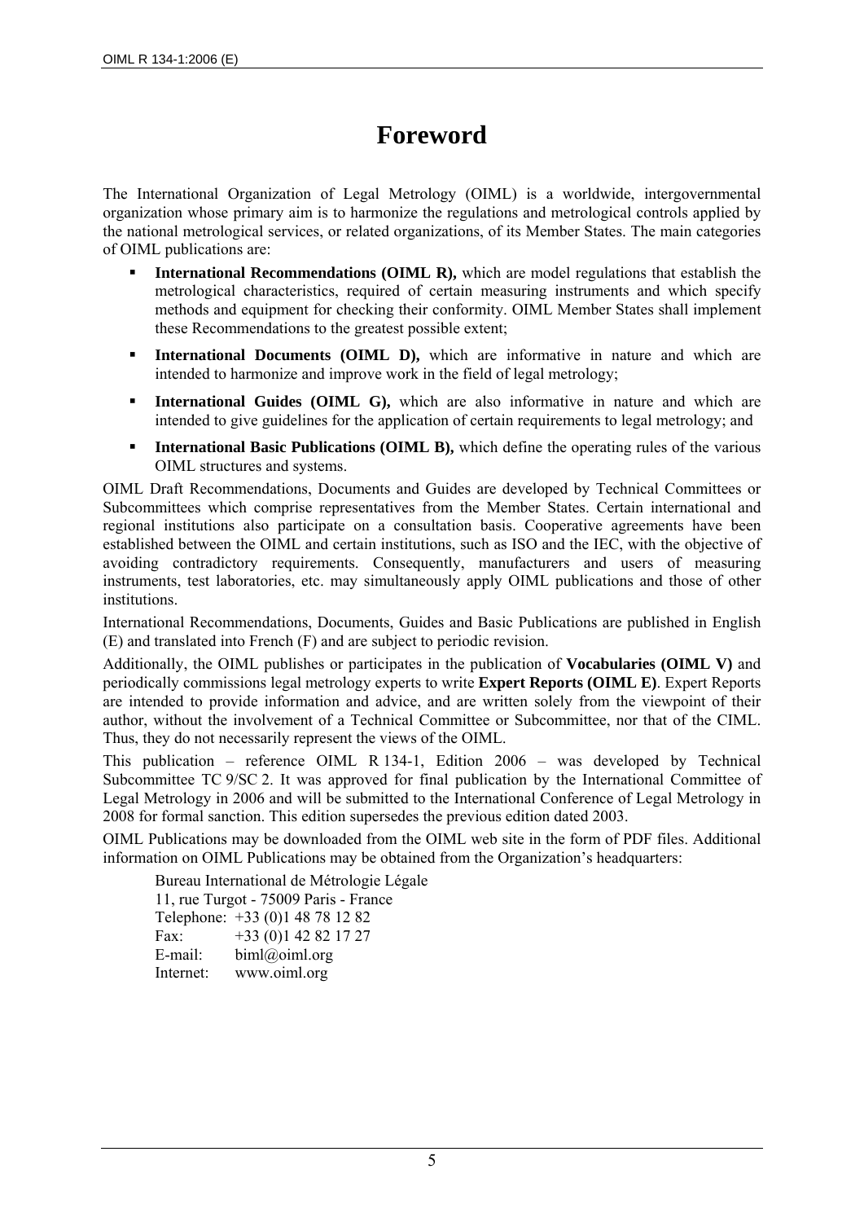# Foreword

The International Organization of Legal Metrology (OIML) is a worldwide, intergovernmental organization whose primary aim is to harmonize the regulations and metrological controls applied by the national metrological services, or related organizations, of its Member States. The main categories of OIML publications are:

- **International Recommendations (OIML R),** which are model regulations that establish the metrological characteristics, required of certain measuring instruments and which specify methods and equipment for checking their conformity. OIML Member States shall implement these Recommendations to the greatest possible extent;
- **International Documents (OIML D),** which are informative in nature and which are intended to harmonize and improve work in the field of legal metrology;
- **International Guides (OIML G),** which are also informative in nature and which are intended to give guidelines for the application of certain requirements to legal metrology; and
- **International Basic Publications (OIML B),** which define the operating rules of the various OIML structures and systems.

OIML Draft Recommendations, Documents and Guides are developed by Technical Committees or Subcommittees which comprise representatives from the Member States. Certain international and regional institutions also participate on a consultation basis. Cooperative agreements have been established between the OIML and certain institutions, such as ISO and the IEC, with the objective of avoiding contradictory requirements. Consequently, manufacturers and users of measuring instruments, test laboratories, etc. may simultaneously apply OIML publications and those of other institutions.

International Recommendations, Documents, Guides and Basic Publications are published in English (E) and translated into French (F) and are subject to periodic revision.

Additionally, the OIML publishes or participates in the publication of **Vocabularies (OIML V)** and periodically commissions legal metrology experts to write **Expert Reports (OIML E)**. Expert Reports are intended to provide information and advice, and are written solely from the viewpoint of their author, without the involvement of a Technical Committee or Subcommittee, nor that of the CIML. Thus, they do not necessarily represent the views of the OIML.

This publication – reference OIML R 134-1, Edition 2006 – was developed by Technical Subcommittee TC 9/SC 2. It was approved for final publication by the International Committee of Legal Metrology in 2006 and will be submitted to the International Conference of Legal Metrology in 2008 for formal sanction. This edition supersedes the previous edition dated 2003.

OIML Publications may be downloaded from the OIML web site in the form of PDF files. Additional information on OIML Publications may be obtained from the Organization's headquarters:

Bureau International de Métrologie Légale
11, rue Turgot - 75009 Paris - France
Telephone: +33 (0)1 48 78 12 82
Fax: +33 (0)1 42 82 17 27
E-mail: biml@oiml.org
Internet: www.oiml.org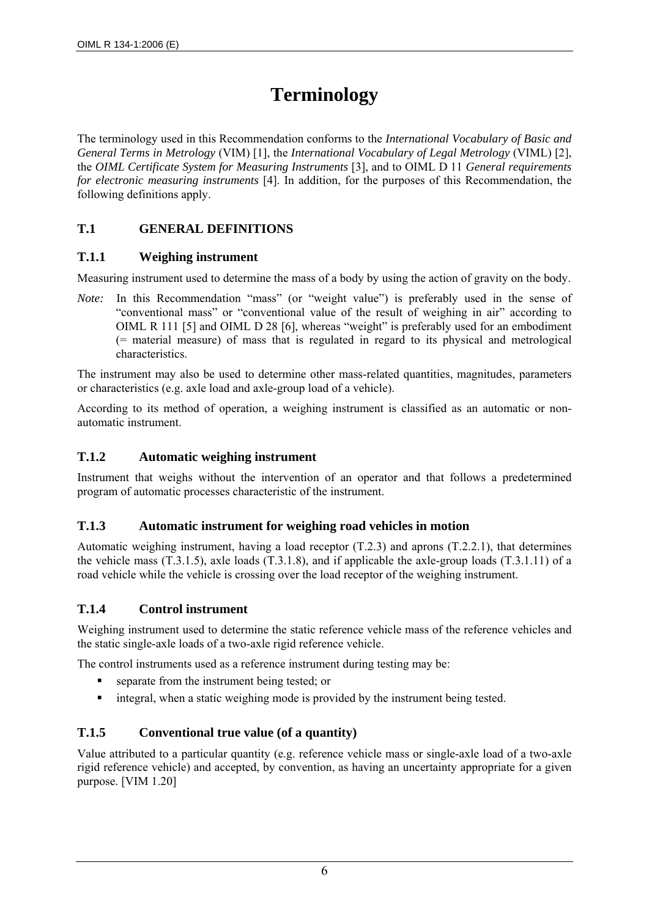# Terminology

The terminology used in this Recommendation conforms to the *International Vocabulary of Basic and General Terms in Metrology* (VIM) [1], the *International Vocabulary of Legal Metrology* (VIML) [2], the *OIML Certificate System for Measuring Instruments* [3], and to OIML D 11 *General requirements for electronic measuring instruments* [4]. In addition, for the purposes of this Recommendation, the following definitions apply.

## T.1 GENERAL DEFINITIONS

### T.1.1 Weighing instrument

Measuring instrument used to determine the mass of a body by using the action of gravity on the body.

*Note:* In this Recommendation "mass" (or "weight value") is preferably used in the sense of "conventional mass" or "conventional value of the result of weighing in air" according to OIML R 111 [5] and OIML D 28 [6], whereas "weight" is preferably used for an embodiment (= material measure) of mass that is regulated in regard to its physical and metrological characteristics.

The instrument may also be used to determine other mass-related quantities, magnitudes, parameters or characteristics (e.g. axle load and axle-group load of a vehicle).

According to its method of operation, a weighing instrument is classified as an automatic or non-automatic instrument.

### T.1.2 Automatic weighing instrument

Instrument that weighs without the intervention of an operator and that follows a predetermined program of automatic processes characteristic of the instrument.

### T.1.3 Automatic instrument for weighing road vehicles in motion

Automatic weighing instrument, having a load receptor (T.2.3) and aprons (T.2.2.1), that determines the vehicle mass (T.3.1.5), axle loads (T.3.1.8), and if applicable the axle-group loads (T.3.1.11) of a road vehicle while the vehicle is crossing over the load receptor of the weighing instrument.

### T.1.4 Control instrument

Weighing instrument used to determine the static reference vehicle mass of the reference vehicles and the static single-axle loads of a two-axle rigid reference vehicle.

The control instruments used as a reference instrument during testing may be:

- separate from the instrument being tested; or
- integral, when a static weighing mode is provided by the instrument being tested.

### T.1.5 Conventional true value (of a quantity)

Value attributed to a particular quantity (e.g. reference vehicle mass or single-axle load of a two-axle rigid reference vehicle) and accepted, by convention, as having an uncertainty appropriate for a given purpose. [VIM 1.20]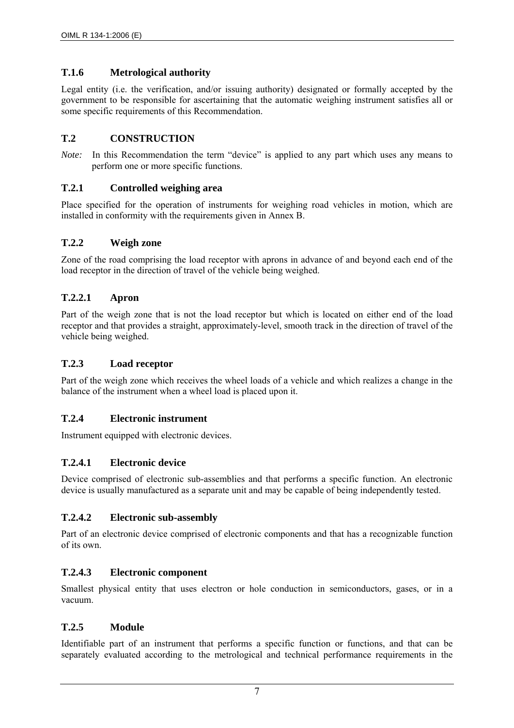### T.1.6 Metrological authority

Legal entity (i.e. the verification, and/or issuing authority) designated or formally accepted by the government to be responsible for ascertaining that the automatic weighing instrument satisfies all or some specific requirements of this Recommendation.

## T.2 CONSTRUCTION

*Note:* In this Recommendation the term "device" is applied to any part which uses any means to perform one or more specific functions.

### T.2.1 Controlled weighing area

Place specified for the operation of instruments for weighing road vehicles in motion, which are installed in conformity with the requirements given in Annex B.

### T.2.2 Weigh zone

Zone of the road comprising the load receptor with aprons in advance of and beyond each end of the load receptor in the direction of travel of the vehicle being weighed.

### T.2.2.1 Apron

Part of the weigh zone that is not the load receptor but which is located on either end of the load receptor and that provides a straight, approximately-level, smooth track in the direction of travel of the vehicle being weighed.

### T.2.3 Load receptor

Part of the weigh zone which receives the wheel loads of a vehicle and which realizes a change in the balance of the instrument when a wheel load is placed upon it.

### T.2.4 Electronic instrument

Instrument equipped with electronic devices.

### T.2.4.1 Electronic device

Device comprised of electronic sub-assemblies and that performs a specific function. An electronic device is usually manufactured as a separate unit and may be capable of being independently tested.

### T.2.4.2 Electronic sub-assembly

Part of an electronic device comprised of electronic components and that has a recognizable function of its own.

### T.2.4.3 Electronic component

Smallest physical entity that uses electron or hole conduction in semiconductors, gases, or in a vacuum.

### T.2.5 Module

Identifiable part of an instrument that performs a specific function or functions, and that can be separately evaluated according to the metrological and technical performance requirements in the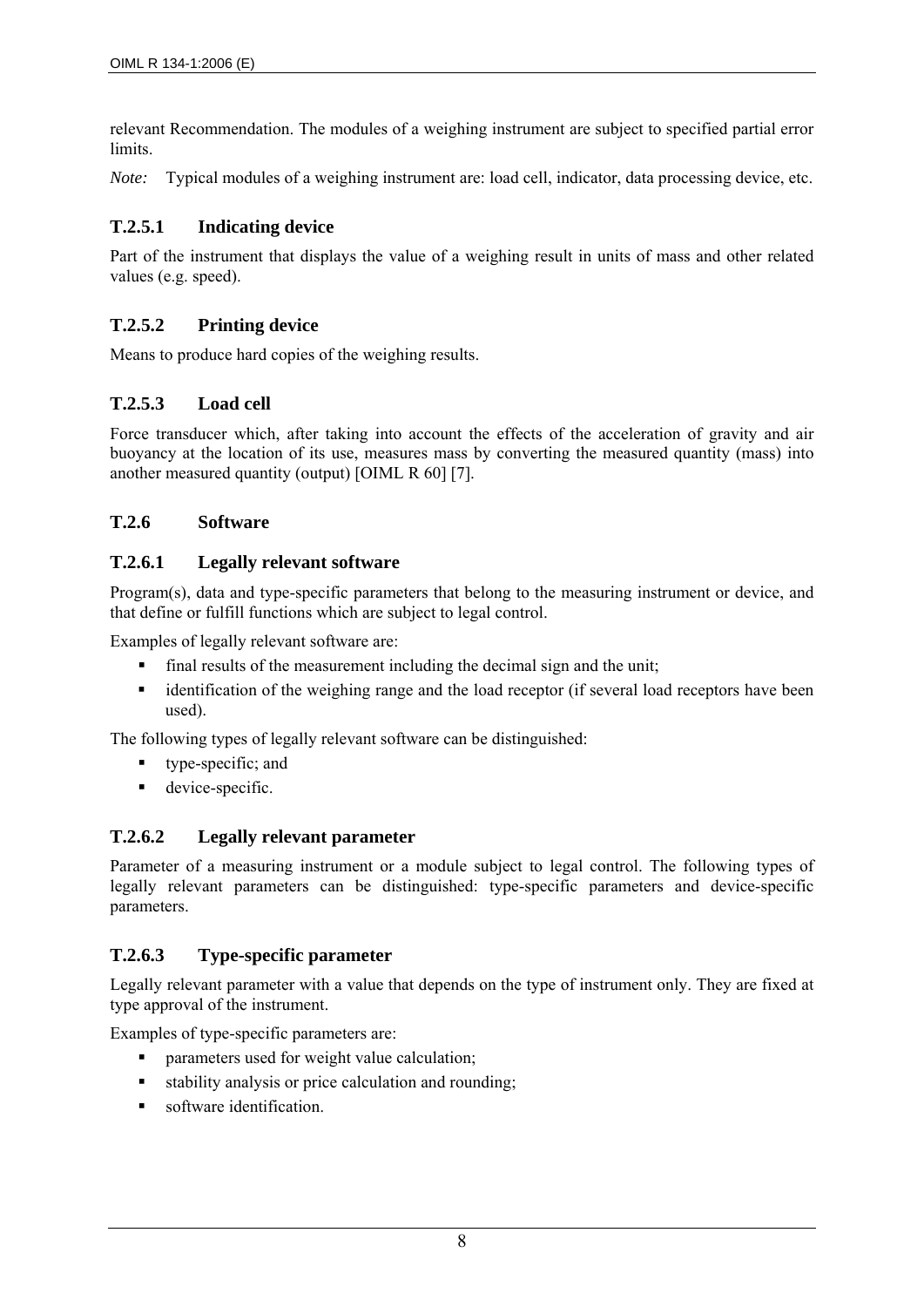relevant Recommendation. The modules of a weighing instrument are subject to specified partial error limits.

*Note:* Typical modules of a weighing instrument are: load cell, indicator, data processing device, etc.

### T.2.5.1 Indicating device

Part of the instrument that displays the value of a weighing result in units of mass and other related values (e.g. speed).

### T.2.5.2 Printing device

Means to produce hard copies of the weighing results.

### T.2.5.3 Load cell

Force transducer which, after taking into account the effects of the acceleration of gravity and air buoyancy at the location of its use, measures mass by converting the measured quantity (mass) into another measured quantity (output) [OIML R 60] [7].

## T.2.6 Software

### T.2.6.1 Legally relevant software

Program(s), data and type-specific parameters that belong to the measuring instrument or device, and that define or fulfill functions which are subject to legal control.

Examples of legally relevant software are:

- final results of the measurement including the decimal sign and the unit;
- identification of the weighing range and the load receptor (if several load receptors have been used).

The following types of legally relevant software can be distinguished:

- type-specific; and
- device-specific.

### T.2.6.2 Legally relevant parameter

Parameter of a measuring instrument or a module subject to legal control. The following types of legally relevant parameters can be distinguished: type-specific parameters and device-specific parameters.

### T.2.6.3 Type-specific parameter

Legally relevant parameter with a value that depends on the type of instrument only. They are fixed at type approval of the instrument.

Examples of type-specific parameters are:

- parameters used for weight value calculation;
- stability analysis or price calculation and rounding;
- software identification.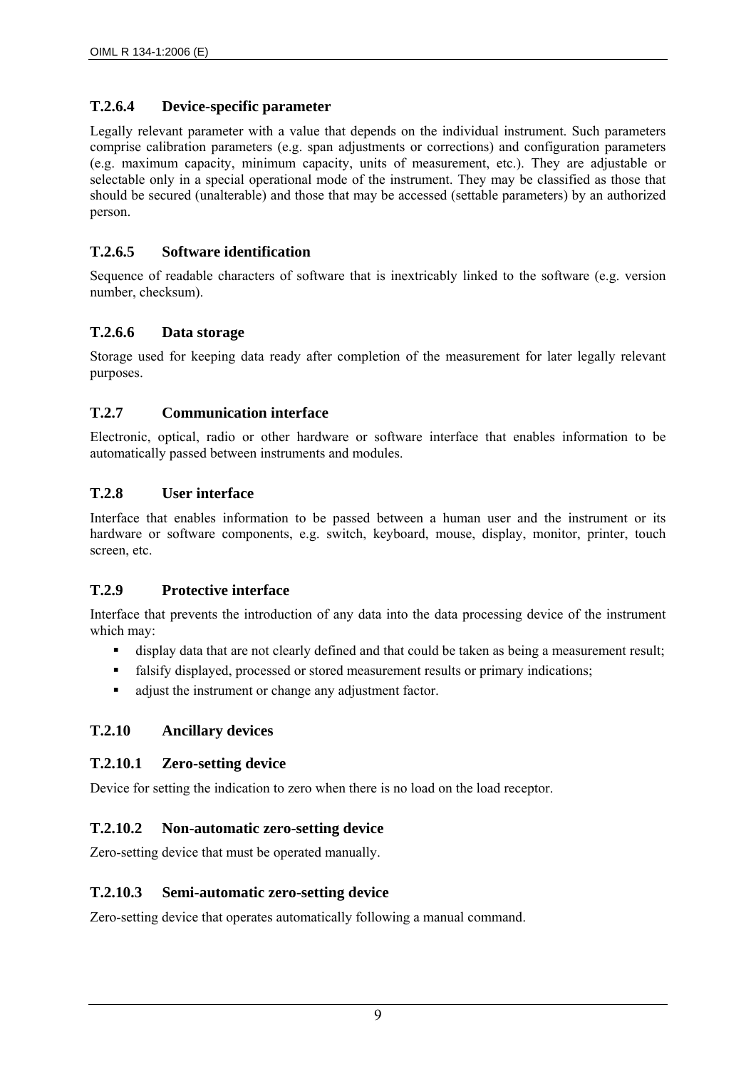### T.2.6.4 Device-specific parameter

Legally relevant parameter with a value that depends on the individual instrument. Such parameters comprise calibration parameters (e.g. span adjustments or corrections) and configuration parameters (e.g. maximum capacity, minimum capacity, units of measurement, etc.). They are adjustable or selectable only in a special operational mode of the instrument. They may be classified as those that should be secured (unalterable) and those that may be accessed (settable parameters) by an authorized person.

### T.2.6.5 Software identification

Sequence of readable characters of software that is inextricably linked to the software (e.g. version number, checksum).

### T.2.6.6 Data storage

Storage used for keeping data ready after completion of the measurement for later legally relevant purposes.

### T.2.7 Communication interface

Electronic, optical, radio or other hardware or software interface that enables information to be automatically passed between instruments and modules.

### T.2.8 User interface

Interface that enables information to be passed between a human user and the instrument or its hardware or software components, e.g. switch, keyboard, mouse, display, monitor, printer, touch screen, etc.

### T.2.9 Protective interface

Interface that prevents the introduction of any data into the data processing device of the instrument which may:

- display data that are not clearly defined and that could be taken as being a measurement result;
- falsify displayed, processed or stored measurement results or primary indications;
- adjust the instrument or change any adjustment factor.

### T.2.10 Ancillary devices

### T.2.10.1 Zero-setting device

Device for setting the indication to zero when there is no load on the load receptor.

### T.2.10.2 Non-automatic zero-setting device

Zero-setting device that must be operated manually.

### T.2.10.3 Semi-automatic zero-setting device

Zero-setting device that operates automatically following a manual command.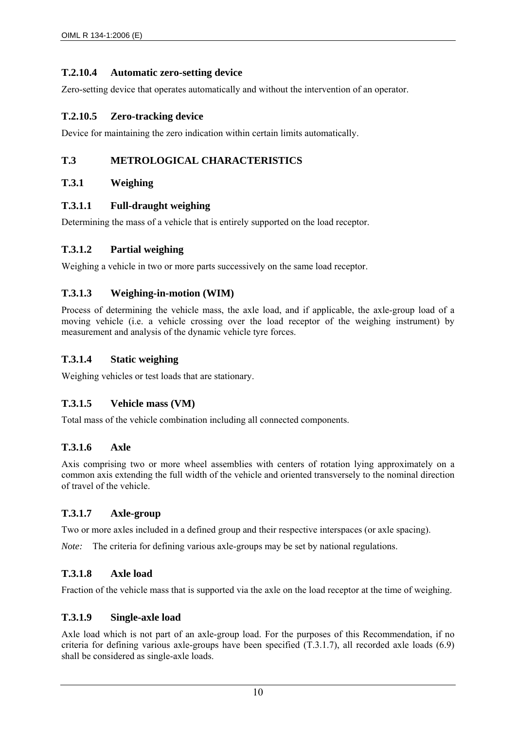#### T.2.10.4 Automatic zero-setting device

Zero-setting device that operates automatically and without the intervention of an operator.

#### T.2.10.5 Zero-tracking device

Device for maintaining the zero indication within certain limits automatically.

## T.3 METROLOGICAL CHARACTERISTICS

### T.3.1 Weighing

#### T.3.1.1 Full-draught weighing

Determining the mass of a vehicle that is entirely supported on the load receptor.

#### T.3.1.2 Partial weighing

Weighing a vehicle in two or more parts successively on the same load receptor.

#### T.3.1.3 Weighing-in-motion (WIM)

Process of determining the vehicle mass, the axle load, and if applicable, the axle-group load of a moving vehicle (i.e. a vehicle crossing over the load receptor of the weighing instrument) by measurement and analysis of the dynamic vehicle tyre forces.

#### T.3.1.4 Static weighing

Weighing vehicles or test loads that are stationary.

#### T.3.1.5 Vehicle mass (VM)

Total mass of the vehicle combination including all connected components.

#### T.3.1.6 Axle

Axis comprising two or more wheel assemblies with centers of rotation lying approximately on a common axis extending the full width of the vehicle and oriented transversely to the nominal direction of travel of the vehicle.

#### T.3.1.7 Axle-group

Two or more axles included in a defined group and their respective interspaces (or axle spacing).

*Note:* The criteria for defining various axle-groups may be set by national regulations.

#### T.3.1.8 Axle load

Fraction of the vehicle mass that is supported via the axle on the load receptor at the time of weighing.

#### T.3.1.9 Single-axle load

Axle load which is not part of an axle-group load. For the purposes of this Recommendation, if no criteria for defining various axle-groups have been specified (T.3.1.7), all recorded axle loads (6.9) shall be considered as single-axle loads.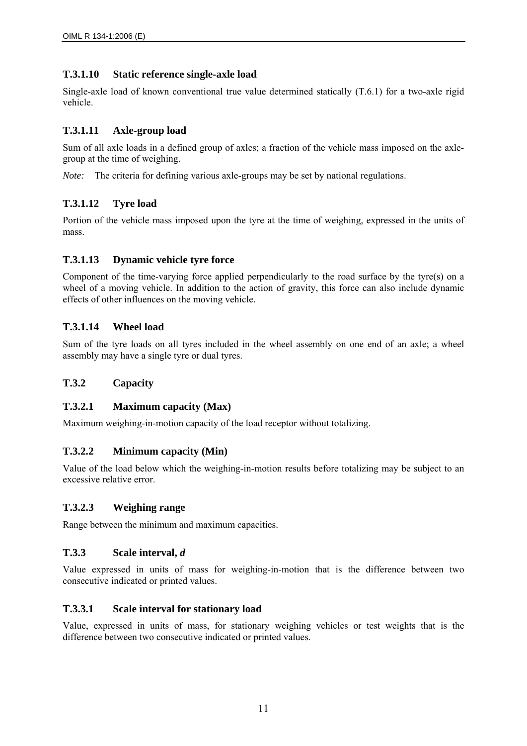### T.3.1.10 Static reference single-axle load

Single-axle load of known conventional true value determined statically (T.6.1) for a two-axle rigid vehicle.

### T.3.1.11 Axle-group load

Sum of all axle loads in a defined group of axles; a fraction of the vehicle mass imposed on the axle-group at the time of weighing.

*Note:* The criteria for defining various axle-groups may be set by national regulations.

### T.3.1.12 Tyre load

Portion of the vehicle mass imposed upon the tyre at the time of weighing, expressed in the units of mass.

### T.3.1.13 Dynamic vehicle tyre force

Component of the time-varying force applied perpendicularly to the road surface by the tyre(s) on a wheel of a moving vehicle. In addition to the action of gravity, this force can also include dynamic effects of other influences on the moving vehicle.

### T.3.1.14 Wheel load

Sum of the tyre loads on all tyres included in the wheel assembly on one end of an axle; a wheel assembly may have a single tyre or dual tyres.

### T.3.2 Capacity

### T.3.2.1 Maximum capacity (Max)

Maximum weighing-in-motion capacity of the load receptor without totalizing.

### T.3.2.2 Minimum capacity (Min)

Value of the load below which the weighing-in-motion results before totalizing may be subject to an excessive relative error.

### T.3.2.3 Weighing range

Range between the minimum and maximum capacities.

### T.3.3 Scale interval, *d*

Value expressed in units of mass for weighing-in-motion that is the difference between two consecutive indicated or printed values.

### T.3.3.1 Scale interval for stationary load

Value, expressed in units of mass, for stationary weighing vehicles or test weights that is the difference between two consecutive indicated or printed values.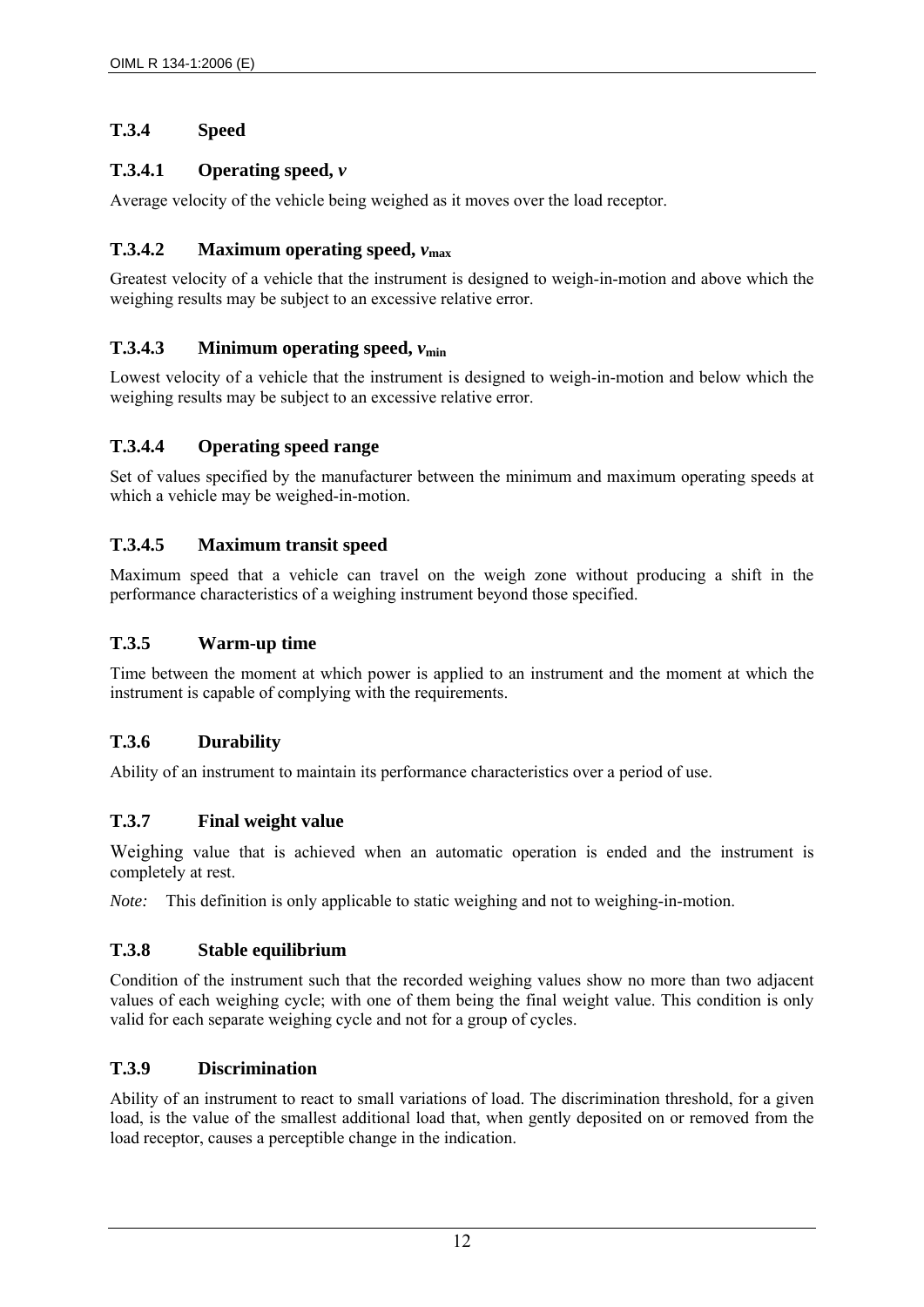### T.3.4 Speed

#### T.3.4.1 Operating speed, $v$

Average velocity of the vehicle being weighed as it moves over the load receptor.

#### T.3.4.2 Maximum operating speed, $v_{max}$

Greatest velocity of a vehicle that the instrument is designed to weigh-in-motion and above which the weighing results may be subject to an excessive relative error.

#### T.3.4.3 Minimum operating speed, $v_{min}$

Lowest velocity of a vehicle that the instrument is designed to weigh-in-motion and below which the weighing results may be subject to an excessive relative error.

#### T.3.4.4 Operating speed range

Set of values specified by the manufacturer between the minimum and maximum operating speeds at which a vehicle may be weighed-in-motion.

#### T.3.4.5 Maximum transit speed

Maximum speed that a vehicle can travel on the weigh zone without producing a shift in the performance characteristics of a weighing instrument beyond those specified.

### T.3.5 Warm-up time

Time between the moment at which power is applied to an instrument and the moment at which the instrument is capable of complying with the requirements.

### T.3.6 Durability

Ability of an instrument to maintain its performance characteristics over a period of use.

### T.3.7 Final weight value

Weighing value that is achieved when an automatic operation is ended and the instrument is completely at rest.

*Note:* This definition is only applicable to static weighing and not to weighing-in-motion.

### T.3.8 Stable equilibrium

Condition of the instrument such that the recorded weighing values show no more than two adjacent values of each weighing cycle; with one of them being the final weight value. This condition is only valid for each separate weighing cycle and not for a group of cycles.

### T.3.9 Discrimination

Ability of an instrument to react to small variations of load. The discrimination threshold, for a given load, is the value of the smallest additional load that, when gently deposited on or removed from the load receptor, causes a perceptible change in the indication.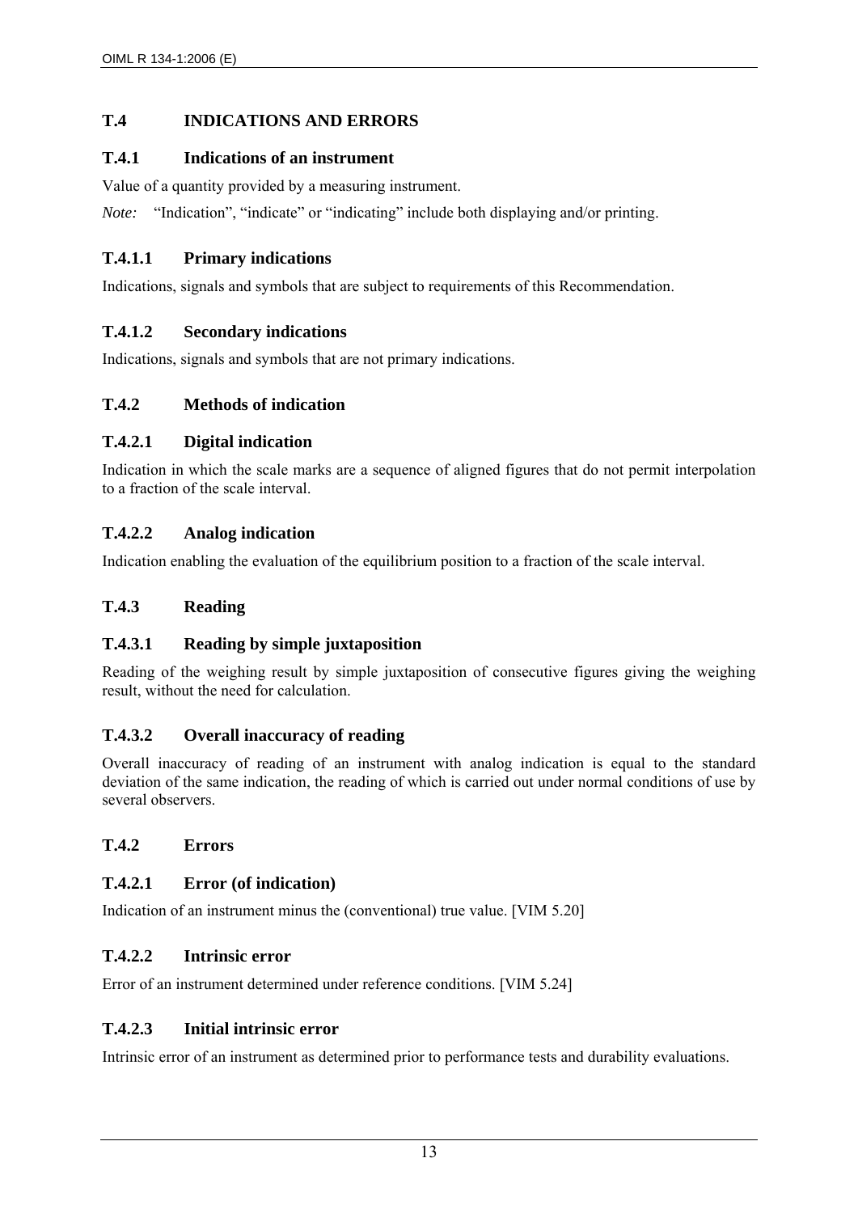## T.4 INDICATIONS AND ERRORS

### T.4.1 Indications of an instrument

Value of a quantity provided by a measuring instrument.

*Note:* "Indication", "indicate" or "indicating" include both displaying and/or printing.

#### T.4.1.1 Primary indications

Indications, signals and symbols that are subject to requirements of this Recommendation.

#### T.4.1.2 Secondary indications

Indications, signals and symbols that are not primary indications.

### T.4.2 Methods of indication

#### T.4.2.1 Digital indication

Indication in which the scale marks are a sequence of aligned figures that do not permit interpolation to a fraction of the scale interval.

#### T.4.2.2 Analog indication

Indication enabling the evaluation of the equilibrium position to a fraction of the scale interval.

### T.4.3 Reading

#### T.4.3.1 Reading by simple juxtaposition

Reading of the weighing result by simple juxtaposition of consecutive figures giving the weighing result, without the need for calculation.

#### T.4.3.2 Overall inaccuracy of reading

Overall inaccuracy of reading of an instrument with analog indication is equal to the standard deviation of the same indication, the reading of which is carried out under normal conditions of use by several observers.

### T.4.2 Errors

#### T.4.2.1 Error (of indication)

Indication of an instrument minus the (conventional) true value. [VIM 5.20]

#### T.4.2.2 Intrinsic error

Error of an instrument determined under reference conditions. [VIM 5.24]

#### T.4.2.3 Initial intrinsic error

Intrinsic error of an instrument as determined prior to performance tests and durability evaluations.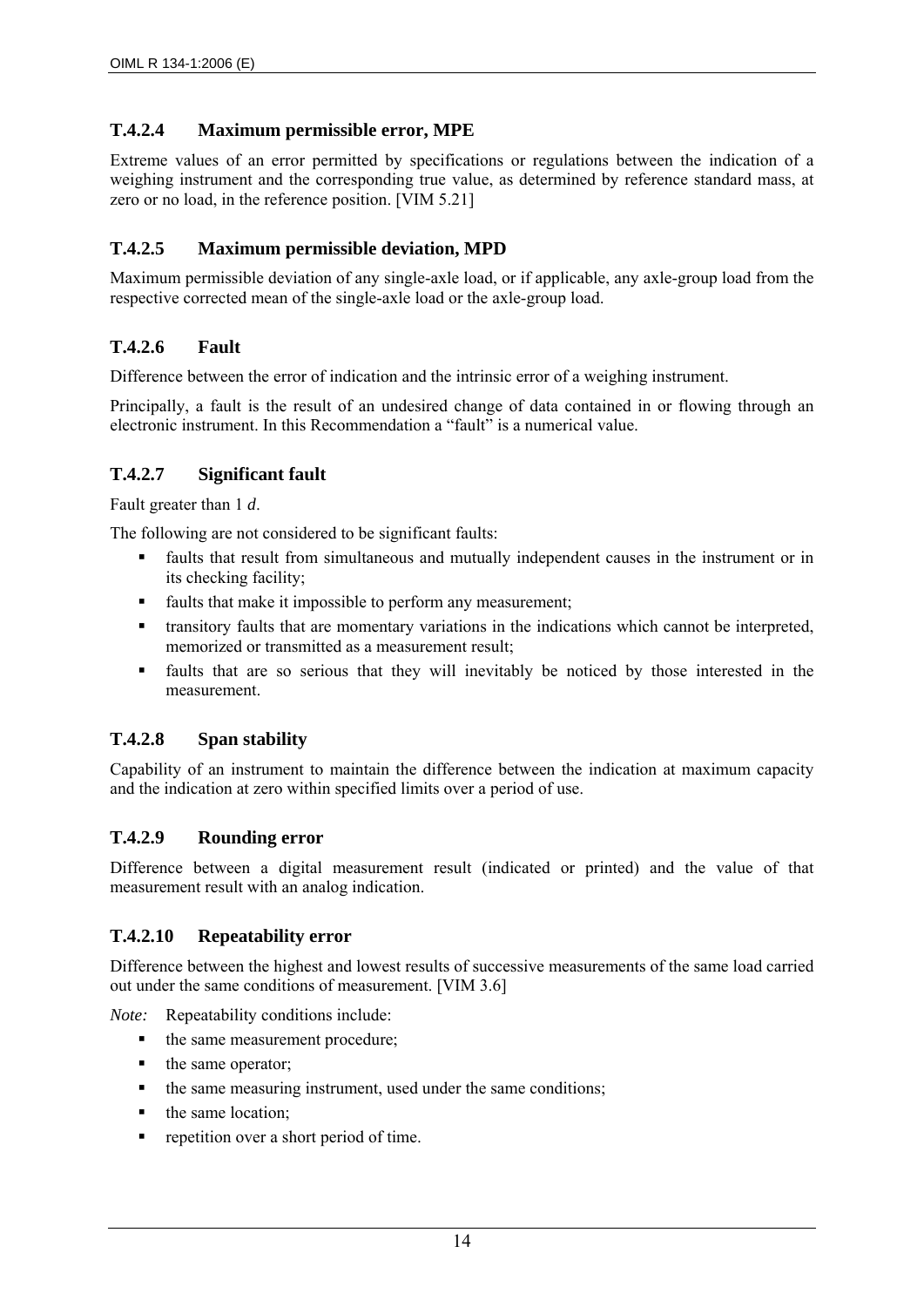### T.4.2.4 Maximum permissible error, MPE

Extreme values of an error permitted by specifications or regulations between the indication of a weighing instrument and the corresponding true value, as determined by reference standard mass, at zero or no load, in the reference position. [VIM 5.21]

### T.4.2.5 Maximum permissible deviation, MPD

Maximum permissible deviation of any single-axle load, or if applicable, any axle-group load from the respective corrected mean of the single-axle load or the axle-group load.

### T.4.2.6 Fault

Difference between the error of indication and the intrinsic error of a weighing instrument.

Principally, a fault is the result of an undesired change of data contained in or flowing through an electronic instrument. In this Recommendation a "fault" is a numerical value.

### T.4.2.7 Significant fault

Fault greater than 1 *d*.

The following are not considered to be significant faults:

- faults that result from simultaneous and mutually independent causes in the instrument or in its checking facility;
- faults that make it impossible to perform any measurement;
- transitory faults that are momentary variations in the indications which cannot be interpreted, memorized or transmitted as a measurement result;
- faults that are so serious that they will inevitably be noticed by those interested in the measurement.

### T.4.2.8 Span stability

Capability of an instrument to maintain the difference between the indication at maximum capacity and the indication at zero within specified limits over a period of use.

### T.4.2.9 Rounding error

Difference between a digital measurement result (indicated or printed) and the value of that measurement result with an analog indication.

### T.4.2.10 Repeatability error

Difference between the highest and lowest results of successive measurements of the same load carried out under the same conditions of measurement. [VIM 3.6]

*Note:* Repeatability conditions include:

- the same measurement procedure;
- the same operator;
- the same measuring instrument, used under the same conditions;
- the same location;
- repetition over a short period of time.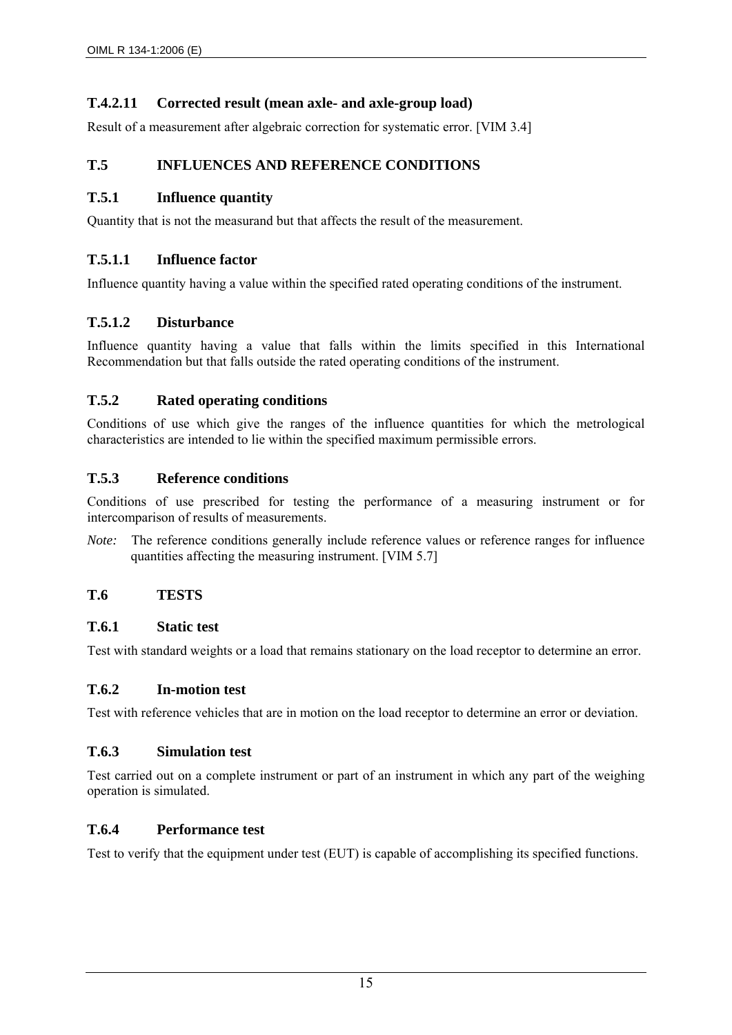### T.4.2.11 Corrected result (mean axle- and axle-group load)

Result of a measurement after algebraic correction for systematic error. [VIM 3.4]

## T.5 INFLUENCES AND REFERENCE CONDITIONS

### T.5.1 Influence quantity

Quantity that is not the measurand but that affects the result of the measurement.

### T.5.1.1 Influence factor

Influence quantity having a value within the specified rated operating conditions of the instrument.

### T.5.1.2 Disturbance

Influence quantity having a value that falls within the limits specified in this International Recommendation but that falls outside the rated operating conditions of the instrument.

### T.5.2 Rated operating conditions

Conditions of use which give the ranges of the influence quantities for which the metrological characteristics are intended to lie within the specified maximum permissible errors.

### T.5.3 Reference conditions

Conditions of use prescribed for testing the performance of a measuring instrument or for intercomparison of results of measurements.

*Note:* The reference conditions generally include reference values or reference ranges for influence quantities affecting the measuring instrument. [VIM 5.7]

## T.6 TESTS

### T.6.1 Static test

Test with standard weights or a load that remains stationary on the load receptor to determine an error.

### T.6.2 In-motion test

Test with reference vehicles that are in motion on the load receptor to determine an error or deviation.

### T.6.3 Simulation test

Test carried out on a complete instrument or part of an instrument in which any part of the weighing operation is simulated.

### T.6.4 Performance test

Test to verify that the equipment under test (EUT) is capable of accomplishing its specified functions.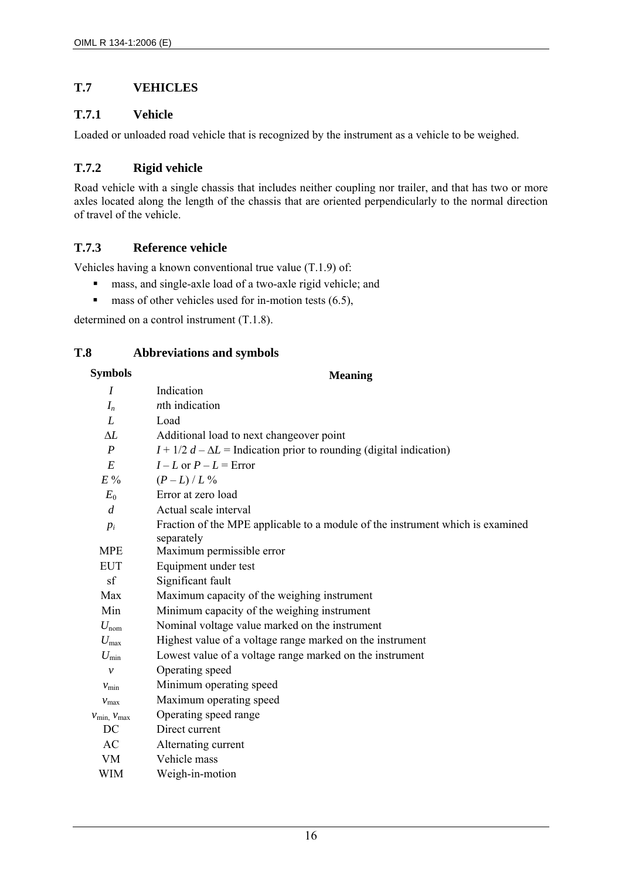## T.7 VEHICLES

### T.7.1 Vehicle

Loaded or unloaded road vehicle that is recognized by the instrument as a vehicle to be weighed.

### T.7.2 Rigid vehicle

Road vehicle with a single chassis that includes neither coupling nor trailer, and that has two or more axles located along the length of the chassis that are oriented perpendicularly to the normal direction of travel of the vehicle.

### T.7.3 Reference vehicle

Vehicles having a known conventional true value (T.1.9) of:

- mass, and single-axle load of a two-axle rigid vehicle; and
- mass of other vehicles used for in-motion tests (6.5),

determined on a control instrument (T.1.8).

## T.8 Abbreviations and symbols

| Symbols | Meaning |
|---|---|
| $I$ | Indication |
| $I_n$ | $n$th indication |
| $L$ | Load |
| $\Delta L$ | Additional load to next changeover point |
| $P$ | $I + 1/2\ d - \Delta L$ = Indication prior to rounding (digital indication) |
| $E$ | $I - L$ or $P - L$ = Error |
| $E$ % | $(P - L) / L$ % |
| $E_0$ | Error at zero load |
| $d$ | Actual scale interval |
| $p_i$ | Fraction of the MPE applicable to a module of the instrument which is examined separately |
| MPE | Maximum permissible error |
| EUT | Equipment under test |
| sf | Significant fault |
| Max | Maximum capacity of the weighing instrument |
| Min | Minimum capacity of the weighing instrument |
| $U_{nom}$ | Nominal voltage value marked on the instrument |
| $U_{max}$ | Highest value of a voltage range marked on the instrument |
| $U_{min}$ | Lowest value of a voltage range marked on the instrument |
| $v$ | Operating speed |
| $v_{min}$ | Minimum operating speed |
| $v_{max}$ | Maximum operating speed |
| $v_{min}$, $v_{max}$ | Operating speed range |
| DC | Direct current |
| AC | Alternating current |
| VM | Vehicle mass |
| WIM | Weigh-in-motion |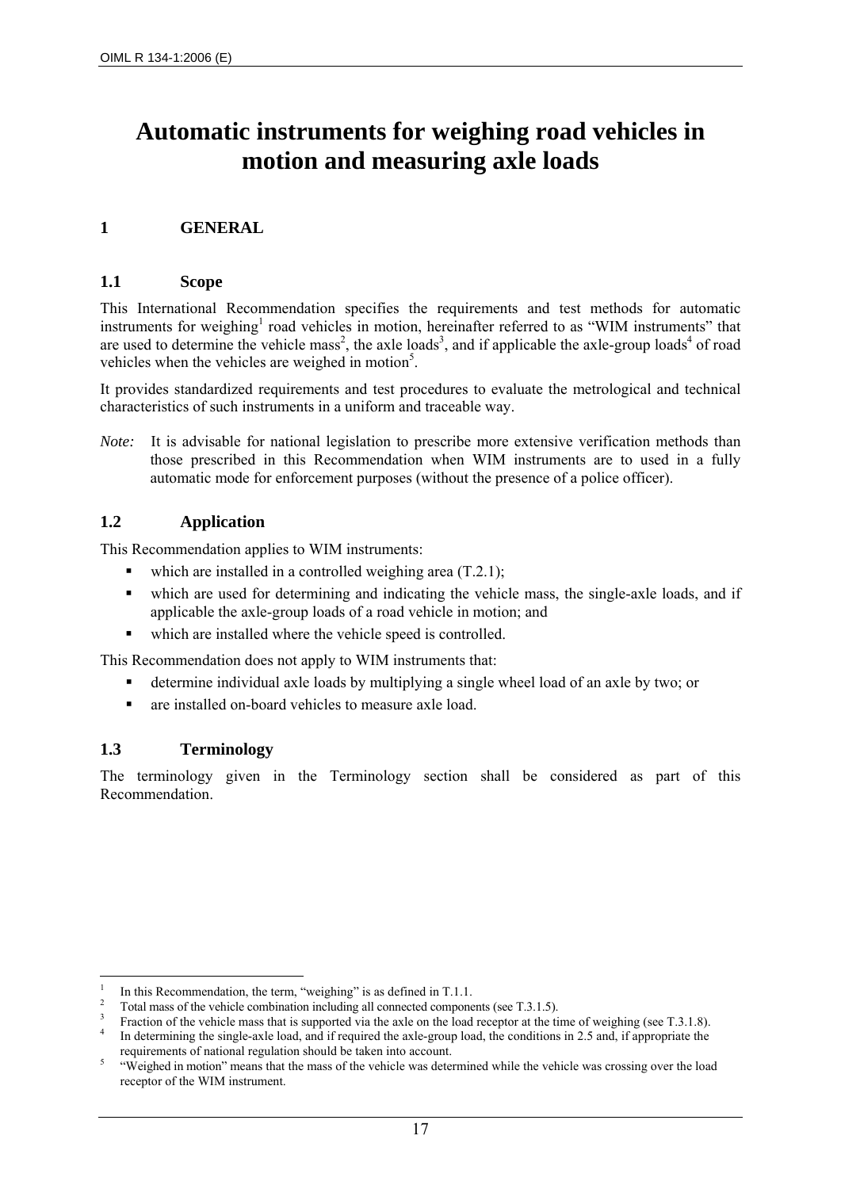# Automatic instruments for weighing road vehicles in motion and measuring axle loads

## 1 GENERAL

### 1.1 Scope

This International Recommendation specifies the requirements and test methods for automatic instruments for weighing[1] road vehicles in motion, hereinafter referred to as "WIM instruments" that are used to determine the vehicle mass[2], the axle loads[3], and if applicable the axle-group loads[4] of road vehicles when the vehicles are weighed in motion[5].

It provides standardized requirements and test procedures to evaluate the metrological and technical characteristics of such instruments in a uniform and traceable way.

*Note:* It is advisable for national legislation to prescribe more extensive verification methods than those prescribed in this Recommendation when WIM instruments are to used in a fully automatic mode for enforcement purposes (without the presence of a police officer).

### 1.2 Application

This Recommendation applies to WIM instruments:

- which are installed in a controlled weighing area (T.2.1);
- which are used for determining and indicating the vehicle mass, the single-axle loads, and if applicable the axle-group loads of a road vehicle in motion; and
- which are installed where the vehicle speed is controlled.

This Recommendation does not apply to WIM instruments that:

- determine individual axle loads by multiplying a single wheel load of an axle by two; or
- are installed on-board vehicles to measure axle load.

### 1.3 Terminology

The terminology given in the Terminology section shall be considered as part of this Recommendation.

---

[1] In this Recommendation, the term, "weighing" is as defined in T.1.1.

[2] Total mass of the vehicle combination including all connected components (see T.3.1.5).

[3] Fraction of the vehicle mass that is supported via the axle on the load receptor at the time of weighing (see T.3.1.8).

[4] In determining the single-axle load, and if required the axle-group load, the conditions in 2.5 and, if appropriate the requirements of national regulation should be taken into account.

[5] "Weighed in motion" means that the mass of the vehicle was determined while the vehicle was crossing over the load receptor of the WIM instrument.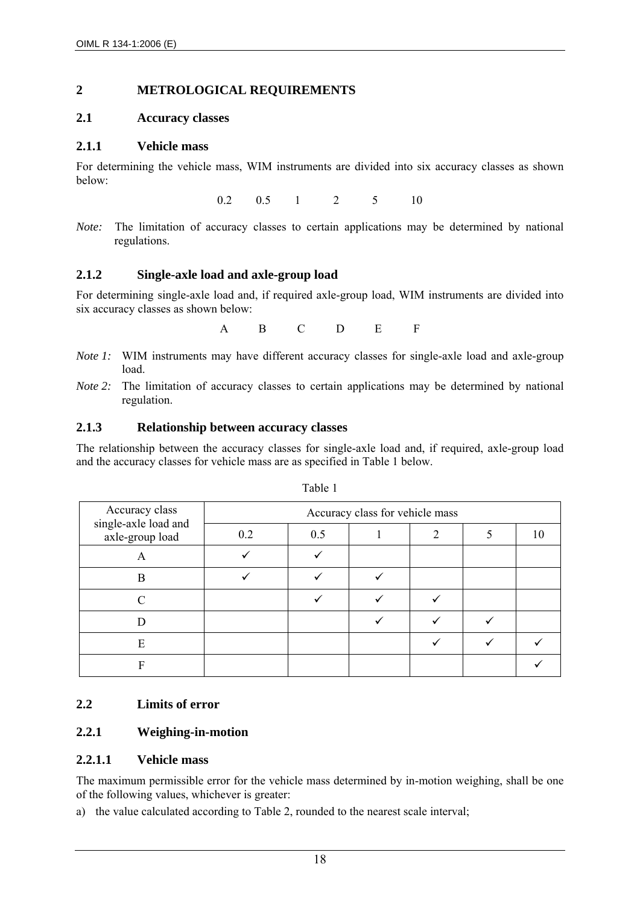## 2 METROLOGICAL REQUIREMENTS

### 2.1 Accuracy classes

#### 2.1.1 Vehicle mass

For determining the vehicle mass, WIM instruments are divided into six accuracy classes as shown below:

0.2 0.5 1 2 5 10

*Note:* The limitation of accuracy classes to certain applications may be determined by national regulations.

#### 2.1.2 Single-axle load and axle-group load

For determining single-axle load and, if required axle-group load, WIM instruments are divided into six accuracy classes as shown below:

A B C D E F

*Note 1:* WIM instruments may have different accuracy classes for single-axle load and axle-group load.

*Note 2:* The limitation of accuracy classes to certain applications may be determined by national regulation.

#### 2.1.3 Relationship between accuracy classes

The relationship between the accuracy classes for single-axle load and, if required, axle-group load and the accuracy classes for vehicle mass are as specified in Table 1 below.

Table 1

| Accuracy class single-axle load and axle-group load | Accuracy class for vehicle mass | | | | | |
|---|---|---|---|---|---|---|
| | 0.2 | 0.5 | 1 | 2 | 5 | 10 |
| A | ✓ | ✓ | | | | |
| B | ✓ | ✓ | ✓ | | | |
| C | | ✓ | ✓ | ✓ | | |
| D | | | ✓ | ✓ | ✓ | |
| E | | | | ✓ | ✓ | ✓ |
| F | | | | | | ✓ |

### 2.2 Limits of error

#### 2.2.1 Weighing-in-motion

##### 2.2.1.1 Vehicle mass

The maximum permissible error for the vehicle mass determined by in-motion weighing, shall be one of the following values, whichever is greater:

a) the value calculated according to Table 2, rounded to the nearest scale interval;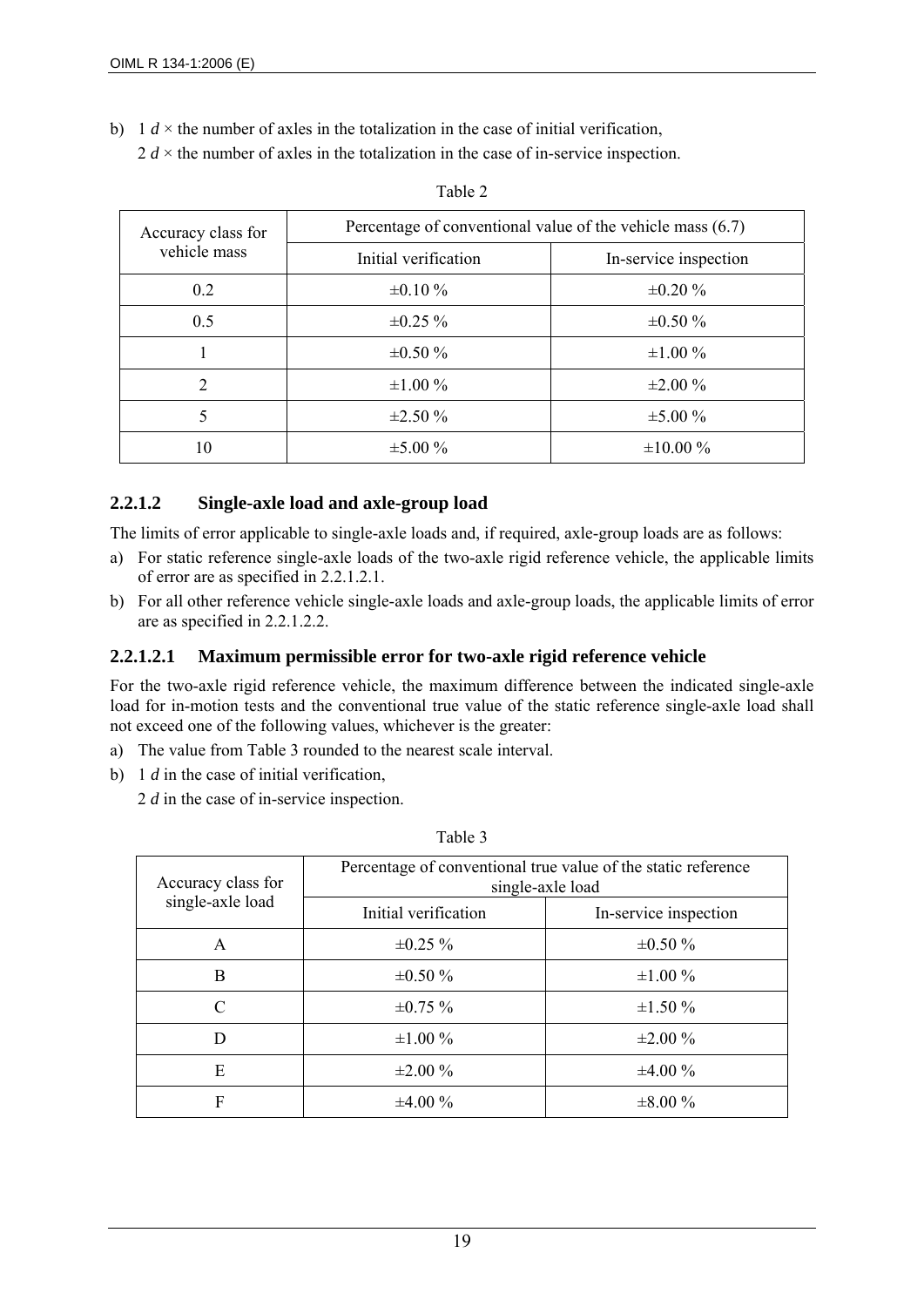b) 1 $d$ × the number of axles in the totalization in the case of initial verification,

   2 $d$ × the number of axles in the totalization in the case of in-service inspection.

Table 2

| Accuracy class for vehicle mass | Percentage of conventional value of the vehicle mass (6.7) | |
|---|---|---|
| | Initial verification | In-service inspection |
| 0.2 | ±0.10 % | ±0.20 % |
| 0.5 | ±0.25 % | ±0.50 % |
| 1 | ±0.50 % | ±1.00 % |
| 2 | ±1.00 % | ±2.00 % |
| 5 | ±2.50 % | ±5.00 % |
| 10 | ±5.00 % | ±10.00 % |

### 2.2.1.2 Single-axle load and axle-group load

The limits of error applicable to single-axle loads and, if required, axle-group loads are as follows:

a) For static reference single-axle loads of the two-axle rigid reference vehicle, the applicable limits of error are as specified in 2.2.1.2.1.
b) For all other reference vehicle single-axle loads and axle-group loads, the applicable limits of error are as specified in 2.2.1.2.2.

### 2.2.1.2.1 Maximum permissible error for two-axle rigid reference vehicle

For the two-axle rigid reference vehicle, the maximum difference between the indicated single-axle load for in-motion tests and the conventional true value of the static reference single-axle load shall not exceed one of the following values, whichever is the greater:

a) The value from Table 3 rounded to the nearest scale interval.
b) 1 $d$ in the case of initial verification,

   2 $d$ in the case of in-service inspection.

Table 3

| Accuracy class for single-axle load | Percentage of conventional true value of the static reference single-axle load | |
|---|---|---|
| | Initial verification | In-service inspection |
| A | ±0.25 % | ±0.50 % |
| B | ±0.50 % | ±1.00 % |
| C | ±0.75 % | ±1.50 % |
| D | ±1.00 % | ±2.00 % |
| E | ±2.00 % | ±4.00 % |
| F | ±4.00 % | ±8.00 % |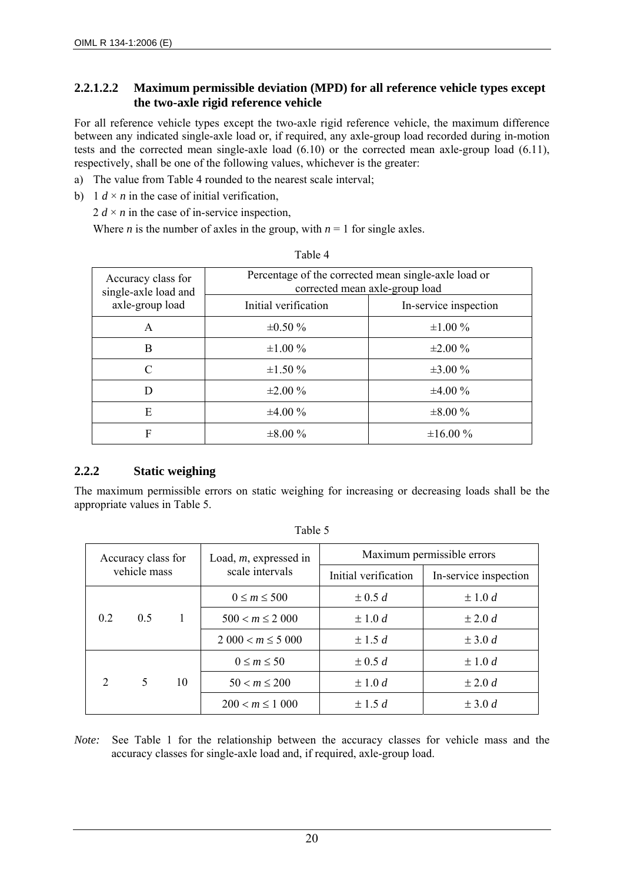#### 2.2.1.2.2 Maximum permissible deviation (MPD) for all reference vehicle types except the two-axle rigid reference vehicle

For all reference vehicle types except the two-axle rigid reference vehicle, the maximum difference between any indicated single-axle load or, if required, any axle-group load recorded during in-motion tests and the corrected mean single-axle load (6.10) or the corrected mean axle-group load (6.11), respectively, shall be one of the following values, whichever is the greater:

a) The value from Table 4 rounded to the nearest scale interval;

b) $1\ d \times n$ in the case of initial verification,

   $2\ d \times n$ in the case of in-service inspection,

   Where $n$ is the number of axles in the group, with $n = 1$ for single axles.

Table 4

| Accuracy class for single-axle load and axle-group load | Percentage of the corrected mean single-axle load or corrected mean axle-group load | |
|---|---|---|
| | Initial verification | In-service inspection |
| A | ±0.50 % | ±1.00 % |
| B | ±1.00 % | ±2.00 % |
| C | ±1.50 % | ±3.00 % |
| D | ±2.00 % | ±4.00 % |
| E | ±4.00 % | ±8.00 % |
| F | ±8.00 % | ±16.00 % |

### 2.2.2 Static weighing

The maximum permissible errors on static weighing for increasing or decreasing loads shall be the appropriate values in Table 5.

Table 5

| Accuracy class for vehicle mass | | | Load, $m$, expressed in scale intervals | Maximum permissible errors | |
|---|---|---|---|---|---|
| | | | | Initial verification | In-service inspection |
| 0.2 | 0.5 | 1 | $0 \leq m \leq 500$ | $\pm 0.5\ d$ | $\pm 1.0\ d$ |
| | | | $500 < m \leq 2\ 000$ | $\pm 1.0\ d$ | $\pm 2.0\ d$ |
| | | | $2\ 000 < m \leq 5\ 000$ | $\pm 1.5\ d$ | $\pm 3.0\ d$ |
| 2 | 5 | 10 | $0 \leq m \leq 50$ | $\pm 0.5\ d$ | $\pm 1.0\ d$ |
| | | | $50 < m \leq 200$ | $\pm 1.0\ d$ | $\pm 2.0\ d$ |
| | | | $200 < m \leq 1\ 000$ | $\pm 1.5\ d$ | $\pm 3.0\ d$ |

*Note:* See Table 1 for the relationship between the accuracy classes for vehicle mass and the accuracy classes for single-axle load and, if required, axle-group load.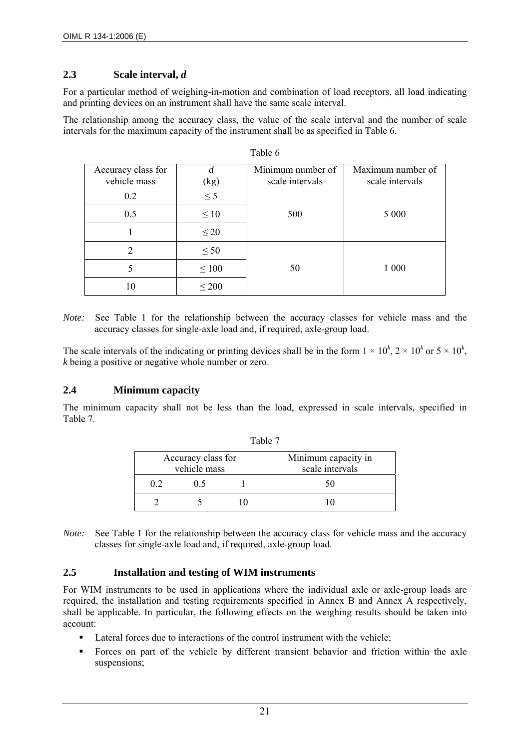## 2.3 Scale interval, *d*

For a particular method of weighing-in-motion and combination of load receptors, all load indicating and printing devices on an instrument shall have the same scale interval.

The relationship among the accuracy class, the value of the scale interval and the number of scale intervals for the maximum capacity of the instrument shall be as specified in Table 6.

Table 6

| Accuracy class for vehicle mass | *d* (kg) | Minimum number of scale intervals | Maximum number of scale intervals |
|---|---|---|---|
| 0.2 | ≤ 5 | 500 | 5 000 |
| 0.5 | ≤ 10 | | |
| 1 | ≤ 20 | | |
| 2 | ≤ 50 | 50 | 1 000 |
| 5 | ≤ 100 | | |
| 10 | ≤ 200 | | |

*Note:* See Table 1 for the relationship between the accuracy classes for vehicle mass and the accuracy classes for single-axle load and, if required, axle-group load.

The scale intervals of the indicating or printing devices shall be in the form $1 \times 10^k$, $2 \times 10^k$ or $5 \times 10^k$, *k* being a positive or negative whole number or zero.

## 2.4 Minimum capacity

The minimum capacity shall not be less than the load, expressed in scale intervals, specified in Table 7.

Table 7

| Accuracy class for vehicle mass | | | Minimum capacity in scale intervals |
|---|---|---|---|
| 0.2 | 0.5 | 1 | 50 |
| 2 | 5 | 10 | 10 |

*Note:* See Table 1 for the relationship between the accuracy class for vehicle mass and the accuracy classes for single-axle load and, if required, axle-group load.

## 2.5 Installation and testing of WIM instruments

For WIM instruments to be used in applications where the individual axle or axle-group loads are required, the installation and testing requirements specified in Annex B and Annex A respectively, shall be applicable. In particular, the following effects on the weighing results should be taken into account:

- Lateral forces due to interactions of the control instrument with the vehicle;
- Forces on part of the vehicle by different transient behavior and friction within the axle suspensions;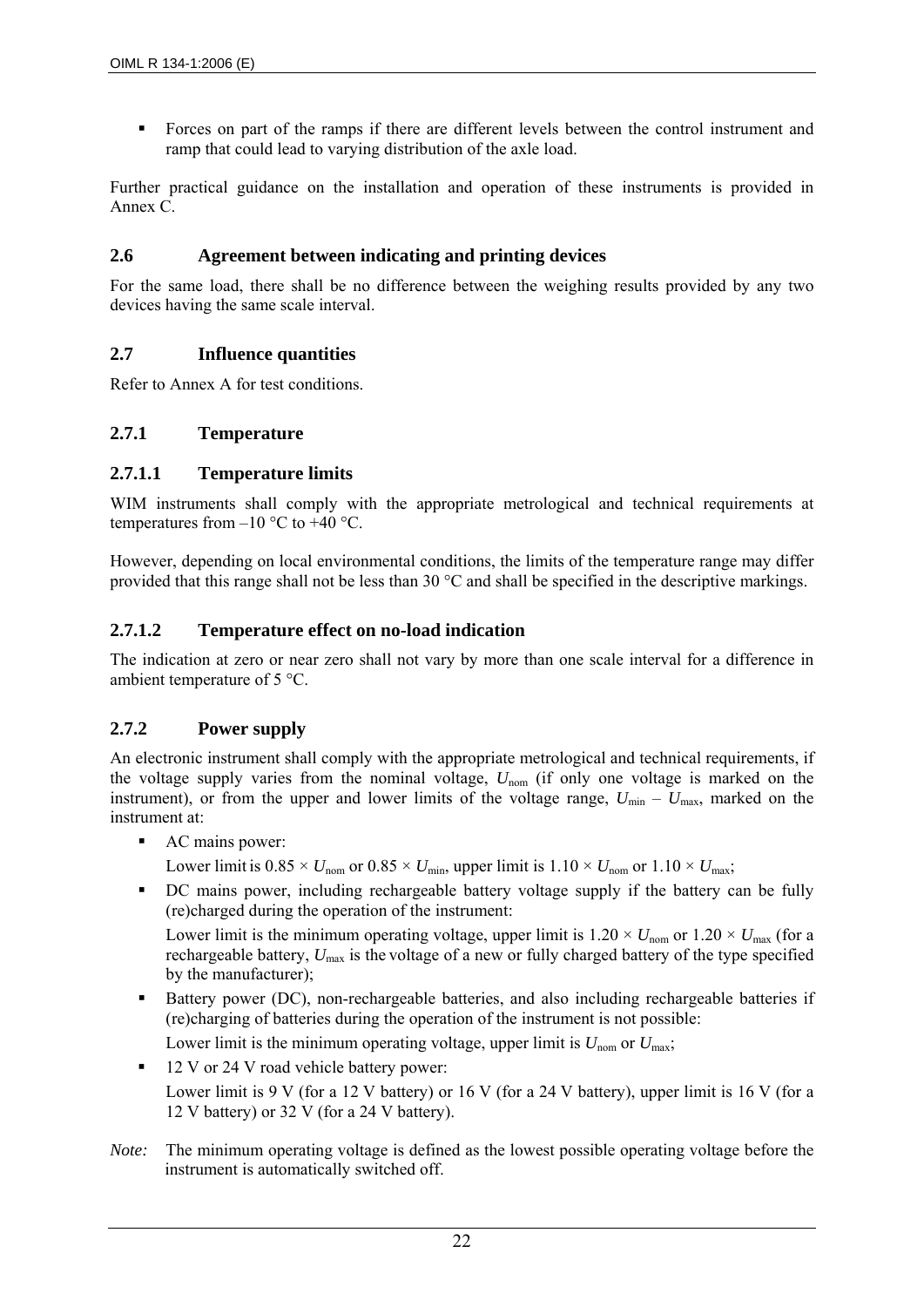- Forces on part of the ramps if there are different levels between the control instrument and ramp that could lead to varying distribution of the axle load.

Further practical guidance on the installation and operation of these instruments is provided in Annex C.

## 2.6 Agreement between indicating and printing devices

For the same load, there shall be no difference between the weighing results provided by any two devices having the same scale interval.

## 2.7 Influence quantities

Refer to Annex A for test conditions.

### 2.7.1 Temperature

#### 2.7.1.1 Temperature limits

WIM instruments shall comply with the appropriate metrological and technical requirements at temperatures from –10 °C to +40 °C.

However, depending on local environmental conditions, the limits of the temperature range may differ provided that this range shall not be less than 30 °C and shall be specified in the descriptive markings.

#### 2.7.1.2 Temperature effect on no-load indication

The indication at zero or near zero shall not vary by more than one scale interval for a difference in ambient temperature of 5 °C.

### 2.7.2 Power supply

An electronic instrument shall comply with the appropriate metrological and technical requirements, if the voltage supply varies from the nominal voltage, $U_{nom}$ (if only one voltage is marked on the instrument), or from the upper and lower limits of the voltage range, $U_{min}$ – $U_{max}$, marked on the instrument at:

- AC mains power:

  Lower limit is $0.85 \times U_{nom}$ or $0.85 \times U_{min}$, upper limit is $1.10 \times U_{nom}$ or $1.10 \times U_{max}$;

- DC mains power, including rechargeable battery voltage supply if the battery can be fully (re)charged during the operation of the instrument:

  Lower limit is the minimum operating voltage, upper limit is $1.20 \times U_{nom}$ or $1.20 \times U_{max}$ (for a rechargeable battery, $U_{max}$ is the voltage of a new or fully charged battery of the type specified by the manufacturer);

- Battery power (DC), non-rechargeable batteries, and also including rechargeable batteries if (re)charging of batteries during the operation of the instrument is not possible:

  Lower limit is the minimum operating voltage, upper limit is $U_{nom}$ or $U_{max}$;

- 12 V or 24 V road vehicle battery power:

  Lower limit is 9 V (for a 12 V battery) or 16 V (for a 24 V battery), upper limit is 16 V (for a 12 V battery) or 32 V (for a 24 V battery).

*Note:* The minimum operating voltage is defined as the lowest possible operating voltage before the instrument is automatically switched off.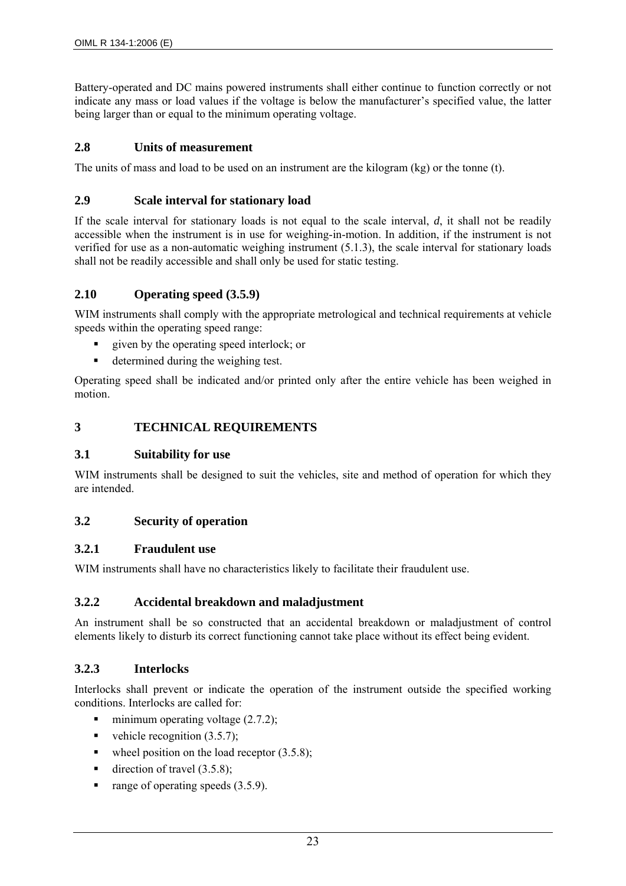Battery-operated and DC mains powered instruments shall either continue to function correctly or not indicate any mass or load values if the voltage is below the manufacturer's specified value, the latter being larger than or equal to the minimum operating voltage.

## 2.8 Units of measurement

The units of mass and load to be used on an instrument are the kilogram (kg) or the tonne (t).

## 2.9 Scale interval for stationary load

If the scale interval for stationary loads is not equal to the scale interval, *d*, it shall not be readily accessible when the instrument is in use for weighing-in-motion. In addition, if the instrument is not verified for use as a non-automatic weighing instrument (5.1.3), the scale interval for stationary loads shall not be readily accessible and shall only be used for static testing.

## 2.10 Operating speed (3.5.9)

WIM instruments shall comply with the appropriate metrological and technical requirements at vehicle speeds within the operating speed range:

- given by the operating speed interlock; or
- determined during the weighing test.

Operating speed shall be indicated and/or printed only after the entire vehicle has been weighed in motion.

# 3 TECHNICAL REQUIREMENTS

## 3.1 Suitability for use

WIM instruments shall be designed to suit the vehicles, site and method of operation for which they are intended.

## 3.2 Security of operation

### 3.2.1 Fraudulent use

WIM instruments shall have no characteristics likely to facilitate their fraudulent use.

### 3.2.2 Accidental breakdown and maladjustment

An instrument shall be so constructed that an accidental breakdown or maladjustment of control elements likely to disturb its correct functioning cannot take place without its effect being evident.

### 3.2.3 Interlocks

Interlocks shall prevent or indicate the operation of the instrument outside the specified working conditions. Interlocks are called for:

- minimum operating voltage (2.7.2);
- vehicle recognition (3.5.7);
- wheel position on the load receptor (3.5.8);
- direction of travel (3.5.8);
- range of operating speeds (3.5.9).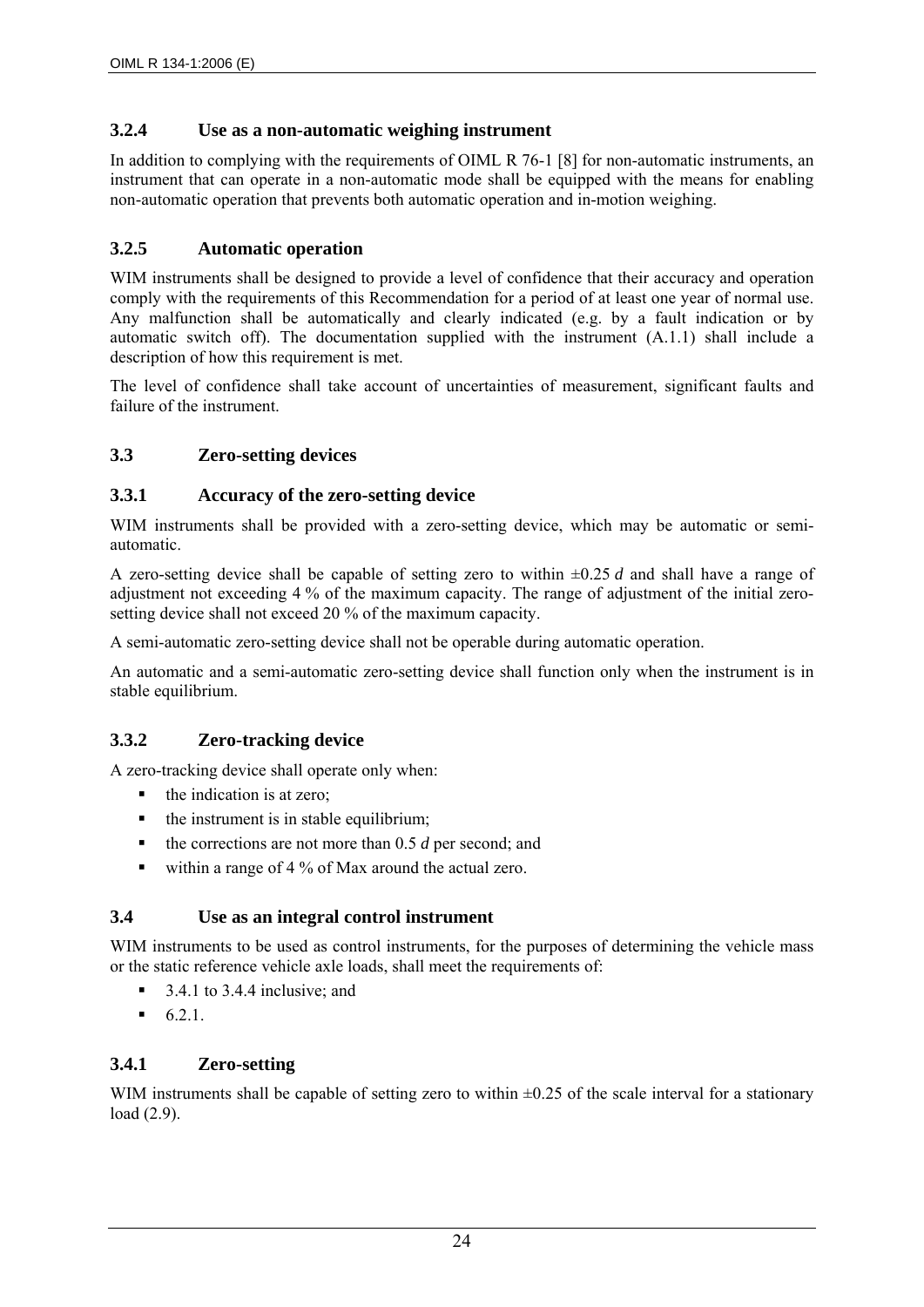### 3.2.4 Use as a non-automatic weighing instrument

In addition to complying with the requirements of OIML R 76-1 [8] for non-automatic instruments, an instrument that can operate in a non-automatic mode shall be equipped with the means for enabling non-automatic operation that prevents both automatic operation and in-motion weighing.

### 3.2.5 Automatic operation

WIM instruments shall be designed to provide a level of confidence that their accuracy and operation comply with the requirements of this Recommendation for a period of at least one year of normal use. Any malfunction shall be automatically and clearly indicated (e.g. by a fault indication or by automatic switch off). The documentation supplied with the instrument (A.1.1) shall include a description of how this requirement is met.

The level of confidence shall take account of uncertainties of measurement, significant faults and failure of the instrument.

## 3.3 Zero-setting devices

### 3.3.1 Accuracy of the zero-setting device

WIM instruments shall be provided with a zero-setting device, which may be automatic or semi-automatic.

A zero-setting device shall be capable of setting zero to within $\pm 0.25\ d$ and shall have a range of adjustment not exceeding 4 % of the maximum capacity. The range of adjustment of the initial zero-setting device shall not exceed 20 % of the maximum capacity.

A semi-automatic zero-setting device shall not be operable during automatic operation.

An automatic and a semi-automatic zero-setting device shall function only when the instrument is in stable equilibrium.

### 3.3.2 Zero-tracking device

A zero-tracking device shall operate only when:

- the indication is at zero;
- the instrument is in stable equilibrium;
- the corrections are not more than $0.5\ d$ per second; and
- within a range of 4 % of Max around the actual zero.

## 3.4 Use as an integral control instrument

WIM instruments to be used as control instruments, for the purposes of determining the vehicle mass or the static reference vehicle axle loads, shall meet the requirements of:

- 3.4.1 to 3.4.4 inclusive; and
- 6.2.1.

### 3.4.1 Zero-setting

WIM instruments shall be capable of setting zero to within ±0.25 of the scale interval for a stationary load (2.9).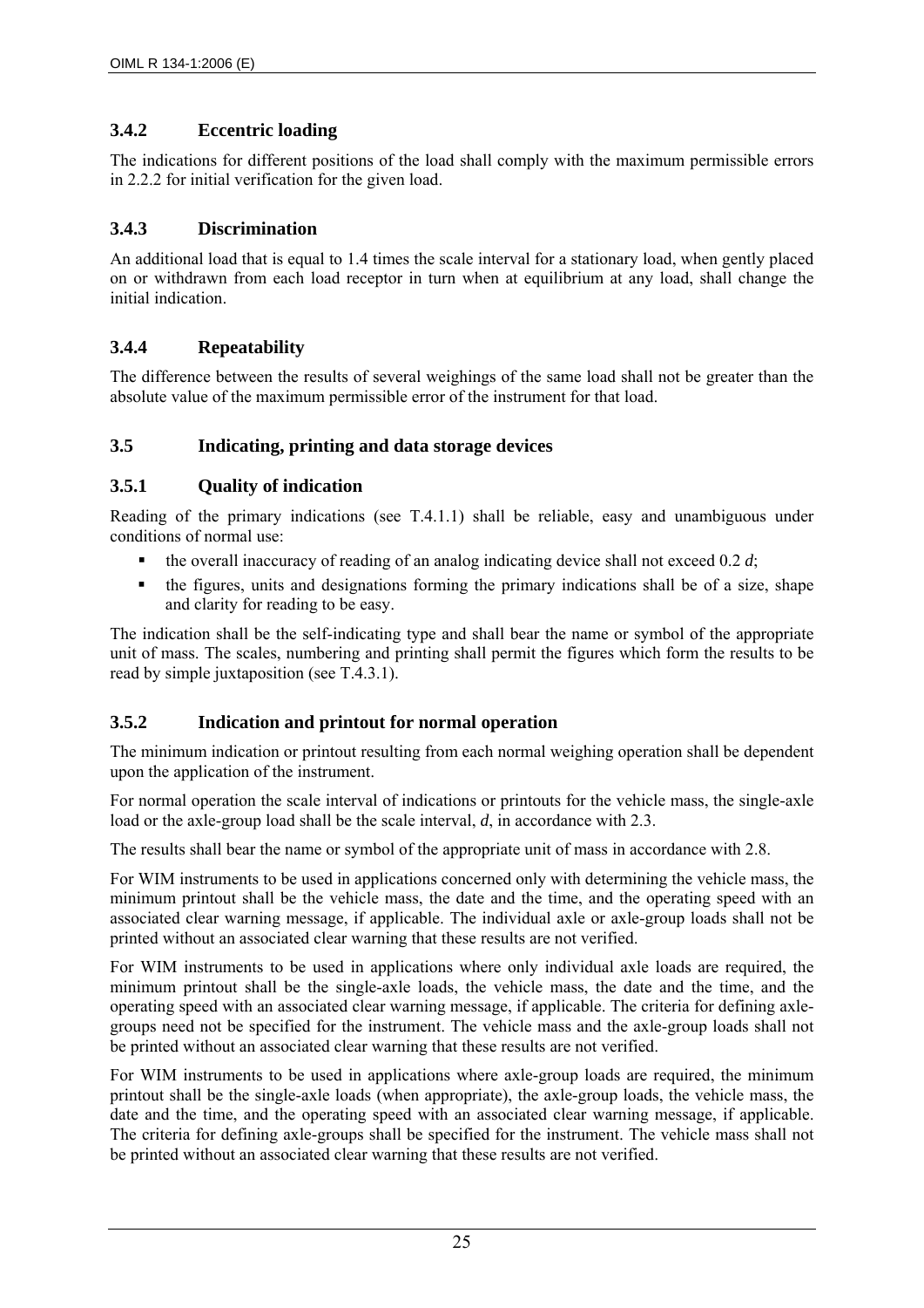### 3.4.2 Eccentric loading

The indications for different positions of the load shall comply with the maximum permissible errors in 2.2.2 for initial verification for the given load.

### 3.4.3 Discrimination

An additional load that is equal to 1.4 times the scale interval for a stationary load, when gently placed on or withdrawn from each load receptor in turn when at equilibrium at any load, shall change the initial indication.

### 3.4.4 Repeatability

The difference between the results of several weighings of the same load shall not be greater than the absolute value of the maximum permissible error of the instrument for that load.

## 3.5 Indicating, printing and data storage devices

### 3.5.1 Quality of indication

Reading of the primary indications (see T.4.1.1) shall be reliable, easy and unambiguous under conditions of normal use:

- the overall inaccuracy of reading of an analog indicating device shall not exceed 0.2 *d*;
- the figures, units and designations forming the primary indications shall be of a size, shape and clarity for reading to be easy.

The indication shall be the self-indicating type and shall bear the name or symbol of the appropriate unit of mass. The scales, numbering and printing shall permit the figures which form the results to be read by simple juxtaposition (see T.4.3.1).

### 3.5.2 Indication and printout for normal operation

The minimum indication or printout resulting from each normal weighing operation shall be dependent upon the application of the instrument.

For normal operation the scale interval of indications or printouts for the vehicle mass, the single-axle load or the axle-group load shall be the scale interval, *d*, in accordance with 2.3.

The results shall bear the name or symbol of the appropriate unit of mass in accordance with 2.8.

For WIM instruments to be used in applications concerned only with determining the vehicle mass, the minimum printout shall be the vehicle mass, the date and the time, and the operating speed with an associated clear warning message, if applicable. The individual axle or axle-group loads shall not be printed without an associated clear warning that these results are not verified.

For WIM instruments to be used in applications where only individual axle loads are required, the minimum printout shall be the single-axle loads, the vehicle mass, the date and the time, and the operating speed with an associated clear warning message, if applicable. The criteria for defining axle-groups need not be specified for the instrument. The vehicle mass and the axle-group loads shall not be printed without an associated clear warning that these results are not verified.

For WIM instruments to be used in applications where axle-group loads are required, the minimum printout shall be the single-axle loads (when appropriate), the axle-group loads, the vehicle mass, the date and the time, and the operating speed with an associated clear warning message, if applicable. The criteria for defining axle-groups shall be specified for the instrument. The vehicle mass shall not be printed without an associated clear warning that these results are not verified.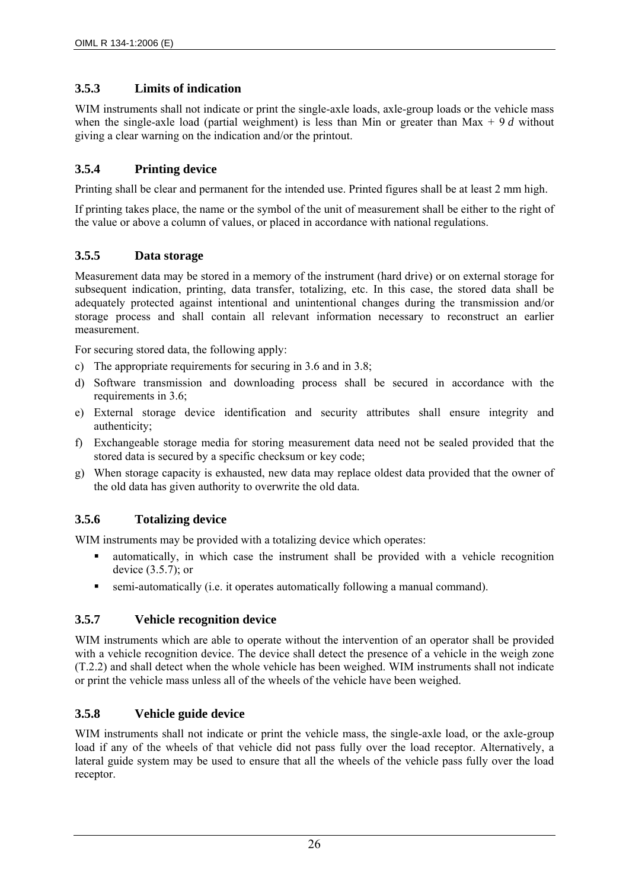### 3.5.3 Limits of indication

WIM instruments shall not indicate or print the single-axle loads, axle-group loads or the vehicle mass when the single-axle load (partial weighment) is less than Min or greater than Max + 9 *d* without giving a clear warning on the indication and/or the printout.

### 3.5.4 Printing device

Printing shall be clear and permanent for the intended use. Printed figures shall be at least 2 mm high.

If printing takes place, the name or the symbol of the unit of measurement shall be either to the right of the value or above a column of values, or placed in accordance with national regulations.

### 3.5.5 Data storage

Measurement data may be stored in a memory of the instrument (hard drive) or on external storage for subsequent indication, printing, data transfer, totalizing, etc. In this case, the stored data shall be adequately protected against intentional and unintentional changes during the transmission and/or storage process and shall contain all relevant information necessary to reconstruct an earlier measurement.

For securing stored data, the following apply:

c) The appropriate requirements for securing in 3.6 and in 3.8;
d) Software transmission and downloading process shall be secured in accordance with the requirements in 3.6;
e) External storage device identification and security attributes shall ensure integrity and authenticity;
f) Exchangeable storage media for storing measurement data need not be sealed provided that the stored data is secured by a specific checksum or key code;
g) When storage capacity is exhausted, new data may replace oldest data provided that the owner of the old data has given authority to overwrite the old data.

### 3.5.6 Totalizing device

WIM instruments may be provided with a totalizing device which operates:

- automatically, in which case the instrument shall be provided with a vehicle recognition device (3.5.7); or
- semi-automatically (i.e. it operates automatically following a manual command).

### 3.5.7 Vehicle recognition device

WIM instruments which are able to operate without the intervention of an operator shall be provided with a vehicle recognition device. The device shall detect the presence of a vehicle in the weigh zone (T.2.2) and shall detect when the whole vehicle has been weighed. WIM instruments shall not indicate or print the vehicle mass unless all of the wheels of the vehicle have been weighed.

### 3.5.8 Vehicle guide device

WIM instruments shall not indicate or print the vehicle mass, the single-axle load, or the axle-group load if any of the wheels of that vehicle did not pass fully over the load receptor. Alternatively, a lateral guide system may be used to ensure that all the wheels of the vehicle pass fully over the load receptor.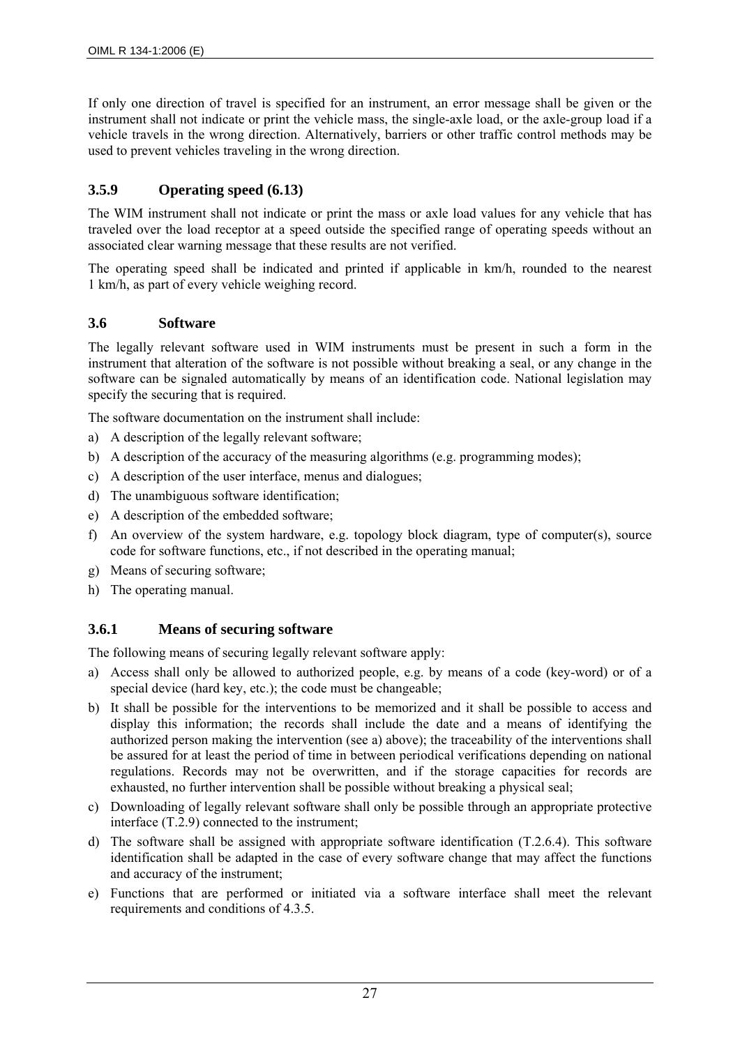If only one direction of travel is specified for an instrument, an error message shall be given or the instrument shall not indicate or print the vehicle mass, the single-axle load, or the axle-group load if a vehicle travels in the wrong direction. Alternatively, barriers or other traffic control methods may be used to prevent vehicles traveling in the wrong direction.

### 3.5.9 Operating speed (6.13)

The WIM instrument shall not indicate or print the mass or axle load values for any vehicle that has traveled over the load receptor at a speed outside the specified range of operating speeds without an associated clear warning message that these results are not verified.

The operating speed shall be indicated and printed if applicable in km/h, rounded to the nearest 1 km/h, as part of every vehicle weighing record.

## 3.6 Software

The legally relevant software used in WIM instruments must be present in such a form in the instrument that alteration of the software is not possible without breaking a seal, or any change in the software can be signaled automatically by means of an identification code. National legislation may specify the securing that is required.

The software documentation on the instrument shall include:

a) A description of the legally relevant software;
b) A description of the accuracy of the measuring algorithms (e.g. programming modes);
c) A description of the user interface, menus and dialogues;
d) The unambiguous software identification;
e) A description of the embedded software;
f) An overview of the system hardware, e.g. topology block diagram, type of computer(s), source code for software functions, etc., if not described in the operating manual;
g) Means of securing software;
h) The operating manual.

### 3.6.1 Means of securing software

The following means of securing legally relevant software apply:

a) Access shall only be allowed to authorized people, e.g. by means of a code (key-word) or of a special device (hard key, etc.); the code must be changeable;
b) It shall be possible for the interventions to be memorized and it shall be possible to access and display this information; the records shall include the date and a means of identifying the authorized person making the intervention (see a) above); the traceability of the interventions shall be assured for at least the period of time in between periodical verifications depending on national regulations. Records may not be overwritten, and if the storage capacities for records are exhausted, no further intervention shall be possible without breaking a physical seal;
c) Downloading of legally relevant software shall only be possible through an appropriate protective interface (T.2.9) connected to the instrument;
d) The software shall be assigned with appropriate software identification (T.2.6.4). This software identification shall be adapted in the case of every software change that may affect the functions and accuracy of the instrument;
e) Functions that are performed or initiated via a software interface shall meet the relevant requirements and conditions of 4.3.5.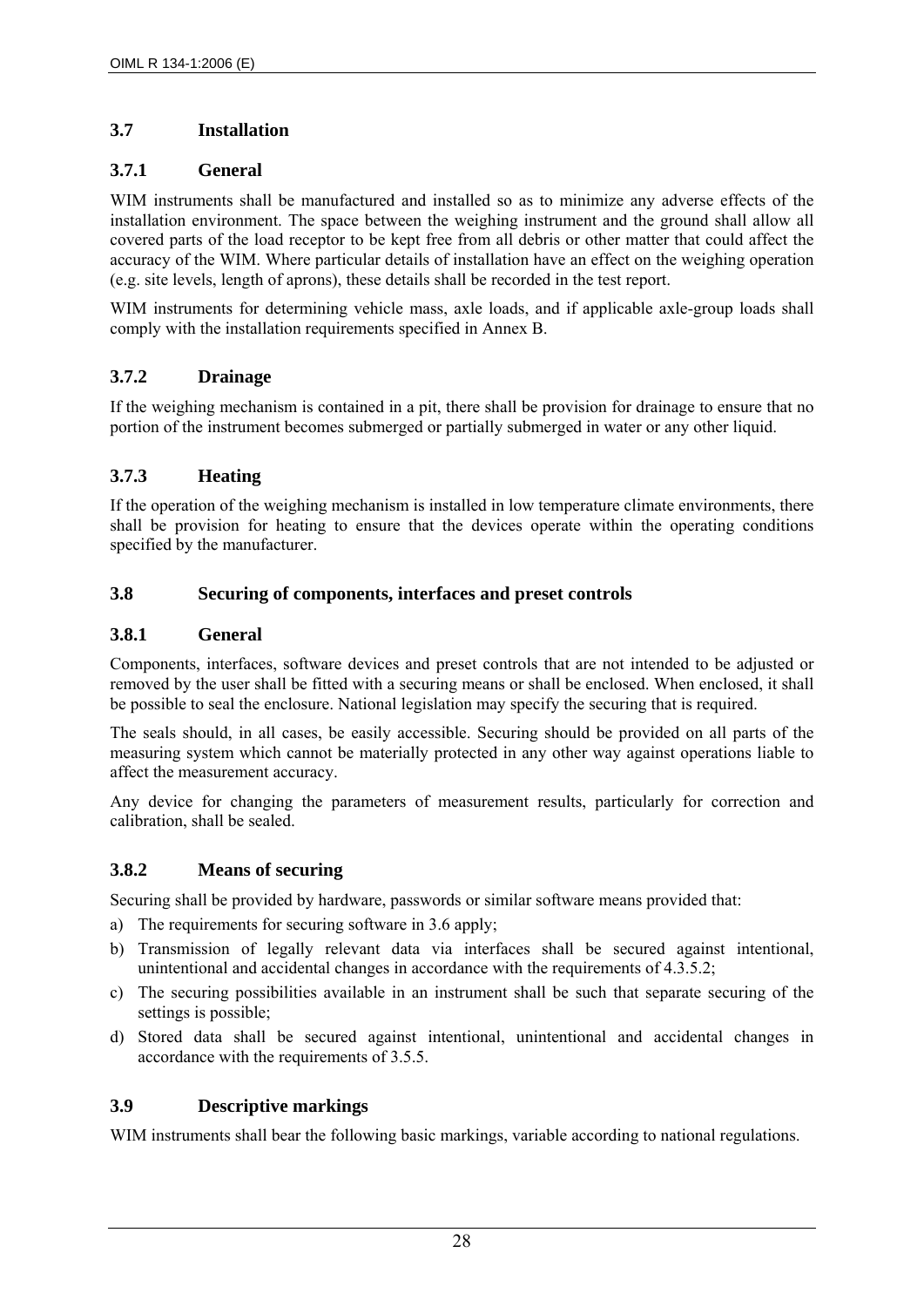### 3.7 Installation

#### 3.7.1 General

WIM instruments shall be manufactured and installed so as to minimize any adverse effects of the installation environment. The space between the weighing instrument and the ground shall allow all covered parts of the load receptor to be kept free from all debris or other matter that could affect the accuracy of the WIM. Where particular details of installation have an effect on the weighing operation (e.g. site levels, length of aprons), these details shall be recorded in the test report.

WIM instruments for determining vehicle mass, axle loads, and if applicable axle-group loads shall comply with the installation requirements specified in Annex B.

#### 3.7.2 Drainage

If the weighing mechanism is contained in a pit, there shall be provision for drainage to ensure that no portion of the instrument becomes submerged or partially submerged in water or any other liquid.

#### 3.7.3 Heating

If the operation of the weighing mechanism is installed in low temperature climate environments, there shall be provision for heating to ensure that the devices operate within the operating conditions specified by the manufacturer.

### 3.8 Securing of components, interfaces and preset controls

#### 3.8.1 General

Components, interfaces, software devices and preset controls that are not intended to be adjusted or removed by the user shall be fitted with a securing means or shall be enclosed. When enclosed, it shall be possible to seal the enclosure. National legislation may specify the securing that is required.

The seals should, in all cases, be easily accessible. Securing should be provided on all parts of the measuring system which cannot be materially protected in any other way against operations liable to affect the measurement accuracy.

Any device for changing the parameters of measurement results, particularly for correction and calibration, shall be sealed.

#### 3.8.2 Means of securing

Securing shall be provided by hardware, passwords or similar software means provided that:

a) The requirements for securing software in 3.6 apply;
b) Transmission of legally relevant data via interfaces shall be secured against intentional, unintentional and accidental changes in accordance with the requirements of 4.3.5.2;
c) The securing possibilities available in an instrument shall be such that separate securing of the settings is possible;
d) Stored data shall be secured against intentional, unintentional and accidental changes in accordance with the requirements of 3.5.5.

### 3.9 Descriptive markings

WIM instruments shall bear the following basic markings, variable according to national regulations.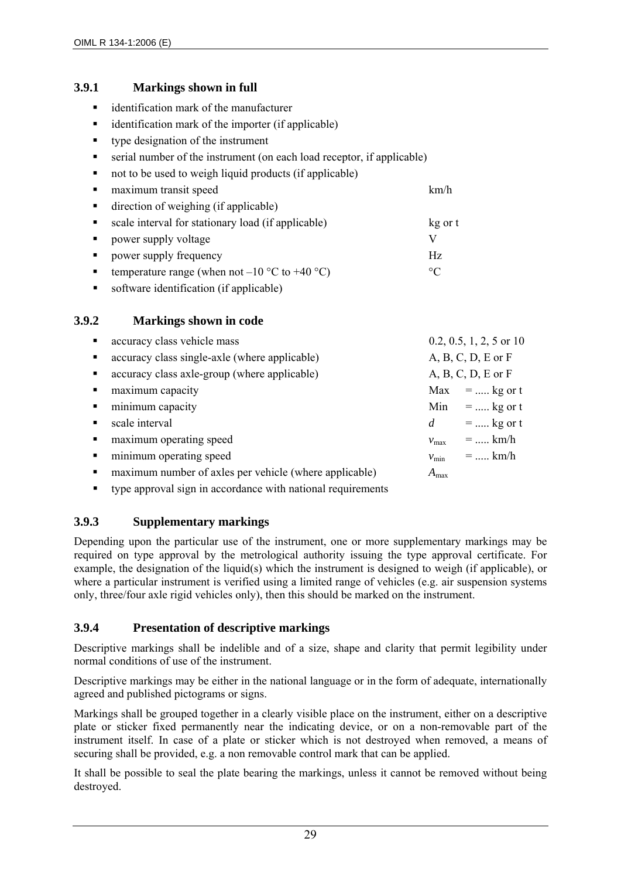### 3.9.1 Markings shown in full

- identification mark of the manufacturer
- identification mark of the importer (if applicable)
- type designation of the instrument
- serial number of the instrument (on each load receptor, if applicable)
- not to be used to weigh liquid products (if applicable)
- maximum transit speed — km/h
- direction of weighing (if applicable)
- scale interval for stationary load (if applicable) — kg or t
- power supply voltage — V
- power supply frequency — Hz
- temperature range (when not –10 °C to +40 °C) — °C
- software identification (if applicable)

### 3.9.2 Markings shown in code

- accuracy class vehicle mass — 0.2, 0.5, 1, 2, 5 or 10
- accuracy class single-axle (where applicable) — A, B, C, D, E or F
- accuracy class axle-group (where applicable) — A, B, C, D, E or F
- maximum capacity — Max = ..... kg or t
- minimum capacity — Min = ..... kg or t
- scale interval — $d$ = ..... kg or t
- maximum operating speed — $v_{max}$ = ..... km/h
- minimum operating speed — $v_{min}$ = ..... km/h
- maximum number of axles per vehicle (where applicable) — $A_{max}$
- type approval sign in accordance with national requirements

### 3.9.3 Supplementary markings

Depending upon the particular use of the instrument, one or more supplementary markings may be required on type approval by the metrological authority issuing the type approval certificate. For example, the designation of the liquid(s) which the instrument is designed to weigh (if applicable), or where a particular instrument is verified using a limited range of vehicles (e.g. air suspension systems only, three/four axle rigid vehicles only), then this should be marked on the instrument.

### 3.9.4 Presentation of descriptive markings

Descriptive markings shall be indelible and of a size, shape and clarity that permit legibility under normal conditions of use of the instrument.

Descriptive markings may be either in the national language or in the form of adequate, internationally agreed and published pictograms or signs.

Markings shall be grouped together in a clearly visible place on the instrument, either on a descriptive plate or sticker fixed permanently near the indicating device, or on a non-removable part of the instrument itself. In case of a plate or sticker which is not destroyed when removed, a means of securing shall be provided, e.g. a non removable control mark that can be applied.

It shall be possible to seal the plate bearing the markings, unless it cannot be removed without being destroyed.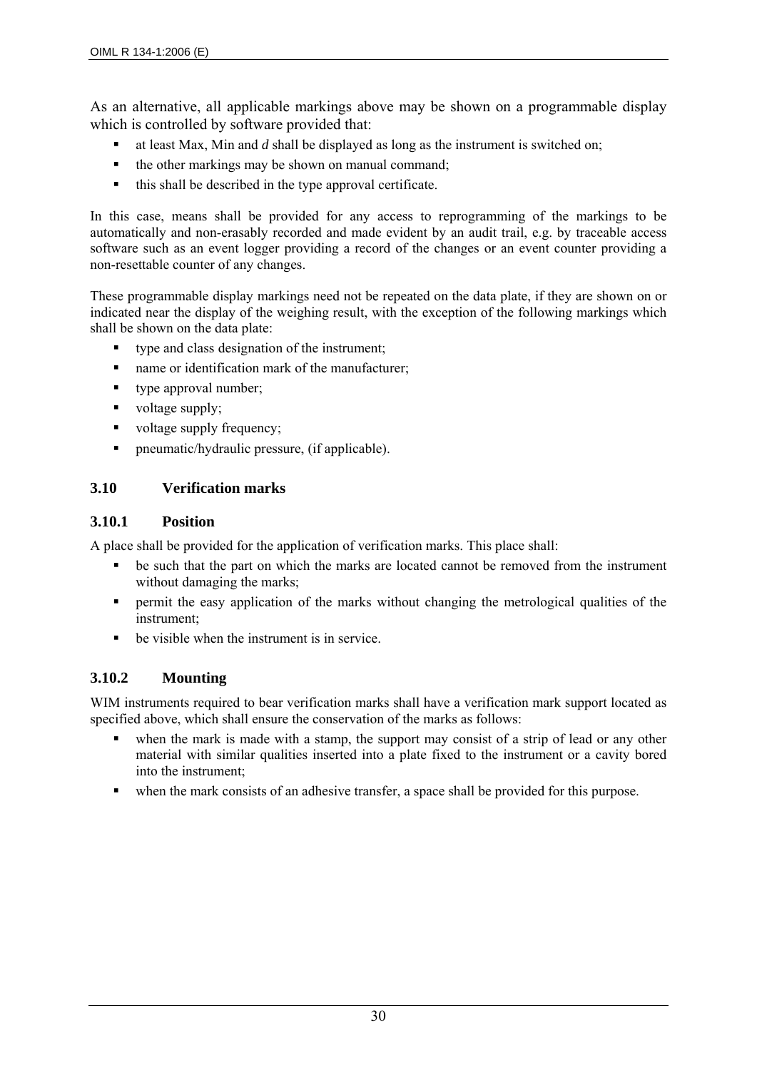As an alternative, all applicable markings above may be shown on a programmable display which is controlled by software provided that:

- at least Max, Min and *d* shall be displayed as long as the instrument is switched on;
- the other markings may be shown on manual command;
- this shall be described in the type approval certificate.

In this case, means shall be provided for any access to reprogramming of the markings to be automatically and non-erasably recorded and made evident by an audit trail, e.g. by traceable access software such as an event logger providing a record of the changes or an event counter providing a non-resettable counter of any changes.

These programmable display markings need not be repeated on the data plate, if they are shown on or indicated near the display of the weighing result, with the exception of the following markings which shall be shown on the data plate:

- type and class designation of the instrument;
- name or identification mark of the manufacturer;
- type approval number;
- voltage supply;
- voltage supply frequency;
- pneumatic/hydraulic pressure, (if applicable).

### 3.10 Verification marks

#### 3.10.1 Position

A place shall be provided for the application of verification marks. This place shall:

- be such that the part on which the marks are located cannot be removed from the instrument without damaging the marks;
- permit the easy application of the marks without changing the metrological qualities of the instrument;
- be visible when the instrument is in service.

#### 3.10.2 Mounting

WIM instruments required to bear verification marks shall have a verification mark support located as specified above, which shall ensure the conservation of the marks as follows:

- when the mark is made with a stamp, the support may consist of a strip of lead or any other material with similar qualities inserted into a plate fixed to the instrument or a cavity bored into the instrument;
- when the mark consists of an adhesive transfer, a space shall be provided for this purpose.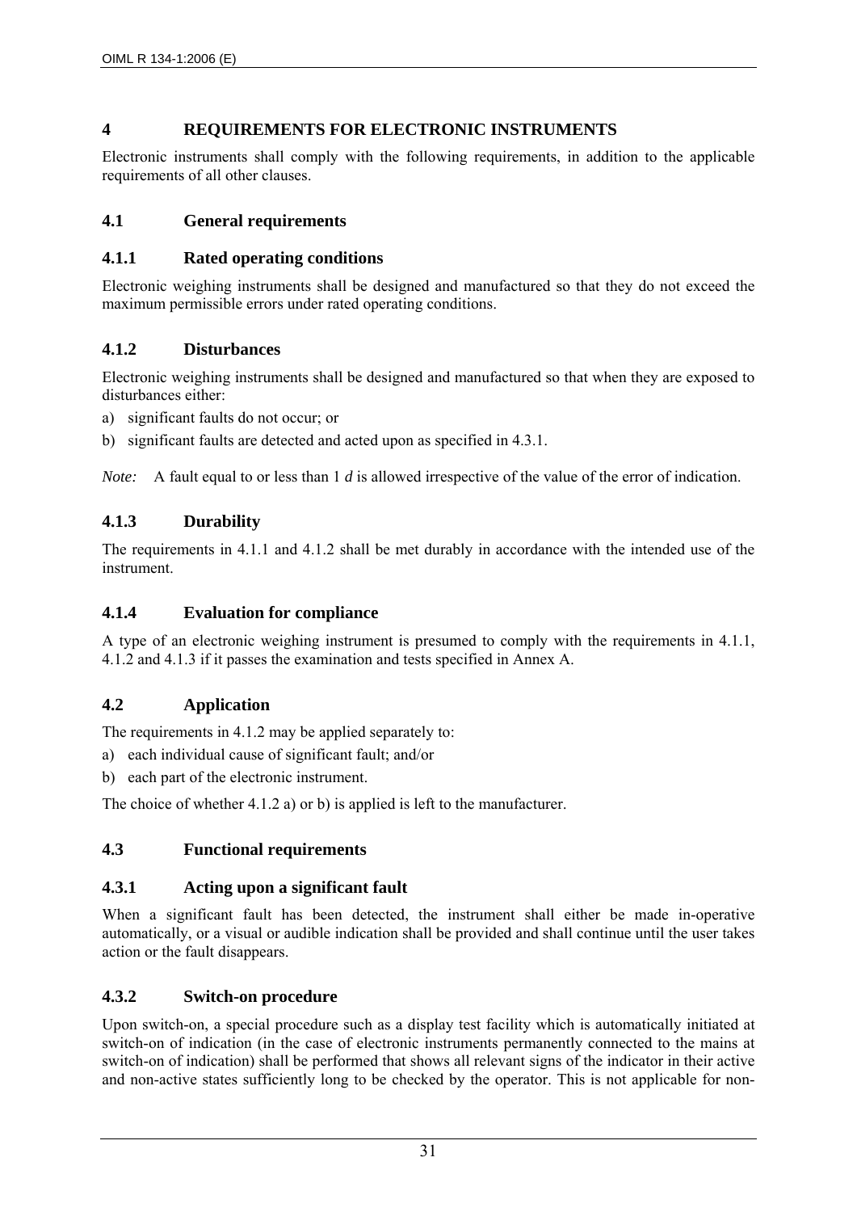# 4 REQUIREMENTS FOR ELECTRONIC INSTRUMENTS

Electronic instruments shall comply with the following requirements, in addition to the applicable requirements of all other clauses.

## 4.1 General requirements

### 4.1.1 Rated operating conditions

Electronic weighing instruments shall be designed and manufactured so that they do not exceed the maximum permissible errors under rated operating conditions.

### 4.1.2 Disturbances

Electronic weighing instruments shall be designed and manufactured so that when they are exposed to disturbances either:

a) significant faults do not occur; or

b) significant faults are detected and acted upon as specified in 4.3.1.

*Note:* A fault equal to or less than 1 $d$ is allowed irrespective of the value of the error of indication.

### 4.1.3 Durability

The requirements in 4.1.1 and 4.1.2 shall be met durably in accordance with the intended use of the instrument.

### 4.1.4 Evaluation for compliance

A type of an electronic weighing instrument is presumed to comply with the requirements in 4.1.1, 4.1.2 and 4.1.3 if it passes the examination and tests specified in Annex A.

## 4.2 Application

The requirements in 4.1.2 may be applied separately to:

a) each individual cause of significant fault; and/or

b) each part of the electronic instrument.

The choice of whether 4.1.2 a) or b) is applied is left to the manufacturer.

## 4.3 Functional requirements

### 4.3.1 Acting upon a significant fault

When a significant fault has been detected, the instrument shall either be made in-operative automatically, or a visual or audible indication shall be provided and shall continue until the user takes action or the fault disappears.

### 4.3.2 Switch-on procedure

Upon switch-on, a special procedure such as a display test facility which is automatically initiated at switch-on of indication (in the case of electronic instruments permanently connected to the mains at switch-on of indication) shall be performed that shows all relevant signs of the indicator in their active and non-active states sufficiently long to be checked by the operator. This is not applicable for non-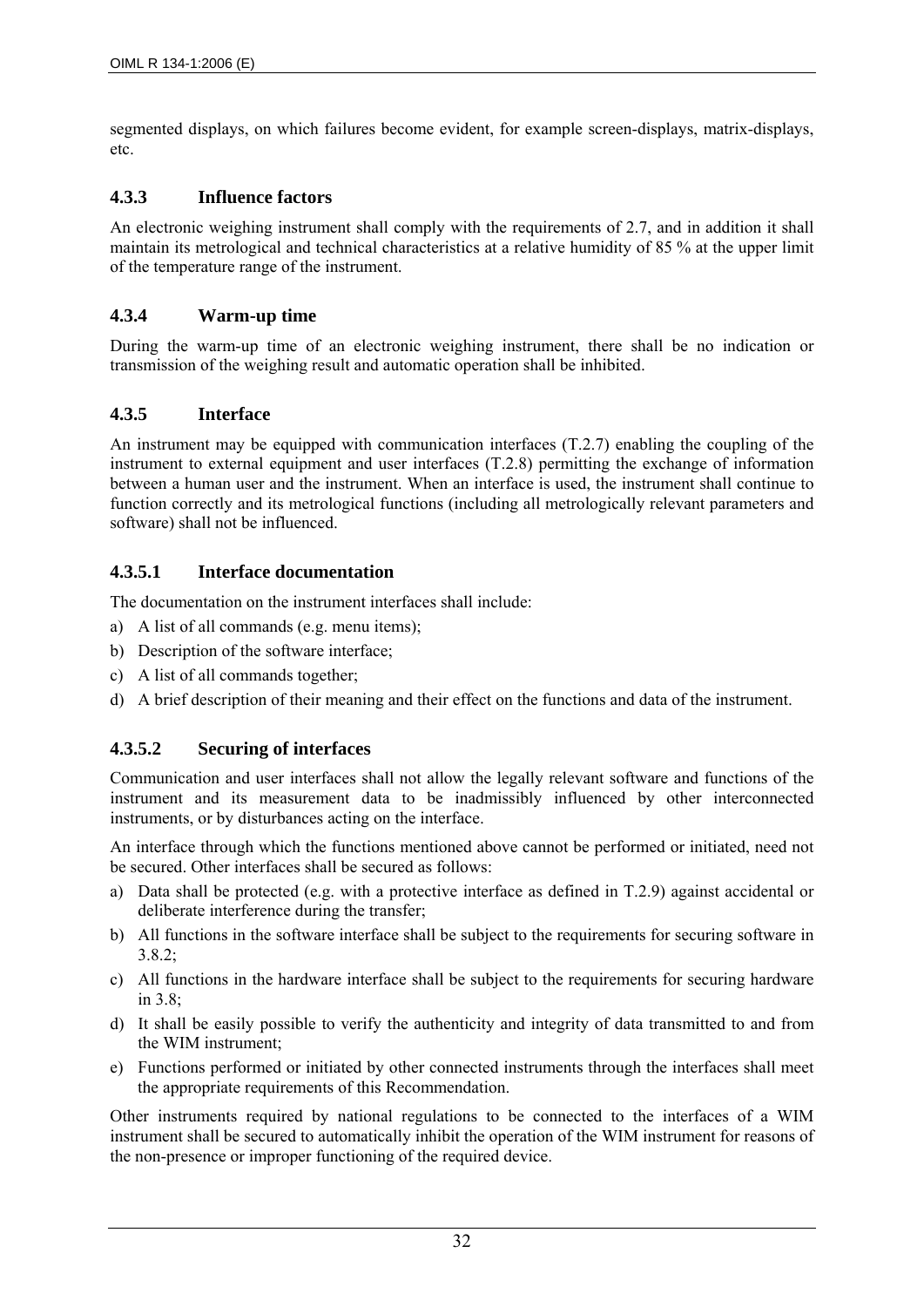segmented displays, on which failures become evident, for example screen-displays, matrix-displays, etc.

### 4.3.3 Influence factors

An electronic weighing instrument shall comply with the requirements of 2.7, and in addition it shall maintain its metrological and technical characteristics at a relative humidity of 85 % at the upper limit of the temperature range of the instrument.

### 4.3.4 Warm-up time

During the warm-up time of an electronic weighing instrument, there shall be no indication or transmission of the weighing result and automatic operation shall be inhibited.

### 4.3.5 Interface

An instrument may be equipped with communication interfaces (T.2.7) enabling the coupling of the instrument to external equipment and user interfaces (T.2.8) permitting the exchange of information between a human user and the instrument. When an interface is used, the instrument shall continue to function correctly and its metrological functions (including all metrologically relevant parameters and software) shall not be influenced.

#### 4.3.5.1 Interface documentation

The documentation on the instrument interfaces shall include:

a) A list of all commands (e.g. menu items);
b) Description of the software interface;
c) A list of all commands together;
d) A brief description of their meaning and their effect on the functions and data of the instrument.

#### 4.3.5.2 Securing of interfaces

Communication and user interfaces shall not allow the legally relevant software and functions of the instrument and its measurement data to be inadmissibly influenced by other interconnected instruments, or by disturbances acting on the interface.

An interface through which the functions mentioned above cannot be performed or initiated, need not be secured. Other interfaces shall be secured as follows:

a) Data shall be protected (e.g. with a protective interface as defined in T.2.9) against accidental or deliberate interference during the transfer;
b) All functions in the software interface shall be subject to the requirements for securing software in 3.8.2;
c) All functions in the hardware interface shall be subject to the requirements for securing hardware in 3.8;
d) It shall be easily possible to verify the authenticity and integrity of data transmitted to and from the WIM instrument;
e) Functions performed or initiated by other connected instruments through the interfaces shall meet the appropriate requirements of this Recommendation.

Other instruments required by national regulations to be connected to the interfaces of a WIM instrument shall be secured to automatically inhibit the operation of the WIM instrument for reasons of the non-presence or improper functioning of the required device.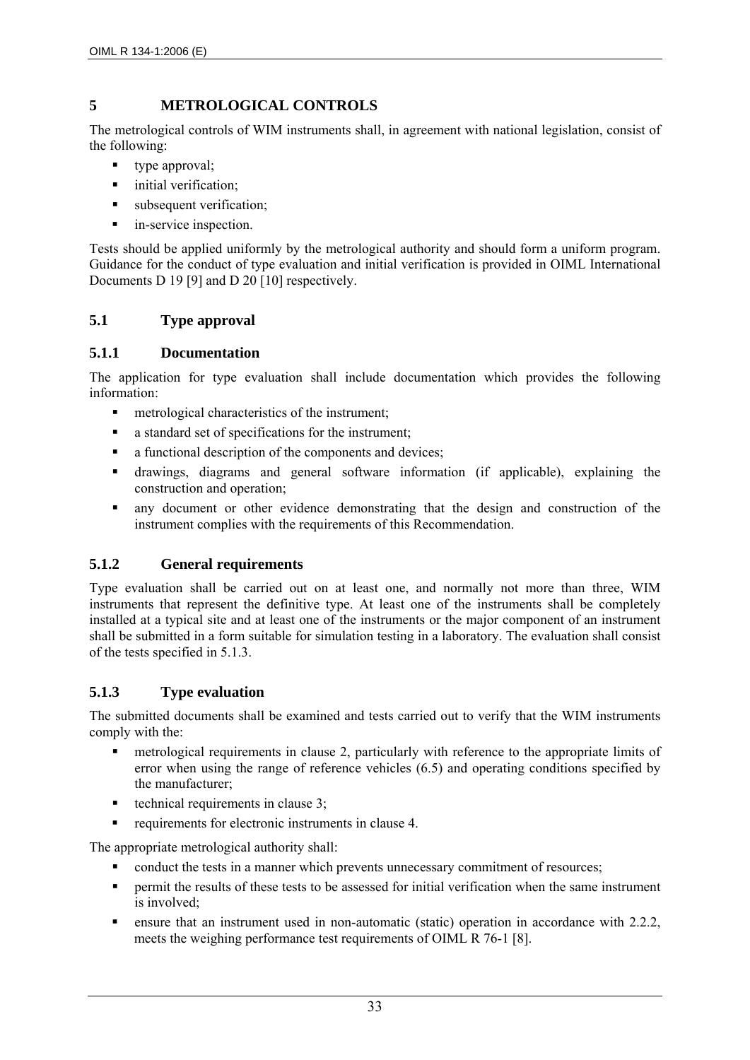# 5 METROLOGICAL CONTROLS

The metrological controls of WIM instruments shall, in agreement with national legislation, consist of the following:

- type approval;
- initial verification;
- subsequent verification;
- in-service inspection.

Tests should be applied uniformly by the metrological authority and should form a uniform program. Guidance for the conduct of type evaluation and initial verification is provided in OIML International Documents D 19 [9] and D 20 [10] respectively.

## 5.1 Type approval

### 5.1.1 Documentation

The application for type evaluation shall include documentation which provides the following information:

- metrological characteristics of the instrument;
- a standard set of specifications for the instrument;
- a functional description of the components and devices;
- drawings, diagrams and general software information (if applicable), explaining the construction and operation;
- any document or other evidence demonstrating that the design and construction of the instrument complies with the requirements of this Recommendation.

### 5.1.2 General requirements

Type evaluation shall be carried out on at least one, and normally not more than three, WIM instruments that represent the definitive type. At least one of the instruments shall be completely installed at a typical site and at least one of the instruments or the major component of an instrument shall be submitted in a form suitable for simulation testing in a laboratory. The evaluation shall consist of the tests specified in 5.1.3.

### 5.1.3 Type evaluation

The submitted documents shall be examined and tests carried out to verify that the WIM instruments comply with the:

- metrological requirements in clause 2, particularly with reference to the appropriate limits of error when using the range of reference vehicles (6.5) and operating conditions specified by the manufacturer;
- technical requirements in clause 3;
- requirements for electronic instruments in clause 4.

The appropriate metrological authority shall:

- conduct the tests in a manner which prevents unnecessary commitment of resources;
- permit the results of these tests to be assessed for initial verification when the same instrument is involved;
- ensure that an instrument used in non-automatic (static) operation in accordance with 2.2.2, meets the weighing performance test requirements of OIML R 76-1 [8].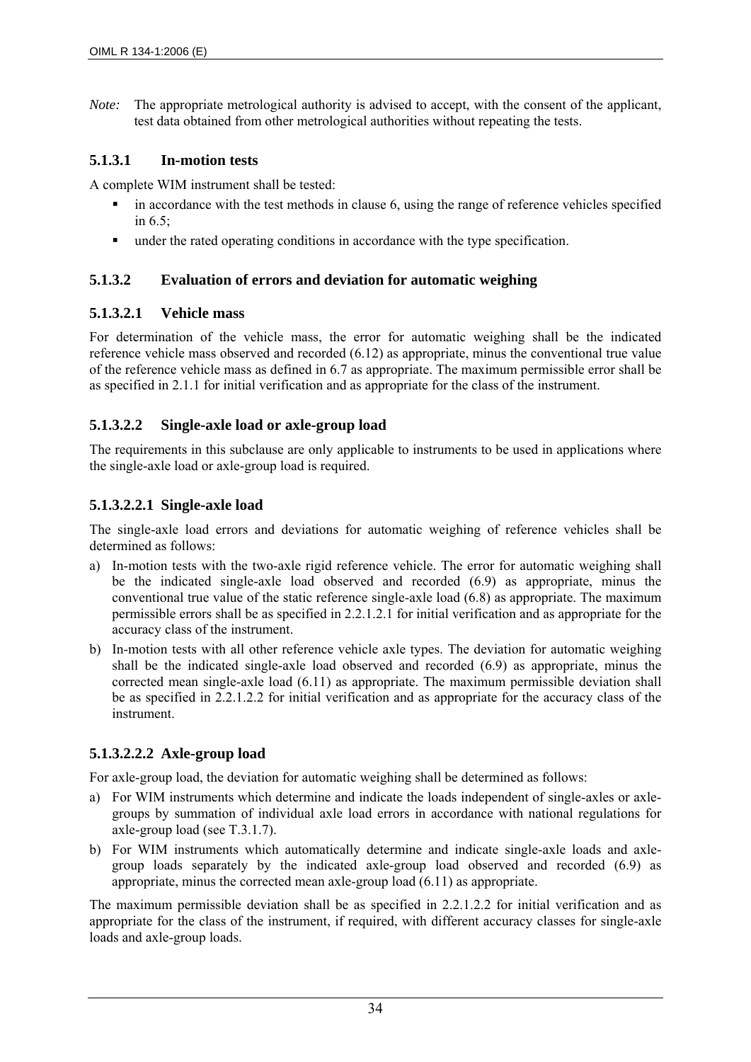*Note:* The appropriate metrological authority is advised to accept, with the consent of the applicant, test data obtained from other metrological authorities without repeating the tests.

### 5.1.3.1 In-motion tests

A complete WIM instrument shall be tested:

- in accordance with the test methods in clause 6, using the range of reference vehicles specified in 6.5;
- under the rated operating conditions in accordance with the type specification.

### 5.1.3.2 Evaluation of errors and deviation for automatic weighing

#### 5.1.3.2.1 Vehicle mass

For determination of the vehicle mass, the error for automatic weighing shall be the indicated reference vehicle mass observed and recorded (6.12) as appropriate, minus the conventional true value of the reference vehicle mass as defined in 6.7 as appropriate. The maximum permissible error shall be as specified in 2.1.1 for initial verification and as appropriate for the class of the instrument.

#### 5.1.3.2.2 Single-axle load or axle-group load

The requirements in this subclause are only applicable to instruments to be used in applications where the single-axle load or axle-group load is required.

##### 5.1.3.2.2.1 Single-axle load

The single-axle load errors and deviations for automatic weighing of reference vehicles shall be determined as follows:

a) In-motion tests with the two-axle rigid reference vehicle. The error for automatic weighing shall be the indicated single-axle load observed and recorded (6.9) as appropriate, minus the conventional true value of the static reference single-axle load (6.8) as appropriate. The maximum permissible errors shall be as specified in 2.2.1.2.1 for initial verification and as appropriate for the accuracy class of the instrument.
b) In-motion tests with all other reference vehicle axle types. The deviation for automatic weighing shall be the indicated single-axle load observed and recorded (6.9) as appropriate, minus the corrected mean single-axle load (6.11) as appropriate. The maximum permissible deviation shall be as specified in 2.2.1.2.2 for initial verification and as appropriate for the accuracy class of the instrument.

##### 5.1.3.2.2.2 Axle-group load

For axle-group load, the deviation for automatic weighing shall be determined as follows:

a) For WIM instruments which determine and indicate the loads independent of single-axles or axle-groups by summation of individual axle load errors in accordance with national regulations for axle-group load (see T.3.1.7).
b) For WIM instruments which automatically determine and indicate single-axle loads and axle-group loads separately by the indicated axle-group load observed and recorded (6.9) as appropriate, minus the corrected mean axle-group load (6.11) as appropriate.

The maximum permissible deviation shall be as specified in 2.2.1.2.2 for initial verification and as appropriate for the class of the instrument, if required, with different accuracy classes for single-axle loads and axle-group loads.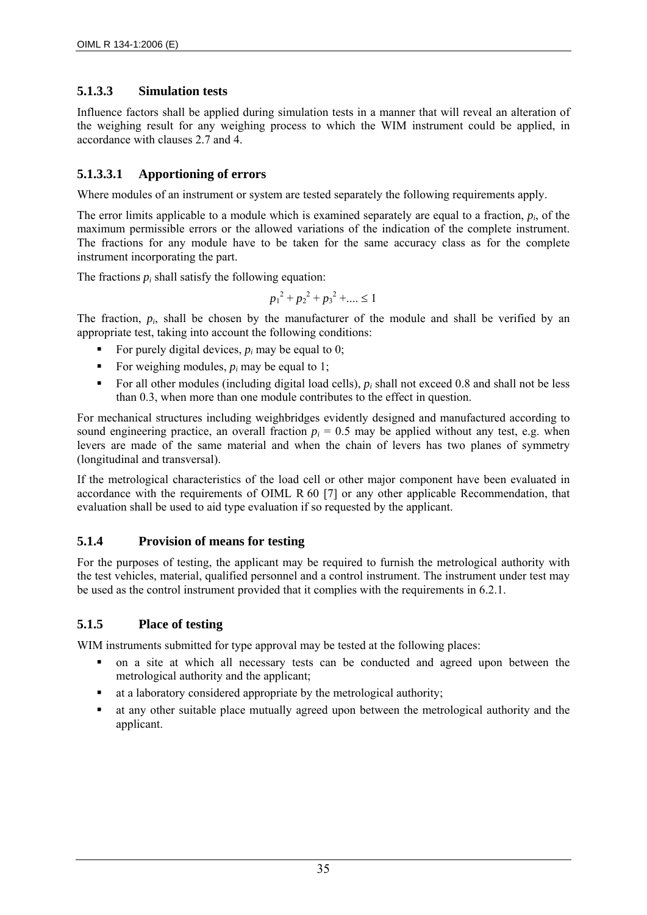### 5.1.3.3 Simulation tests

Influence factors shall be applied during simulation tests in a manner that will reveal an alteration of the weighing result for any weighing process to which the WIM instrument could be applied, in accordance with clauses 2.7 and 4.

#### 5.1.3.3.1 Apportioning of errors

Where modules of an instrument or system are tested separately the following requirements apply.

The error limits applicable to a module which is examined separately are equal to a fraction, $p_i$, of the maximum permissible errors or the allowed variations of the indication of the complete instrument. The fractions for any module have to be taken for the same accuracy class as for the complete instrument incorporating the part.

The fractions $p_i$ shall satisfy the following equation:

$$p_1^2 + p_2^2 + p_3^2 + .... \leq 1$$

The fraction, $p_i$, shall be chosen by the manufacturer of the module and shall be verified by an appropriate test, taking into account the following conditions:

- For purely digital devices, $p_i$ may be equal to 0;
- For weighing modules, $p_i$ may be equal to 1;
- For all other modules (including digital load cells), $p_i$ shall not exceed 0.8 and shall not be less than 0.3, when more than one module contributes to the effect in question.

For mechanical structures including weighbridges evidently designed and manufactured according to sound engineering practice, an overall fraction $p_i = 0.5$ may be applied without any test, e.g. when levers are made of the same material and when the chain of levers has two planes of symmetry (longitudinal and transversal).

If the metrological characteristics of the load cell or other major component have been evaluated in accordance with the requirements of OIML R 60 [7] or any other applicable Recommendation, that evaluation shall be used to aid type evaluation if so requested by the applicant.

### 5.1.4 Provision of means for testing

For the purposes of testing, the applicant may be required to furnish the metrological authority with the test vehicles, material, qualified personnel and a control instrument. The instrument under test may be used as the control instrument provided that it complies with the requirements in 6.2.1.

### 5.1.5 Place of testing

WIM instruments submitted for type approval may be tested at the following places:

- on a site at which all necessary tests can be conducted and agreed upon between the metrological authority and the applicant;
- at a laboratory considered appropriate by the metrological authority;
- at any other suitable place mutually agreed upon between the metrological authority and the applicant.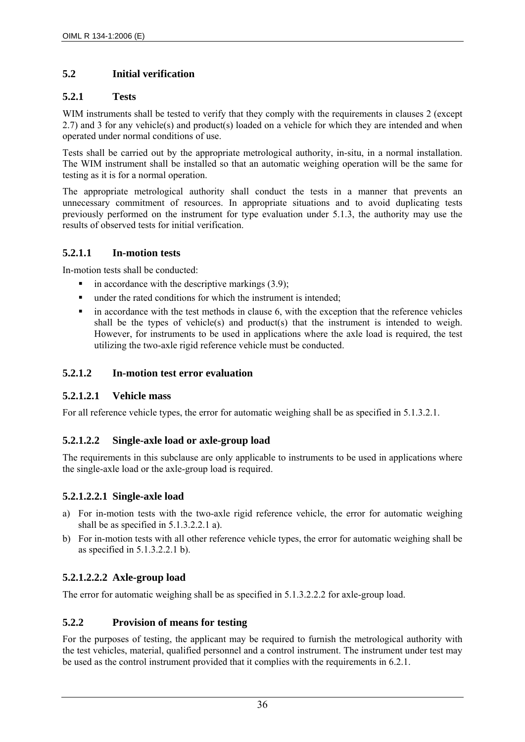## 5.2 Initial verification

### 5.2.1 Tests

WIM instruments shall be tested to verify that they comply with the requirements in clauses 2 (except 2.7) and 3 for any vehicle(s) and product(s) loaded on a vehicle for which they are intended and when operated under normal conditions of use.

Tests shall be carried out by the appropriate metrological authority, in-situ, in a normal installation. The WIM instrument shall be installed so that an automatic weighing operation will be the same for testing as it is for a normal operation.

The appropriate metrological authority shall conduct the tests in a manner that prevents an unnecessary commitment of resources. In appropriate situations and to avoid duplicating tests previously performed on the instrument for type evaluation under 5.1.3, the authority may use the results of observed tests for initial verification.

#### 5.2.1.1 In-motion tests

In-motion tests shall be conducted:

- in accordance with the descriptive markings (3.9);
- under the rated conditions for which the instrument is intended;
- in accordance with the test methods in clause 6, with the exception that the reference vehicles shall be the types of vehicle(s) and product(s) that the instrument is intended to weigh. However, for instruments to be used in applications where the axle load is required, the test utilizing the two-axle rigid reference vehicle must be conducted.

#### 5.2.1.2 In-motion test error evaluation

##### 5.2.1.2.1 Vehicle mass

For all reference vehicle types, the error for automatic weighing shall be as specified in 5.1.3.2.1.

##### 5.2.1.2.2 Single-axle load or axle-group load

The requirements in this subclause are only applicable to instruments to be used in applications where the single-axle load or the axle-group load is required.

###### 5.2.1.2.2.1 Single-axle load

a) For in-motion tests with the two-axle rigid reference vehicle, the error for automatic weighing shall be as specified in 5.1.3.2.2.1 a).

b) For in-motion tests with all other reference vehicle types, the error for automatic weighing shall be as specified in 5.1.3.2.2.1 b).

###### 5.2.1.2.2.2 Axle-group load

The error for automatic weighing shall be as specified in 5.1.3.2.2.2 for axle-group load.

### 5.2.2 Provision of means for testing

For the purposes of testing, the applicant may be required to furnish the metrological authority with the test vehicles, material, qualified personnel and a control instrument. The instrument under test may be used as the control instrument provided that it complies with the requirements in 6.2.1.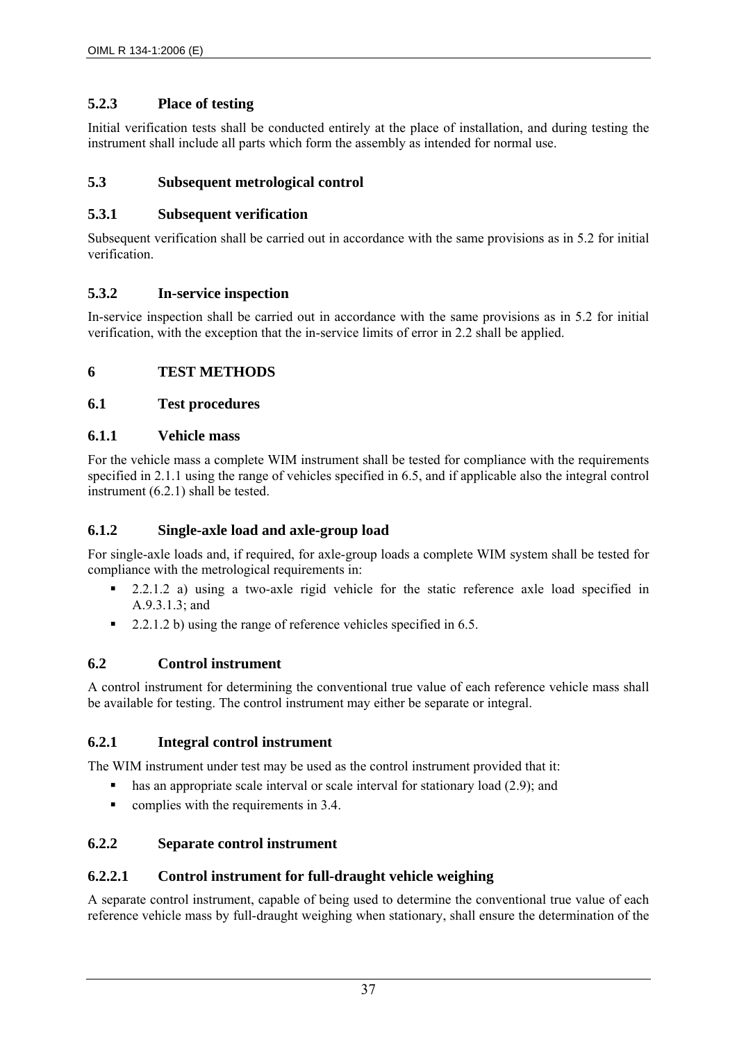### 5.2.3 Place of testing

Initial verification tests shall be conducted entirely at the place of installation, and during testing the instrument shall include all parts which form the assembly as intended for normal use.

## 5.3 Subsequent metrological control

### 5.3.1 Subsequent verification

Subsequent verification shall be carried out in accordance with the same provisions as in 5.2 for initial verification.

### 5.3.2 In-service inspection

In-service inspection shall be carried out in accordance with the same provisions as in 5.2 for initial verification, with the exception that the in-service limits of error in 2.2 shall be applied.

# 6 TEST METHODS

## 6.1 Test procedures

### 6.1.1 Vehicle mass

For the vehicle mass a complete WIM instrument shall be tested for compliance with the requirements specified in 2.1.1 using the range of vehicles specified in 6.5, and if applicable also the integral control instrument (6.2.1) shall be tested.

### 6.1.2 Single-axle load and axle-group load

For single-axle loads and, if required, for axle-group loads a complete WIM system shall be tested for compliance with the metrological requirements in:

- 2.2.1.2 a) using a two-axle rigid vehicle for the static reference axle load specified in A.9.3.1.3; and
- 2.2.1.2 b) using the range of reference vehicles specified in 6.5.

## 6.2 Control instrument

A control instrument for determining the conventional true value of each reference vehicle mass shall be available for testing. The control instrument may either be separate or integral.

### 6.2.1 Integral control instrument

The WIM instrument under test may be used as the control instrument provided that it:

- has an appropriate scale interval or scale interval for stationary load (2.9); and
- complies with the requirements in 3.4.

### 6.2.2 Separate control instrument

#### 6.2.2.1 Control instrument for full-draught vehicle weighing

A separate control instrument, capable of being used to determine the conventional true value of each reference vehicle mass by full-draught weighing when stationary, shall ensure the determination of the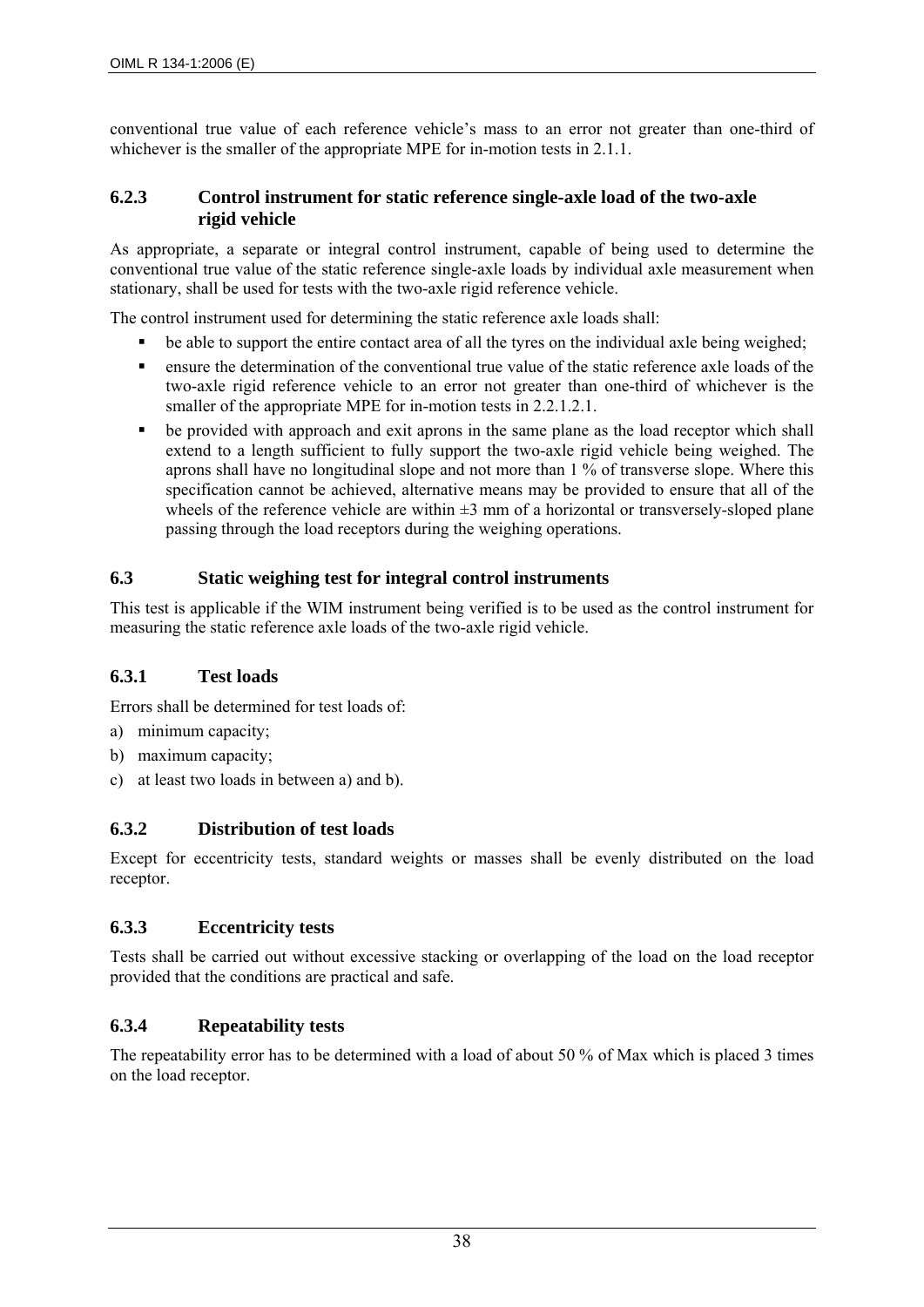conventional true value of each reference vehicle's mass to an error not greater than one-third of whichever is the smaller of the appropriate MPE for in-motion tests in 2.1.1.

### 6.2.3 Control instrument for static reference single-axle load of the two-axle rigid vehicle

As appropriate, a separate or integral control instrument, capable of being used to determine the conventional true value of the static reference single-axle loads by individual axle measurement when stationary, shall be used for tests with the two-axle rigid reference vehicle.

The control instrument used for determining the static reference axle loads shall:

- be able to support the entire contact area of all the tyres on the individual axle being weighed;
- ensure the determination of the conventional true value of the static reference axle loads of the two-axle rigid reference vehicle to an error not greater than one-third of whichever is the smaller of the appropriate MPE for in-motion tests in 2.2.1.2.1.
- be provided with approach and exit aprons in the same plane as the load receptor which shall extend to a length sufficient to fully support the two-axle rigid vehicle being weighed. The aprons shall have no longitudinal slope and not more than 1 % of transverse slope. Where this specification cannot be achieved, alternative means may be provided to ensure that all of the wheels of the reference vehicle are within ±3 mm of a horizontal or transversely-sloped plane passing through the load receptors during the weighing operations.

## 6.3 Static weighing test for integral control instruments

This test is applicable if the WIM instrument being verified is to be used as the control instrument for measuring the static reference axle loads of the two-axle rigid vehicle.

### 6.3.1 Test loads

Errors shall be determined for test loads of:

a) minimum capacity;
b) maximum capacity;
c) at least two loads in between a) and b).

### 6.3.2 Distribution of test loads

Except for eccentricity tests, standard weights or masses shall be evenly distributed on the load receptor.

### 6.3.3 Eccentricity tests

Tests shall be carried out without excessive stacking or overlapping of the load on the load receptor provided that the conditions are practical and safe.

### 6.3.4 Repeatability tests

The repeatability error has to be determined with a load of about 50 % of Max which is placed 3 times on the load receptor.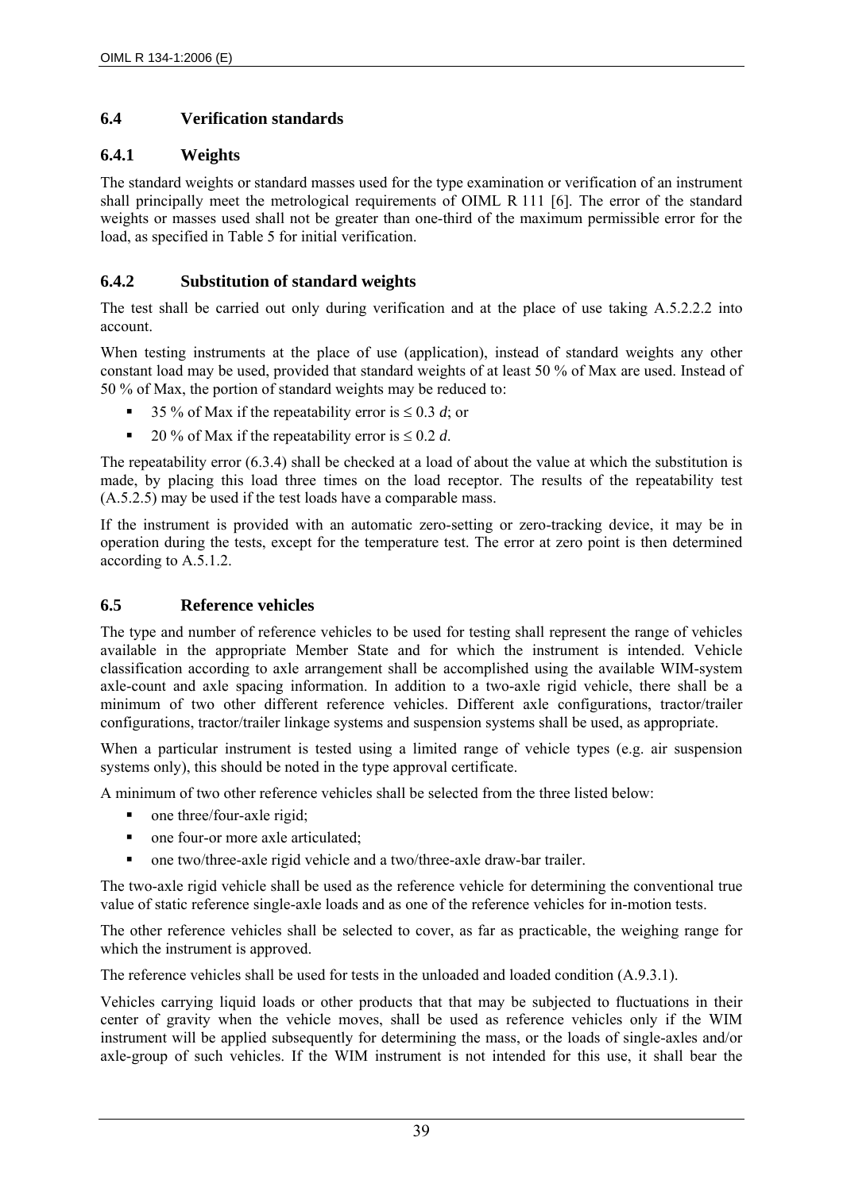## 6.4 Verification standards

### 6.4.1 Weights

The standard weights or standard masses used for the type examination or verification of an instrument shall principally meet the metrological requirements of OIML R 111 [6]. The error of the standard weights or masses used shall not be greater than one-third of the maximum permissible error for the load, as specified in Table 5 for initial verification.

### 6.4.2 Substitution of standard weights

The test shall be carried out only during verification and at the place of use taking A.5.2.2.2 into account.

When testing instruments at the place of use (application), instead of standard weights any other constant load may be used, provided that standard weights of at least 50 % of Max are used. Instead of 50 % of Max, the portion of standard weights may be reduced to:

- 35 % of Max if the repeatability error is $\leq 0.3\ d$; or
- 20 % of Max if the repeatability error is $\leq 0.2\ d$.

The repeatability error (6.3.4) shall be checked at a load of about the value at which the substitution is made, by placing this load three times on the load receptor. The results of the repeatability test (A.5.2.5) may be used if the test loads have a comparable mass.

If the instrument is provided with an automatic zero-setting or zero-tracking device, it may be in operation during the tests, except for the temperature test. The error at zero point is then determined according to A.5.1.2.

## 6.5 Reference vehicles

The type and number of reference vehicles to be used for testing shall represent the range of vehicles available in the appropriate Member State and for which the instrument is intended. Vehicle classification according to axle arrangement shall be accomplished using the available WIM-system axle-count and axle spacing information. In addition to a two-axle rigid vehicle, there shall be a minimum of two other different reference vehicles. Different axle configurations, tractor/trailer configurations, tractor/trailer linkage systems and suspension systems shall be used, as appropriate.

When a particular instrument is tested using a limited range of vehicle types (e.g. air suspension systems only), this should be noted in the type approval certificate.

A minimum of two other reference vehicles shall be selected from the three listed below:

- one three/four-axle rigid;
- one four-or more axle articulated;
- one two/three-axle rigid vehicle and a two/three-axle draw-bar trailer.

The two-axle rigid vehicle shall be used as the reference vehicle for determining the conventional true value of static reference single-axle loads and as one of the reference vehicles for in-motion tests.

The other reference vehicles shall be selected to cover, as far as practicable, the weighing range for which the instrument is approved.

The reference vehicles shall be used for tests in the unloaded and loaded condition (A.9.3.1).

Vehicles carrying liquid loads or other products that that may be subjected to fluctuations in their center of gravity when the vehicle moves, shall be used as reference vehicles only if the WIM instrument will be applied subsequently for determining the mass, or the loads of single-axles and/or axle-group of such vehicles. If the WIM instrument is not intended for this use, it shall bear the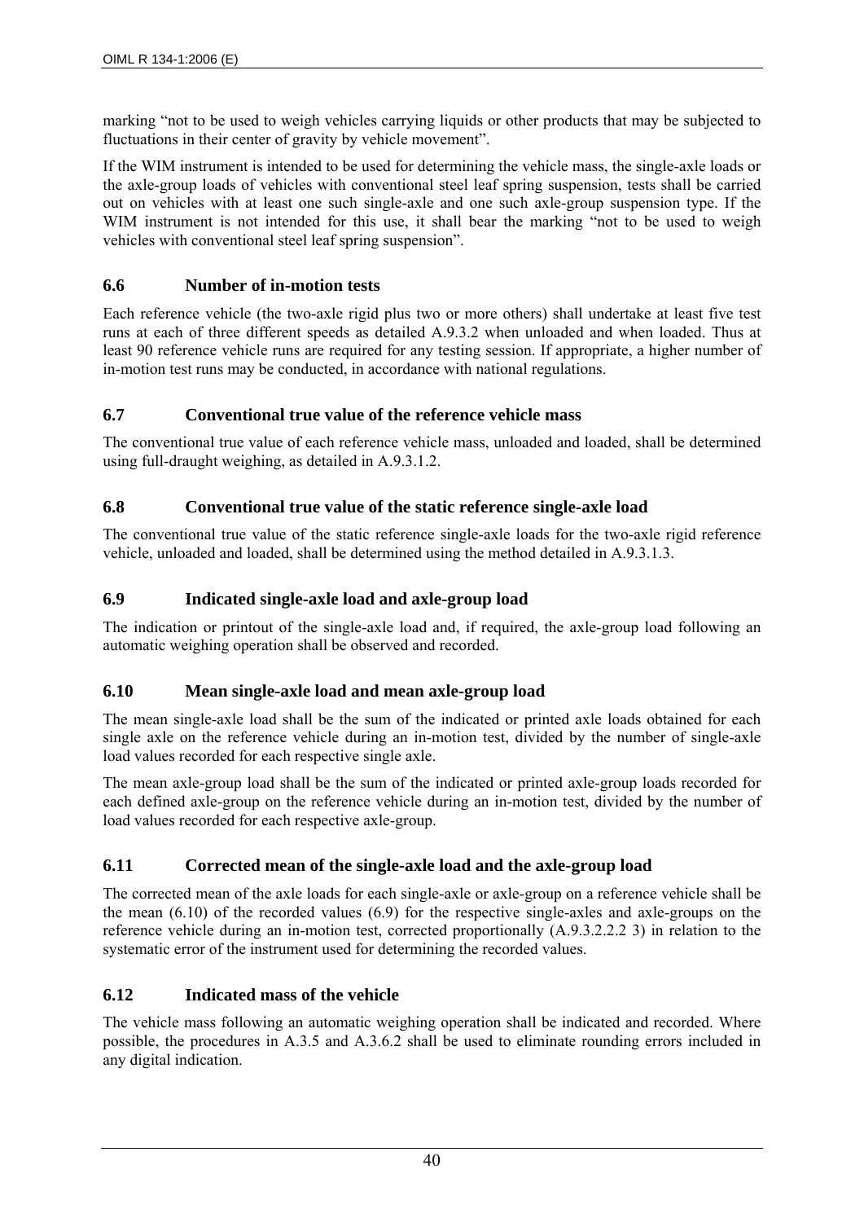marking “not to be used to weigh vehicles carrying liquids or other products that may be subjected to fluctuations in their center of gravity by vehicle movement”.

If the WIM instrument is intended to be used for determining the vehicle mass, the single-axle loads or the axle-group loads of vehicles with conventional steel leaf spring suspension, tests shall be carried out on vehicles with at least one such single-axle and one such axle-group suspension type. If the WIM instrument is not intended for this use, it shall bear the marking “not to be used to weigh vehicles with conventional steel leaf spring suspension”.

## 6.6 Number of in-motion tests

Each reference vehicle (the two-axle rigid plus two or more others) shall undertake at least five test runs at each of three different speeds as detailed A.9.3.2 when unloaded and when loaded. Thus at least 90 reference vehicle runs are required for any testing session. If appropriate, a higher number of in-motion test runs may be conducted, in accordance with national regulations.

## 6.7 Conventional true value of the reference vehicle mass

The conventional true value of each reference vehicle mass, unloaded and loaded, shall be determined using full-draught weighing, as detailed in A.9.3.1.2.

## 6.8 Conventional true value of the static reference single-axle load

The conventional true value of the static reference single-axle loads for the two-axle rigid reference vehicle, unloaded and loaded, shall be determined using the method detailed in A.9.3.1.3.

## 6.9 Indicated single-axle load and axle-group load

The indication or printout of the single-axle load and, if required, the axle-group load following an automatic weighing operation shall be observed and recorded.

## 6.10 Mean single-axle load and mean axle-group load

The mean single-axle load shall be the sum of the indicated or printed axle loads obtained for each single axle on the reference vehicle during an in-motion test, divided by the number of single-axle load values recorded for each respective single axle.

The mean axle-group load shall be the sum of the indicated or printed axle-group loads recorded for each defined axle-group on the reference vehicle during an in-motion test, divided by the number of load values recorded for each respective axle-group.

## 6.11 Corrected mean of the single-axle load and the axle-group load

The corrected mean of the axle loads for each single-axle or axle-group on a reference vehicle shall be the mean (6.10) of the recorded values (6.9) for the respective single-axles and axle-groups on the reference vehicle during an in-motion test, corrected proportionally (A.9.3.2.2.2 3) in relation to the systematic error of the instrument used for determining the recorded values.

## 6.12 Indicated mass of the vehicle

The vehicle mass following an automatic weighing operation shall be indicated and recorded. Where possible, the procedures in A.3.5 and A.3.6.2 shall be used to eliminate rounding errors included in any digital indication.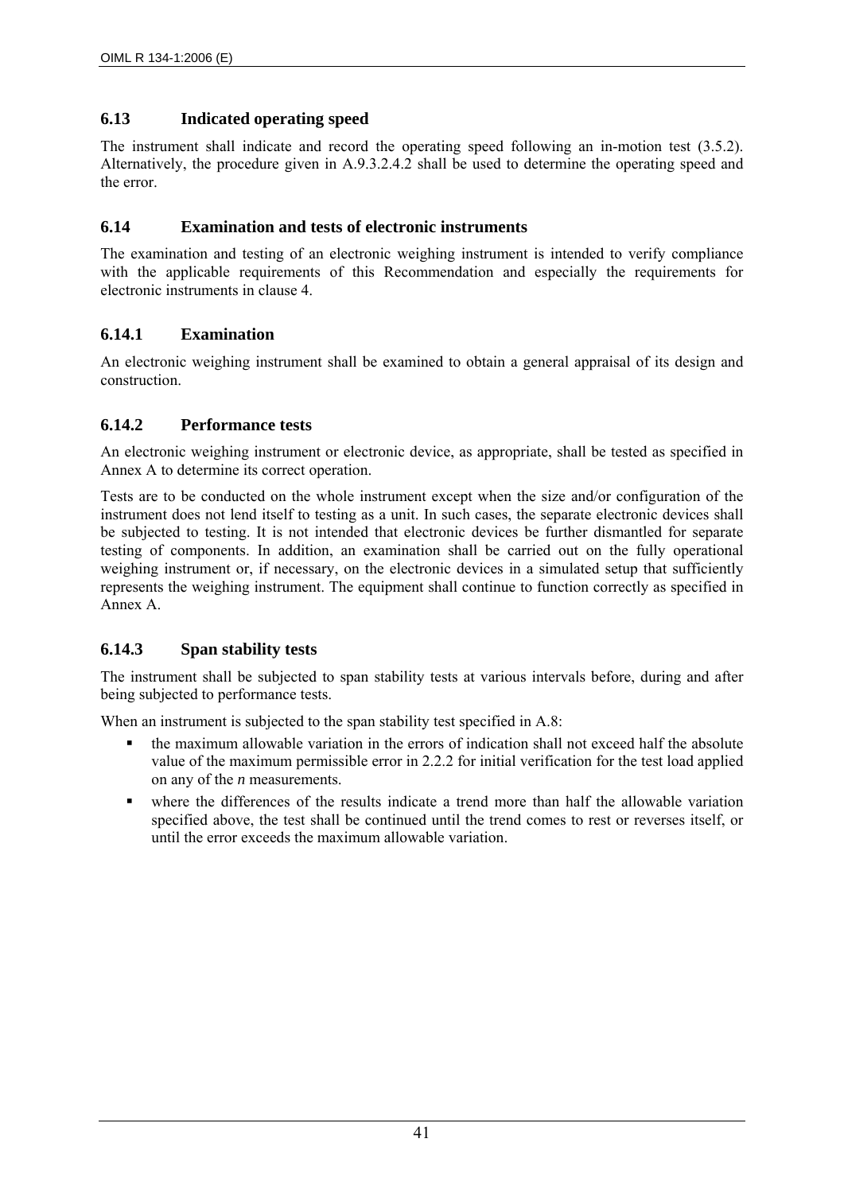## 6.13 Indicated operating speed

The instrument shall indicate and record the operating speed following an in-motion test (3.5.2). Alternatively, the procedure given in A.9.3.2.4.2 shall be used to determine the operating speed and the error.

## 6.14 Examination and tests of electronic instruments

The examination and testing of an electronic weighing instrument is intended to verify compliance with the applicable requirements of this Recommendation and especially the requirements for electronic instruments in clause 4.

### 6.14.1 Examination

An electronic weighing instrument shall be examined to obtain a general appraisal of its design and construction.

### 6.14.2 Performance tests

An electronic weighing instrument or electronic device, as appropriate, shall be tested as specified in Annex A to determine its correct operation.

Tests are to be conducted on the whole instrument except when the size and/or configuration of the instrument does not lend itself to testing as a unit. In such cases, the separate electronic devices shall be subjected to testing. It is not intended that electronic devices be further dismantled for separate testing of components. In addition, an examination shall be carried out on the fully operational weighing instrument or, if necessary, on the electronic devices in a simulated setup that sufficiently represents the weighing instrument. The equipment shall continue to function correctly as specified in Annex A.

### 6.14.3 Span stability tests

The instrument shall be subjected to span stability tests at various intervals before, during and after being subjected to performance tests.

When an instrument is subjected to the span stability test specified in A.8:

- the maximum allowable variation in the errors of indication shall not exceed half the absolute value of the maximum permissible error in 2.2.2 for initial verification for the test load applied on any of the $n$ measurements.
- where the differences of the results indicate a trend more than half the allowable variation specified above, the test shall be continued until the trend comes to rest or reverses itself, or until the error exceeds the maximum allowable variation.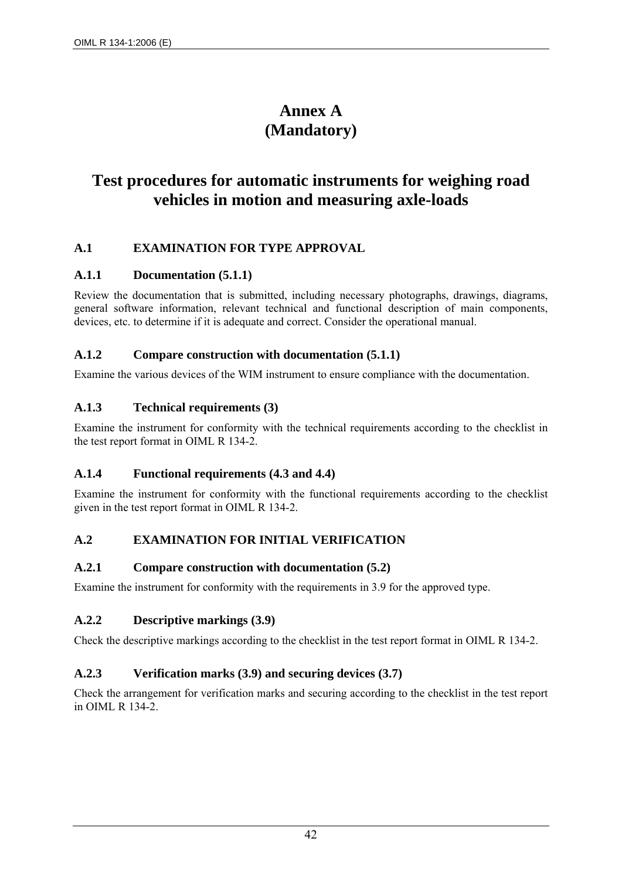# Annex A
# (Mandatory)

# Test procedures for automatic instruments for weighing road vehicles in motion and measuring axle-loads

## A.1 EXAMINATION FOR TYPE APPROVAL

### A.1.1 Documentation (5.1.1)

Review the documentation that is submitted, including necessary photographs, drawings, diagrams, general software information, relevant technical and functional description of main components, devices, etc. to determine if it is adequate and correct. Consider the operational manual.

### A.1.2 Compare construction with documentation (5.1.1)

Examine the various devices of the WIM instrument to ensure compliance with the documentation.

### A.1.3 Technical requirements (3)

Examine the instrument for conformity with the technical requirements according to the checklist in the test report format in OIML R 134-2.

### A.1.4 Functional requirements (4.3 and 4.4)

Examine the instrument for conformity with the functional requirements according to the checklist given in the test report format in OIML R 134-2.

## A.2 EXAMINATION FOR INITIAL VERIFICATION

### A.2.1 Compare construction with documentation (5.2)

Examine the instrument for conformity with the requirements in 3.9 for the approved type.

### A.2.2 Descriptive markings (3.9)

Check the descriptive markings according to the checklist in the test report format in OIML R 134-2.

### A.2.3 Verification marks (3.9) and securing devices (3.7)

Check the arrangement for verification marks and securing according to the checklist in the test report in OIML R 134-2.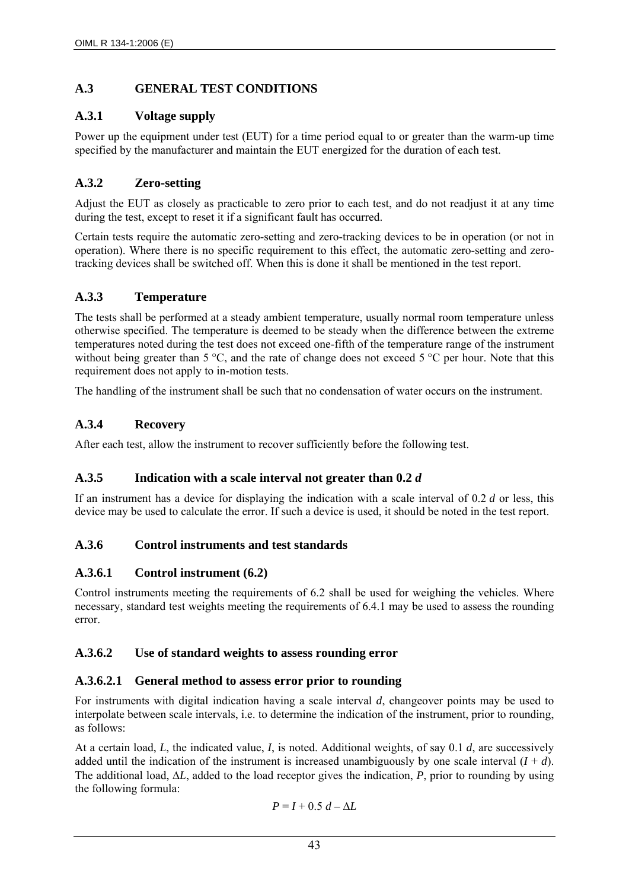## A.3 GENERAL TEST CONDITIONS

### A.3.1 Voltage supply

Power up the equipment under test (EUT) for a time period equal to or greater than the warm-up time specified by the manufacturer and maintain the EUT energized for the duration of each test.

### A.3.2 Zero-setting

Adjust the EUT as closely as practicable to zero prior to each test, and do not readjust it at any time during the test, except to reset it if a significant fault has occurred.

Certain tests require the automatic zero-setting and zero-tracking devices to be in operation (or not in operation). Where there is no specific requirement to this effect, the automatic zero-setting and zero-tracking devices shall be switched off. When this is done it shall be mentioned in the test report.

### A.3.3 Temperature

The tests shall be performed at a steady ambient temperature, usually normal room temperature unless otherwise specified. The temperature is deemed to be steady when the difference between the extreme temperatures noted during the test does not exceed one-fifth of the temperature range of the instrument without being greater than 5 °C, and the rate of change does not exceed 5 °C per hour. Note that this requirement does not apply to in-motion tests.

The handling of the instrument shall be such that no condensation of water occurs on the instrument.

### A.3.4 Recovery

After each test, allow the instrument to recover sufficiently before the following test.

### A.3.5 Indication with a scale interval not greater than 0.2 $d$

If an instrument has a device for displaying the indication with a scale interval of 0.2 $d$ or less, this device may be used to calculate the error. If such a device is used, it should be noted in the test report.

### A.3.6 Control instruments and test standards

#### A.3.6.1 Control instrument (6.2)

Control instruments meeting the requirements of 6.2 shall be used for weighing the vehicles. Where necessary, standard test weights meeting the requirements of 6.4.1 may be used to assess the rounding error.

#### A.3.6.2 Use of standard weights to assess rounding error

##### A.3.6.2.1 General method to assess error prior to rounding

For instruments with digital indication having a scale interval $d$, changeover points may be used to interpolate between scale intervals, i.e. to determine the indication of the instrument, prior to rounding, as follows:

At a certain load, $L$, the indicated value, $I$, is noted. Additional weights, of say 0.1 $d$, are successively added until the indication of the instrument is increased unambiguously by one scale interval ($I + d$). The additional load, $\Delta L$, added to the load receptor gives the indication, $P$, prior to rounding by using the following formula:

$$P = I + 0.5\,d - \Delta L$$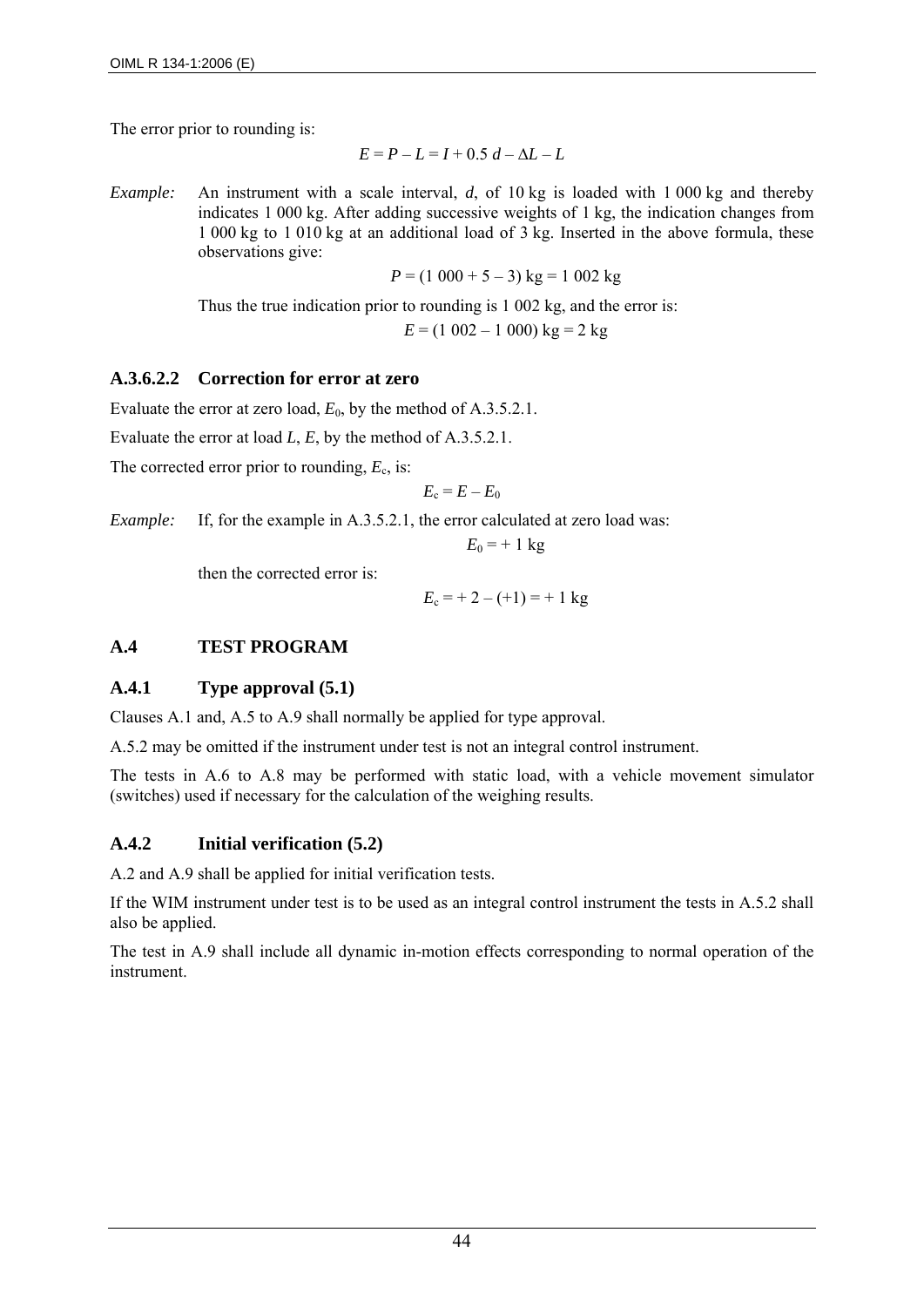The error prior to rounding is:

$$E = P - L = I + 0.5\ d - \Delta L - L$$

*Example:* An instrument with a scale interval, $d$, of 10 kg is loaded with 1 000 kg and thereby indicates 1 000 kg. After adding successive weights of 1 kg, the indication changes from 1 000 kg to 1 010 kg at an additional load of 3 kg. Inserted in the above formula, these observations give:

$$P = (1\ 000 + 5 - 3)\ \text{kg} = 1\ 002\ \text{kg}$$

Thus the true indication prior to rounding is 1 002 kg, and the error is:

$$E = (1\ 002 - 1\ 000)\ \text{kg} = 2\ \text{kg}$$

### A.3.6.2.2 Correction for error at zero

Evaluate the error at zero load, $E_0$, by the method of A.3.5.2.1.

Evaluate the error at load $L$, $E$, by the method of A.3.5.2.1.

The corrected error prior to rounding, $E_c$, is:

$$E_c = E - E_0$$

*Example:* If, for the example in A.3.5.2.1, the error calculated at zero load was:

$$E_0 = +1\ \text{kg}$$

then the corrected error is:

$$E_c = +2 - (+1) = +1\ \text{kg}$$

## A.4 TEST PROGRAM

### A.4.1 Type approval (5.1)

Clauses A.1 and, A.5 to A.9 shall normally be applied for type approval.

A.5.2 may be omitted if the instrument under test is not an integral control instrument.

The tests in A.6 to A.8 may be performed with static load, with a vehicle movement simulator (switches) used if necessary for the calculation of the weighing results.

### A.4.2 Initial verification (5.2)

A.2 and A.9 shall be applied for initial verification tests.

If the WIM instrument under test is to be used as an integral control instrument the tests in A.5.2 shall also be applied.

The test in A.9 shall include all dynamic in-motion effects corresponding to normal operation of the instrument.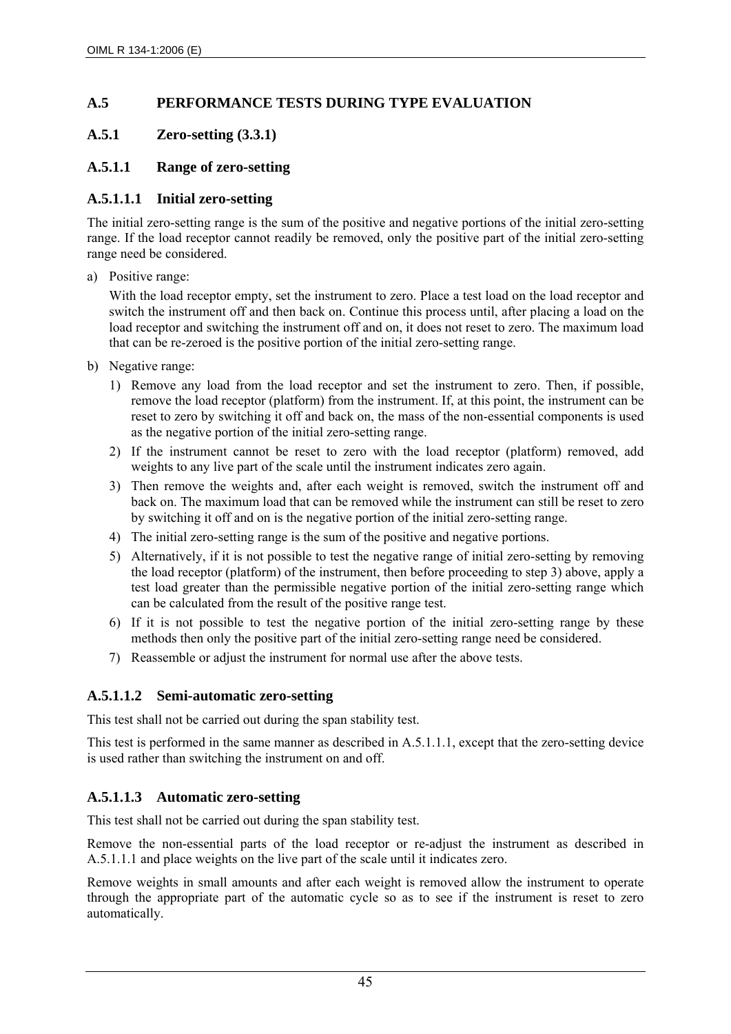## A.5 PERFORMANCE TESTS DURING TYPE EVALUATION

### A.5.1 Zero-setting (3.3.1)

### A.5.1.1 Range of zero-setting

#### A.5.1.1.1 Initial zero-setting

The initial zero-setting range is the sum of the positive and negative portions of the initial zero-setting range. If the load receptor cannot readily be removed, only the positive part of the initial zero-setting range need be considered.

a) Positive range:

   With the load receptor empty, set the instrument to zero. Place a test load on the load receptor and switch the instrument off and then back on. Continue this process until, after placing a load on the load receptor and switching the instrument off and on, it does not reset to zero. The maximum load that can be re-zeroed is the positive portion of the initial zero-setting range.

b) Negative range:

   1) Remove any load from the load receptor and set the instrument to zero. Then, if possible, remove the load receptor (platform) from the instrument. If, at this point, the instrument can be reset to zero by switching it off and back on, the mass of the non-essential components is used as the negative portion of the initial zero-setting range.
   2) If the instrument cannot be reset to zero with the load receptor (platform) removed, add weights to any live part of the scale until the instrument indicates zero again.
   3) Then remove the weights and, after each weight is removed, switch the instrument off and back on. The maximum load that can be removed while the instrument can still be reset to zero by switching it off and on is the negative portion of the initial zero-setting range.
   4) The initial zero-setting range is the sum of the positive and negative portions.
   5) Alternatively, if it is not possible to test the negative range of initial zero-setting by removing the load receptor (platform) of the instrument, then before proceeding to step 3) above, apply a test load greater than the permissible negative portion of the initial zero-setting range which can be calculated from the result of the positive range test.
   6) If it is not possible to test the negative portion of the initial zero-setting range by these methods then only the positive part of the initial zero-setting range need be considered.
   7) Reassemble or adjust the instrument for normal use after the above tests.

#### A.5.1.1.2 Semi-automatic zero-setting

This test shall not be carried out during the span stability test.

This test is performed in the same manner as described in A.5.1.1.1, except that the zero-setting device is used rather than switching the instrument on and off.

#### A.5.1.1.3 Automatic zero-setting

This test shall not be carried out during the span stability test.

Remove the non-essential parts of the load receptor or re-adjust the instrument as described in A.5.1.1.1 and place weights on the live part of the scale until it indicates zero.

Remove weights in small amounts and after each weight is removed allow the instrument to operate through the appropriate part of the automatic cycle so as to see if the instrument is reset to zero automatically.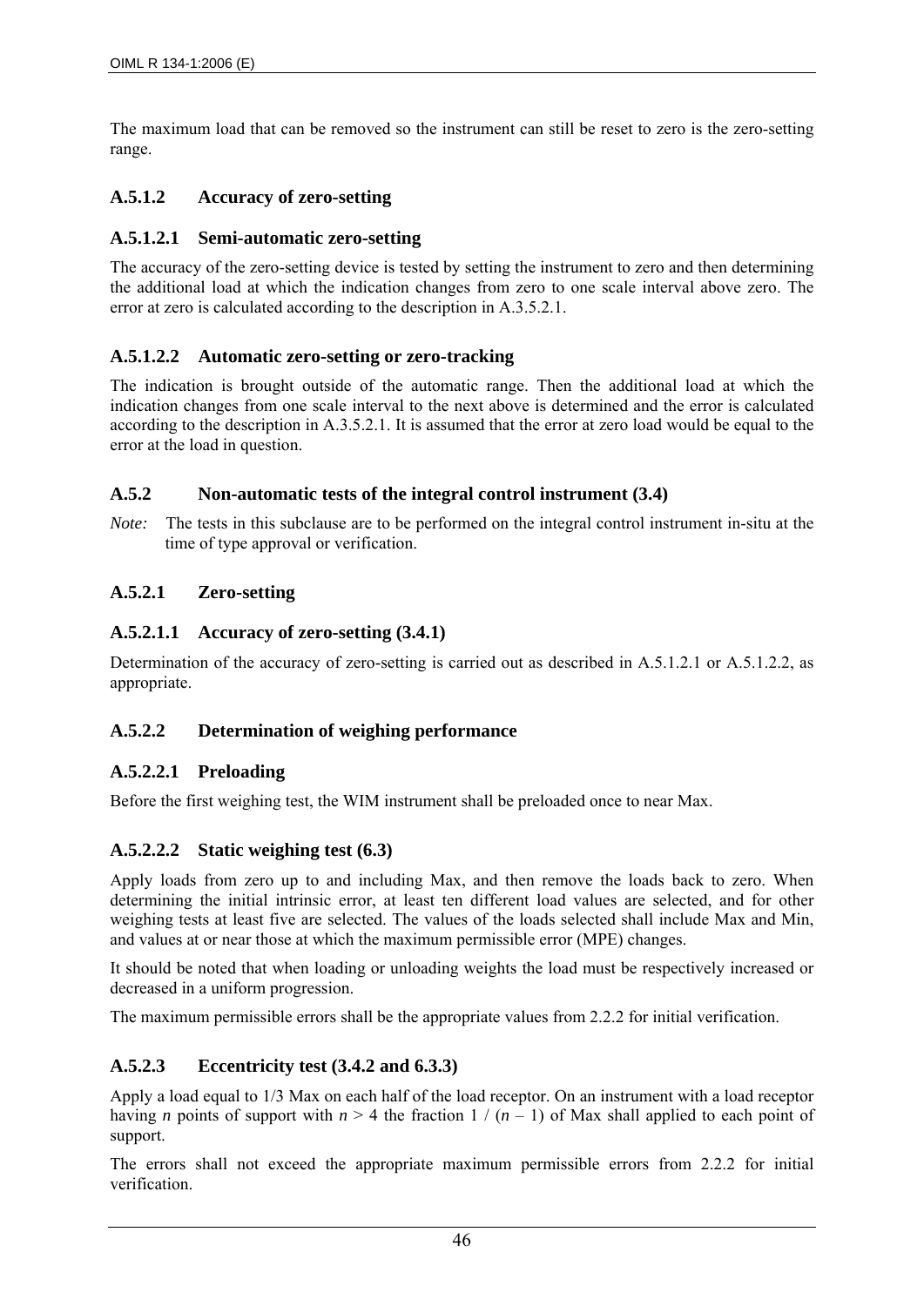The maximum load that can be removed so the instrument can still be reset to zero is the zero-setting range.

### A.5.1.2 Accuracy of zero-setting

#### A.5.1.2.1 Semi-automatic zero-setting

The accuracy of the zero-setting device is tested by setting the instrument to zero and then determining the additional load at which the indication changes from zero to one scale interval above zero. The error at zero is calculated according to the description in A.3.5.2.1.

#### A.5.1.2.2 Automatic zero-setting or zero-tracking

The indication is brought outside of the automatic range. Then the additional load at which the indication changes from one scale interval to the next above is determined and the error is calculated according to the description in A.3.5.2.1. It is assumed that the error at zero load would be equal to the error at the load in question.

### A.5.2 Non-automatic tests of the integral control instrument (3.4)

*Note:* The tests in this subclause are to be performed on the integral control instrument in-situ at the time of type approval or verification.

### A.5.2.1 Zero-setting

#### A.5.2.1.1 Accuracy of zero-setting (3.4.1)

Determination of the accuracy of zero-setting is carried out as described in A.5.1.2.1 or A.5.1.2.2, as appropriate.

### A.5.2.2 Determination of weighing performance

#### A.5.2.2.1 Preloading

Before the first weighing test, the WIM instrument shall be preloaded once to near Max.

#### A.5.2.2.2 Static weighing test (6.3)

Apply loads from zero up to and including Max, and then remove the loads back to zero. When determining the initial intrinsic error, at least ten different load values are selected, and for other weighing tests at least five are selected. The values of the loads selected shall include Max and Min, and values at or near those at which the maximum permissible error (MPE) changes.

It should be noted that when loading or unloading weights the load must be respectively increased or decreased in a uniform progression.

The maximum permissible errors shall be the appropriate values from 2.2.2 for initial verification.

### A.5.2.3 Eccentricity test (3.4.2 and 6.3.3)

Apply a load equal to 1/3 Max on each half of the load receptor. On an instrument with a load receptor having $n$ points of support with $n > 4$ the fraction $1 / (n - 1)$ of Max shall applied to each point of support.

The errors shall not exceed the appropriate maximum permissible errors from 2.2.2 for initial verification.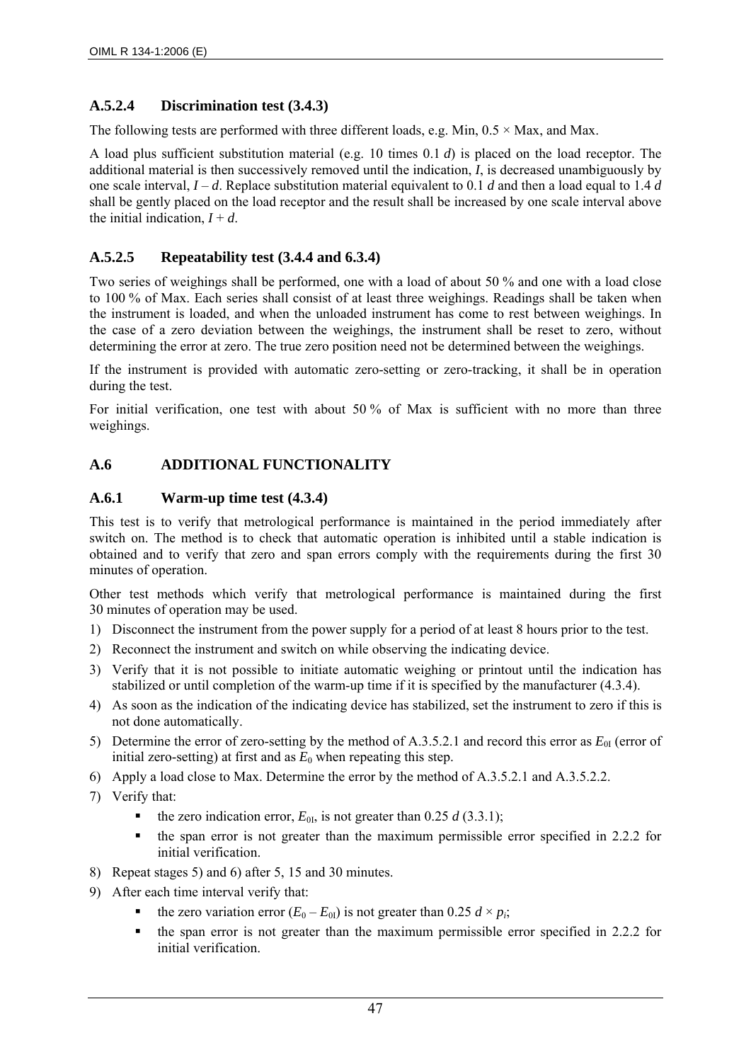### A.5.2.4 Discrimination test (3.4.3)

The following tests are performed with three different loads, e.g. Min, $0.5 \times$ Max, and Max.

A load plus sufficient substitution material (e.g. 10 times 0.1 $d$) is placed on the load receptor. The additional material is then successively removed until the indication, $I$, is decreased unambiguously by one scale interval, $I - d$. Replace substitution material equivalent to 0.1 $d$ and then a load equal to 1.4 $d$ shall be gently placed on the load receptor and the result shall be increased by one scale interval above the initial indication, $I + d$.

### A.5.2.5 Repeatability test (3.4.4 and 6.3.4)

Two series of weighings shall be performed, one with a load of about 50 % and one with a load close to 100 % of Max. Each series shall consist of at least three weighings. Readings shall be taken when the instrument is loaded, and when the unloaded instrument has come to rest between weighings. In the case of a zero deviation between the weighings, the instrument shall be reset to zero, without determining the error at zero. The true zero position need not be determined between the weighings.

If the instrument is provided with automatic zero-setting or zero-tracking, it shall be in operation during the test.

For initial verification, one test with about 50 % of Max is sufficient with no more than three weighings.

## A.6 ADDITIONAL FUNCTIONALITY

### A.6.1 Warm-up time test (4.3.4)

This test is to verify that metrological performance is maintained in the period immediately after switch on. The method is to check that automatic operation is inhibited until a stable indication is obtained and to verify that zero and span errors comply with the requirements during the first 30 minutes of operation.

Other test methods which verify that metrological performance is maintained during the first 30 minutes of operation may be used.

1) Disconnect the instrument from the power supply for a period of at least 8 hours prior to the test.
2) Reconnect the instrument and switch on while observing the indicating device.
3) Verify that it is not possible to initiate automatic weighing or printout until the indication has stabilized or until completion of the warm-up time if it is specified by the manufacturer (4.3.4).
4) As soon as the indication of the indicating device has stabilized, set the instrument to zero if this is not done automatically.
5) Determine the error of zero-setting by the method of A.3.5.2.1 and record this error as $E_{0I}$ (error of initial zero-setting) at first and as $E_0$ when repeating this step.
6) Apply a load close to Max. Determine the error by the method of A.3.5.2.1 and A.3.5.2.2.
7) Verify that:
   - the zero indication error, $E_{0I}$, is not greater than 0.25 $d$ (3.3.1);
   - the span error is not greater than the maximum permissible error specified in 2.2.2 for initial verification.
8) Repeat stages 5) and 6) after 5, 15 and 30 minutes.
9) After each time interval verify that:
   - the zero variation error ($E_0 - E_{0I}$) is not greater than 0.25 $d \times p_i$;
   - the span error is not greater than the maximum permissible error specified in 2.2.2 for initial verification.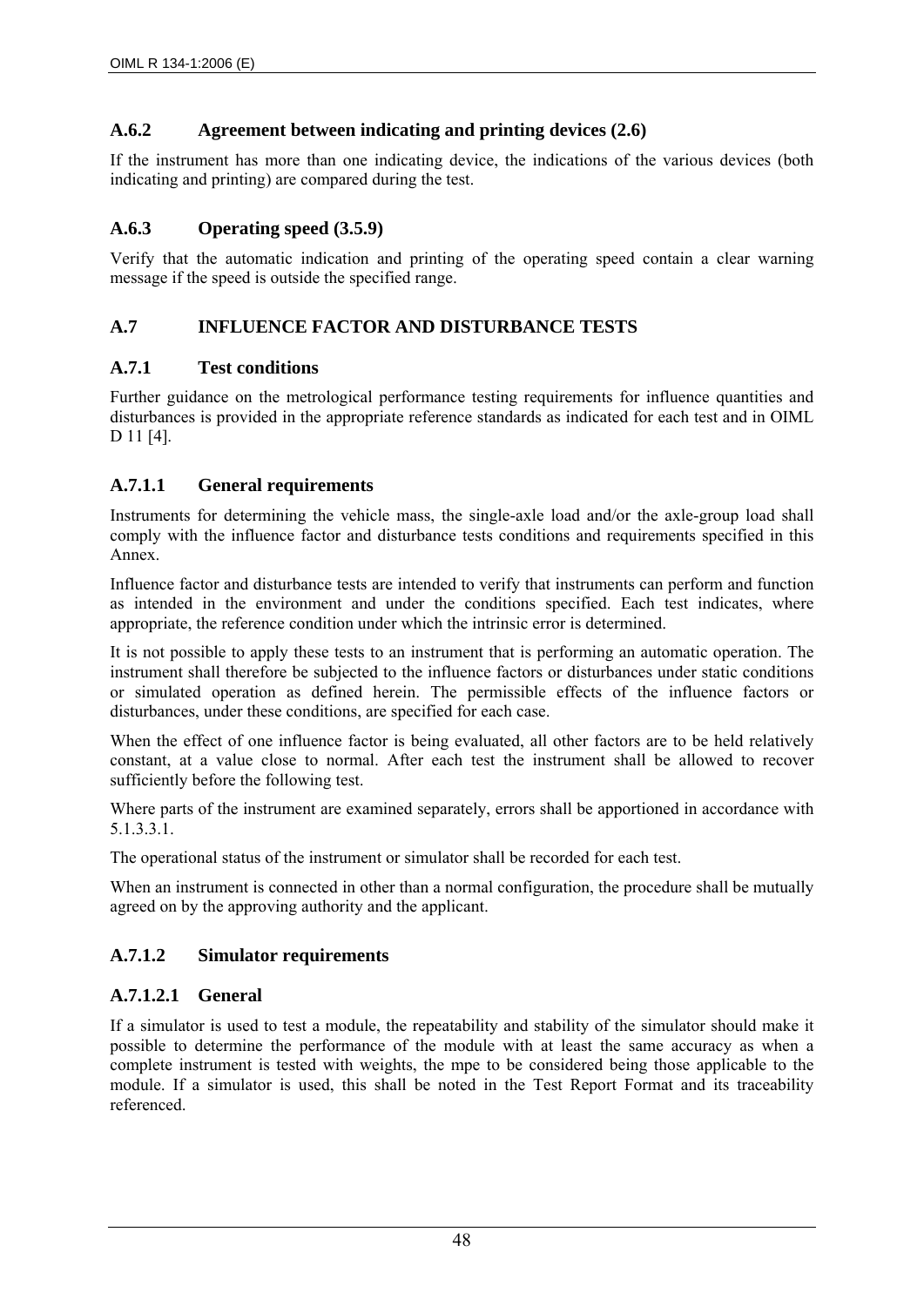### A.6.2 Agreement between indicating and printing devices (2.6)

If the instrument has more than one indicating device, the indications of the various devices (both indicating and printing) are compared during the test.

### A.6.3 Operating speed (3.5.9)

Verify that the automatic indication and printing of the operating speed contain a clear warning message if the speed is outside the specified range.

## A.7 INFLUENCE FACTOR AND DISTURBANCE TESTS

### A.7.1 Test conditions

Further guidance on the metrological performance testing requirements for influence quantities and disturbances is provided in the appropriate reference standards as indicated for each test and in OIML D 11 [4].

### A.7.1.1 General requirements

Instruments for determining the vehicle mass, the single-axle load and/or the axle-group load shall comply with the influence factor and disturbance tests conditions and requirements specified in this Annex.

Influence factor and disturbance tests are intended to verify that instruments can perform and function as intended in the environment and under the conditions specified. Each test indicates, where appropriate, the reference condition under which the intrinsic error is determined.

It is not possible to apply these tests to an instrument that is performing an automatic operation. The instrument shall therefore be subjected to the influence factors or disturbances under static conditions or simulated operation as defined herein. The permissible effects of the influence factors or disturbances, under these conditions, are specified for each case.

When the effect of one influence factor is being evaluated, all other factors are to be held relatively constant, at a value close to normal. After each test the instrument shall be allowed to recover sufficiently before the following test.

Where parts of the instrument are examined separately, errors shall be apportioned in accordance with 5.1.3.3.1.

The operational status of the instrument or simulator shall be recorded for each test.

When an instrument is connected in other than a normal configuration, the procedure shall be mutually agreed on by the approving authority and the applicant.

### A.7.1.2 Simulator requirements

#### A.7.1.2.1 General

If a simulator is used to test a module, the repeatability and stability of the simulator should make it possible to determine the performance of the module with at least the same accuracy as when a complete instrument is tested with weights, the mpe to be considered being those applicable to the module. If a simulator is used, this shall be noted in the Test Report Format and its traceability referenced.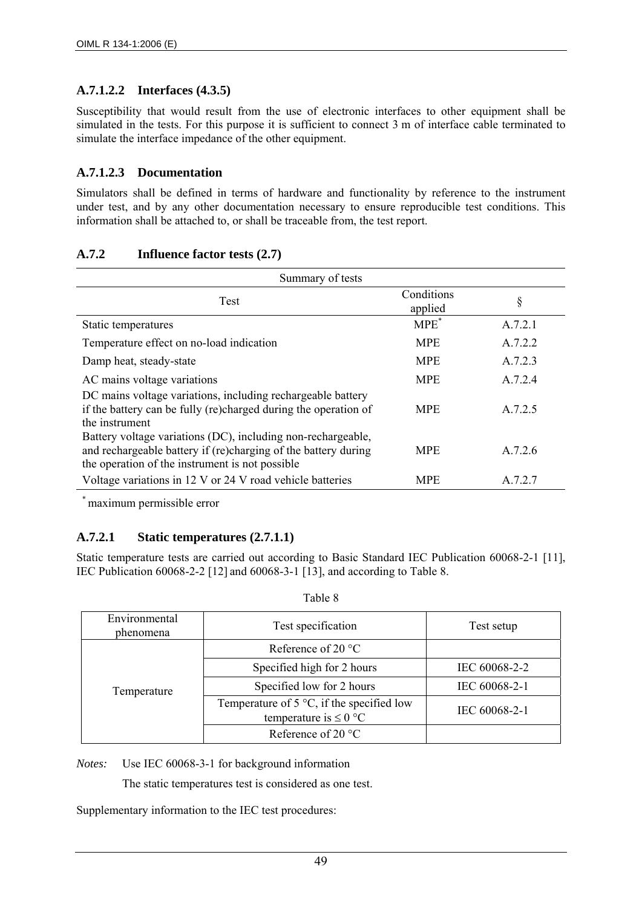#### A.7.1.2.2 Interfaces (4.3.5)

Susceptibility that would result from the use of electronic interfaces to other equipment shall be simulated in the tests. For this purpose it is sufficient to connect 3 m of interface cable terminated to simulate the interface impedance of the other equipment.

#### A.7.1.2.3 Documentation

Simulators shall be defined in terms of hardware and functionality by reference to the instrument under test, and by any other documentation necessary to ensure reproducible test conditions. This information shall be attached to, or shall be traceable from, the test report.

### A.7.2 Influence factor tests (2.7)

Summary of tests

| Test | Conditions applied | § |
|---|---|---|
| Static temperatures | MPE* | A.7.2.1 |
| Temperature effect on no-load indication | MPE | A.7.2.2 |
| Damp heat, steady-state | MPE | A.7.2.3 |
| AC mains voltage variations | MPE | A.7.2.4 |
| DC mains voltage variations, including rechargeable battery if the battery can be fully (re)charged during the operation of the instrument | MPE | A.7.2.5 |
| Battery voltage variations (DC), including non-rechargeable, and rechargeable battery if (re)charging of the battery during the operation of the instrument is not possible | MPE | A.7.2.6 |
| Voltage variations in 12 V or 24 V road vehicle batteries | MPE | A.7.2.7 |

* maximum permissible error

### A.7.2.1 Static temperatures (2.7.1.1)

Static temperature tests are carried out according to Basic Standard IEC Publication 60068-2-1 [11], IEC Publication 60068-2-2 [12] and 60068-3-1 [13], and according to Table 8.

Table 8

| Environmental phenomena | Test specification | Test setup |
|---|---|---|
| Temperature | Reference of 20 °C | |
| | Specified high for 2 hours | IEC 60068-2-2 |
| | Specified low for 2 hours | IEC 60068-2-1 |
| | Temperature of 5 °C, if the specified low temperature is ≤ 0 °C | IEC 60068-2-1 |
| | Reference of 20 °C | |

*Notes:* Use IEC 60068-3-1 for background information

The static temperatures test is considered as one test.

Supplementary information to the IEC test procedures: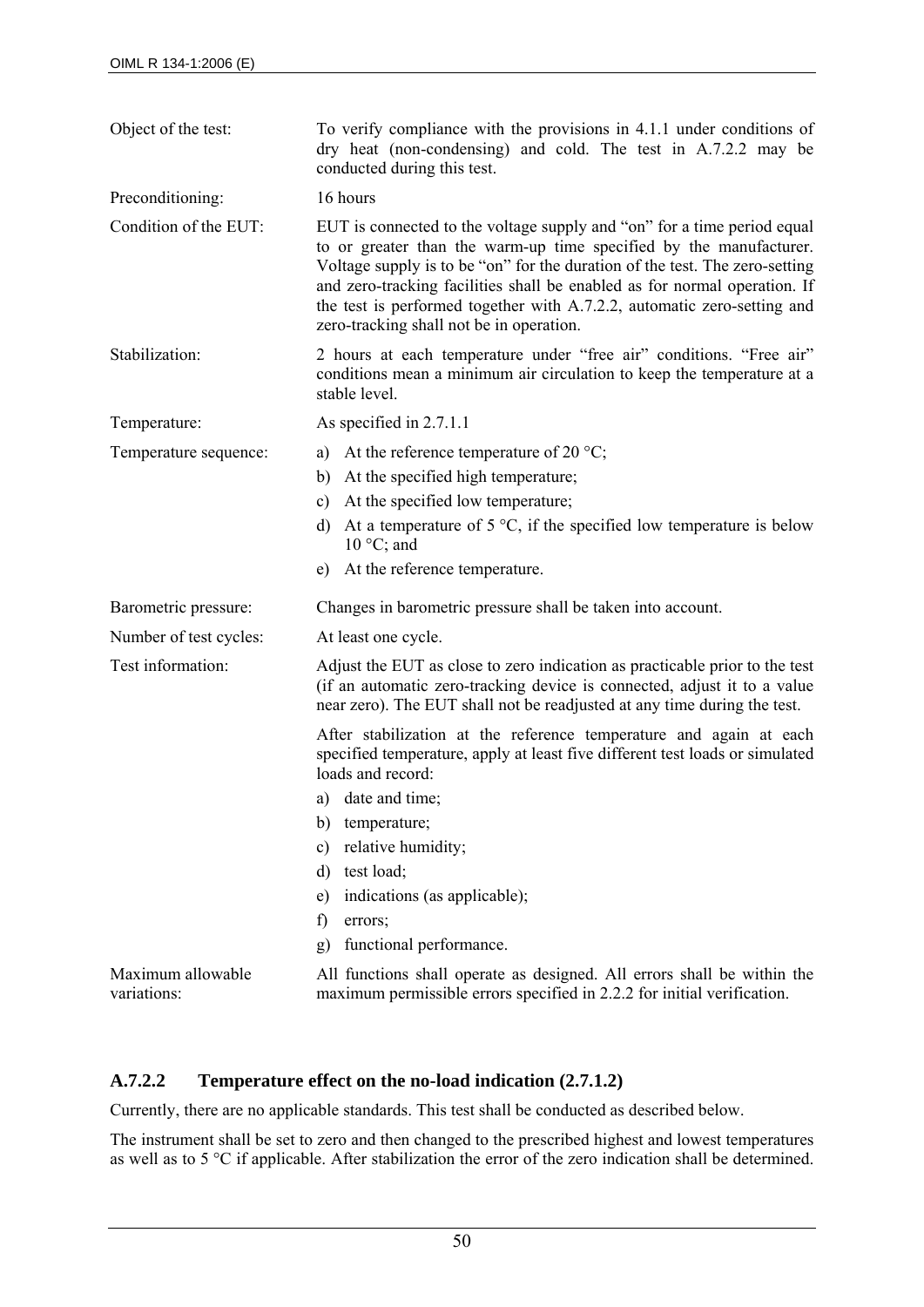| | |
|---|---|
| Object of the test: | To verify compliance with the provisions in 4.1.1 under conditions of dry heat (non-condensing) and cold. The test in A.7.2.2 may be conducted during this test. |
| Preconditioning: | 16 hours |
| Condition of the EUT: | EUT is connected to the voltage supply and "on" for a time period equal to or greater than the warm-up time specified by the manufacturer. Voltage supply is to be "on" for the duration of the test. The zero-setting and zero-tracking facilities shall be enabled as for normal operation. If the test is performed together with A.7.2.2, automatic zero-setting and zero-tracking shall not be in operation. |
| Stabilization: | 2 hours at each temperature under "free air" conditions. "Free air" conditions mean a minimum air circulation to keep the temperature at a stable level. |
| Temperature: | As specified in 2.7.1.1 |
| Temperature sequence: | a) At the reference temperature of 20 °C;<br>b) At the specified high temperature;<br>c) At the specified low temperature;<br>d) At a temperature of 5 °C, if the specified low temperature is below 10 °C; and<br>e) At the reference temperature. |
| Barometric pressure: | Changes in barometric pressure shall be taken into account. |
| Number of test cycles: | At least one cycle. |
| Test information: | Adjust the EUT as close to zero indication as practicable prior to the test (if an automatic zero-tracking device is connected, adjust it to a value near zero). The EUT shall not be readjusted at any time during the test.<br><br>After stabilization at the reference temperature and again at each specified temperature, apply at least five different test loads or simulated loads and record:<br>a) date and time;<br>b) temperature;<br>c) relative humidity;<br>d) test load;<br>e) indications (as applicable);<br>f) errors;<br>g) functional performance. |
| Maximum allowable variations: | All functions shall operate as designed. All errors shall be within the maximum permissible errors specified in 2.2.2 for initial verification. |

### A.7.2.2 Temperature effect on the no-load indication (2.7.1.2)

Currently, there are no applicable standards. This test shall be conducted as described below.

The instrument shall be set to zero and then changed to the prescribed highest and lowest temperatures as well as to 5 °C if applicable. After stabilization the error of the zero indication shall be determined.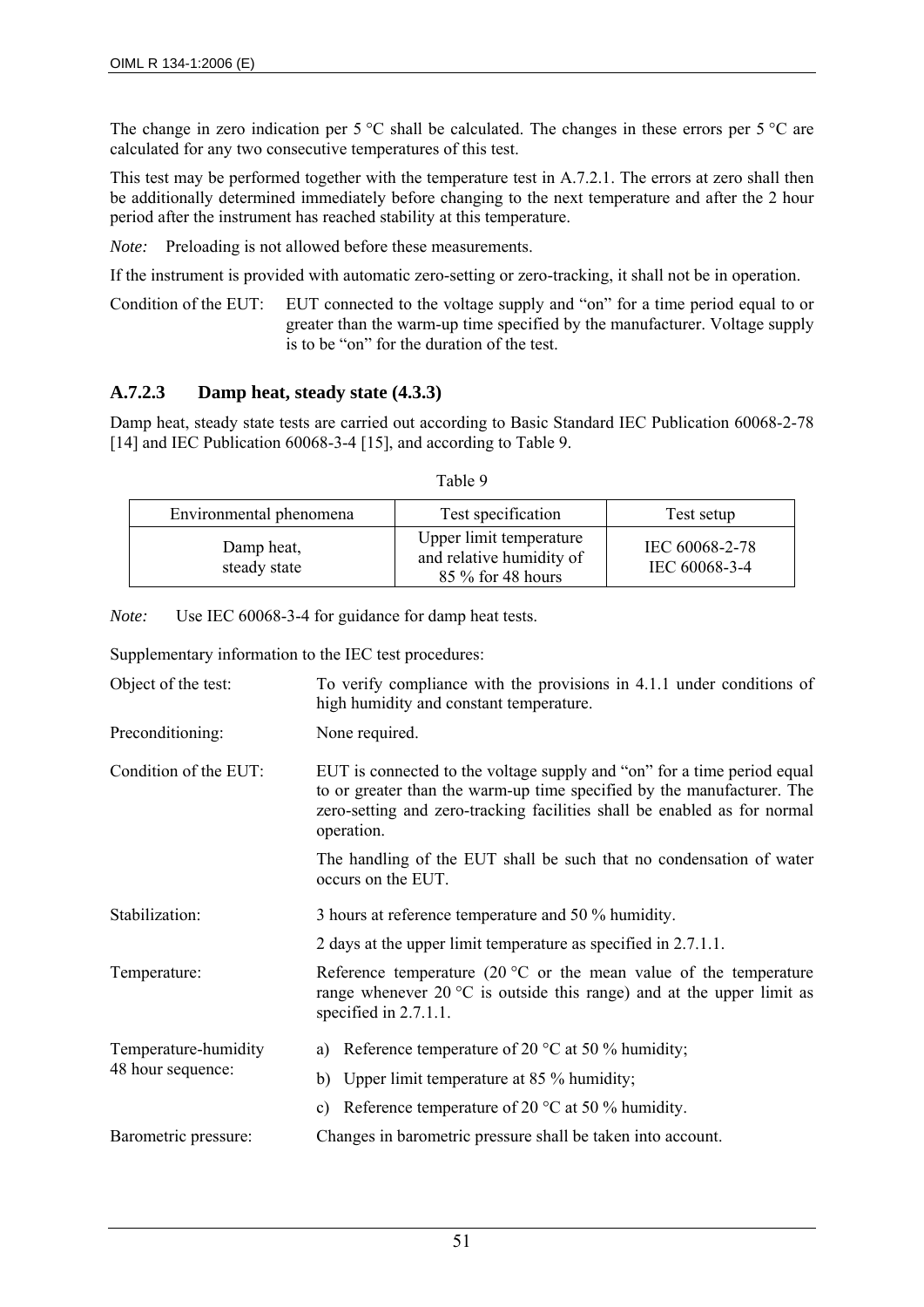The change in zero indication per 5 °C shall be calculated. The changes in these errors per 5 °C are calculated for any two consecutive temperatures of this test.

This test may be performed together with the temperature test in A.7.2.1. The errors at zero shall then be additionally determined immediately before changing to the next temperature and after the 2 hour period after the instrument has reached stability at this temperature.

*Note:* Preloading is not allowed before these measurements.

If the instrument is provided with automatic zero-setting or zero-tracking, it shall not be in operation.

Condition of the EUT: EUT connected to the voltage supply and "on" for a time period equal to or greater than the warm-up time specified by the manufacturer. Voltage supply is to be "on" for the duration of the test.

### A.7.2.3 Damp heat, steady state (4.3.3)

Damp heat, steady state tests are carried out according to Basic Standard IEC Publication 60068-2-78 [14] and IEC Publication 60068-3-4 [15], and according to Table 9.

Table 9

| Environmental phenomena | Test specification | Test setup |
|---|---|---|
| Damp heat, steady state | Upper limit temperature and relative humidity of 85 % for 48 hours | IEC 60068-2-78 IEC 60068-3-4 |

*Note:* Use IEC 60068-3-4 for guidance for damp heat tests.

Supplementary information to the IEC test procedures:

Object of the test: To verify compliance with the provisions in 4.1.1 under conditions of high humidity and constant temperature.

Preconditioning: None required.

Condition of the EUT: EUT is connected to the voltage supply and "on" for a time period equal to or greater than the warm-up time specified by the manufacturer. The zero-setting and zero-tracking facilities shall be enabled as for normal operation.

The handling of the EUT shall be such that no condensation of water occurs on the EUT.

Stabilization: 3 hours at reference temperature and 50 % humidity.

2 days at the upper limit temperature as specified in 2.7.1.1.

Temperature: Reference temperature (20 °C or the mean value of the temperature range whenever 20 °C is outside this range) and at the upper limit as specified in 2.7.1.1.

Temperature-humidity 48 hour sequence:

a) Reference temperature of 20 °C at 50 % humidity;
b) Upper limit temperature at 85 % humidity;
c) Reference temperature of 20 °C at 50 % humidity.

Barometric pressure: Changes in barometric pressure shall be taken into account.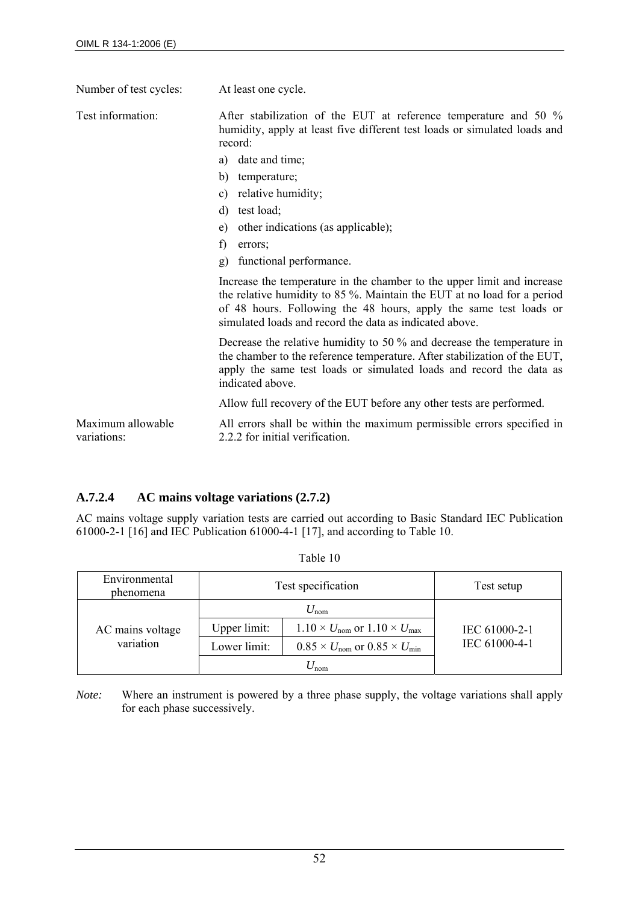Number of test cycles: At least one cycle.

Test information: After stabilization of the EUT at reference temperature and 50 % humidity, apply at least five different test loads or simulated loads and record:

a) date and time;
b) temperature;
c) relative humidity;
d) test load;
e) other indications (as applicable);
f) errors;
g) functional performance.

Increase the temperature in the chamber to the upper limit and increase the relative humidity to 85 %. Maintain the EUT at no load for a period of 48 hours. Following the 48 hours, apply the same test loads or simulated loads and record the data as indicated above.

Decrease the relative humidity to 50 % and decrease the temperature in the chamber to the reference temperature. After stabilization of the EUT, apply the same test loads or simulated loads and record the data as indicated above.

Allow full recovery of the EUT before any other tests are performed.

Maximum allowable variations: All errors shall be within the maximum permissible errors specified in 2.2.2 for initial verification.

### A.7.2.4 AC mains voltage variations (2.7.2)

AC mains voltage supply variation tests are carried out according to Basic Standard IEC Publication 61000-2-1 [16] and IEC Publication 61000-4-1 [17], and according to Table 10.

Table 10

| Environmental phenomena | Test specification | | Test setup |
|---|---|---|---|
| AC mains voltage variation | $U_{nom}$ | | IEC 61000-2-1<br>IEC 61000-4-1 |
| | Upper limit: | $1.10 \times U_{nom}$ or $1.10 \times U_{max}$ | |
| | Lower limit: | $0.85 \times U_{nom}$ or $0.85 \times U_{min}$ | |
| | $U_{nom}$ | | |

*Note:* Where an instrument is powered by a three phase supply, the voltage variations shall apply for each phase successively.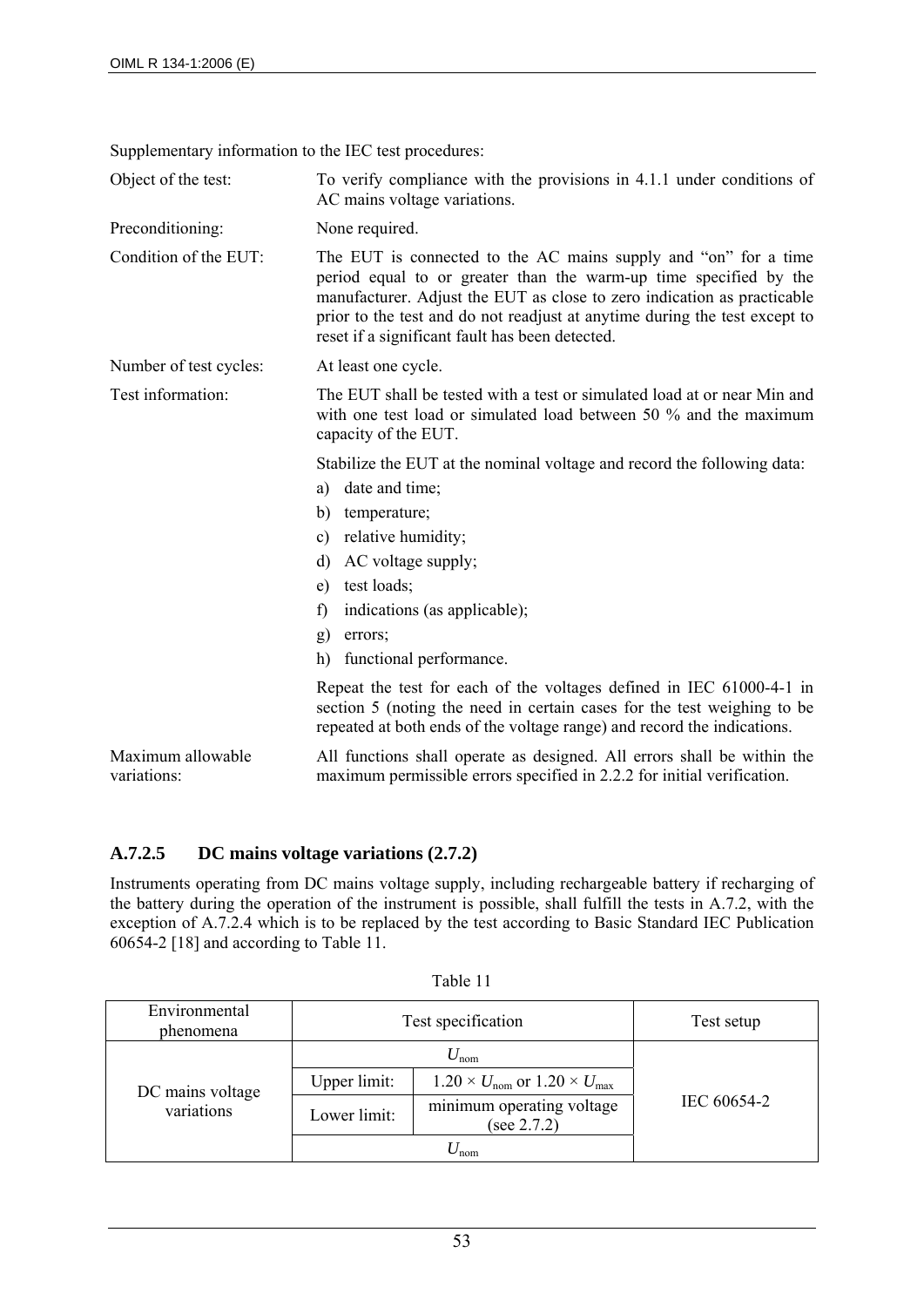Supplementary information to the IEC test procedures:

| | |
|---|---|
| Object of the test: | To verify compliance with the provisions in 4.1.1 under conditions of AC mains voltage variations. |
| Preconditioning: | None required. |
| Condition of the EUT: | The EUT is connected to the AC mains supply and "on" for a time period equal to or greater than the warm-up time specified by the manufacturer. Adjust the EUT as close to zero indication as practicable prior to the test and do not readjust at anytime during the test except to reset if a significant fault has been detected. |
| Number of test cycles: | At least one cycle. |
| Test information: | The EUT shall be tested with a test or simulated load at or near Min and with one test load or simulated load between 50 % and the maximum capacity of the EUT. |

Stabilize the EUT at the nominal voltage and record the following data:

a) date and time;
b) temperature;
c) relative humidity;
d) AC voltage supply;
e) test loads;
f) indications (as applicable);
g) errors;
h) functional performance.

Repeat the test for each of the voltages defined in IEC 61000-4-1 in section 5 (noting the need in certain cases for the test weighing to be repeated at both ends of the voltage range) and record the indications.

| | |
|---|---|
| Maximum allowable variations: | All functions shall operate as designed. All errors shall be within the maximum permissible errors specified in 2.2.2 for initial verification. |

### A.7.2.5 DC mains voltage variations (2.7.2)

Instruments operating from DC mains voltage supply, including rechargeable battery if recharging of the battery during the operation of the instrument is possible, shall fulfill the tests in A.7.2, with the exception of A.7.2.4 which is to be replaced by the test according to Basic Standard IEC Publication 60654-2 [18] and according to Table 11.

Table 11

| Environmental phenomena | Test specification | | Test setup |
|---|---|---|---|
| DC mains voltage variations | $U_{nom}$ | | IEC 60654-2 |
| | Upper limit: | $1.20 \times U_{nom}$ or $1.20 \times U_{max}$ | |
| | Lower limit: | minimum operating voltage (see 2.7.2) | |
| | $U_{nom}$ | | |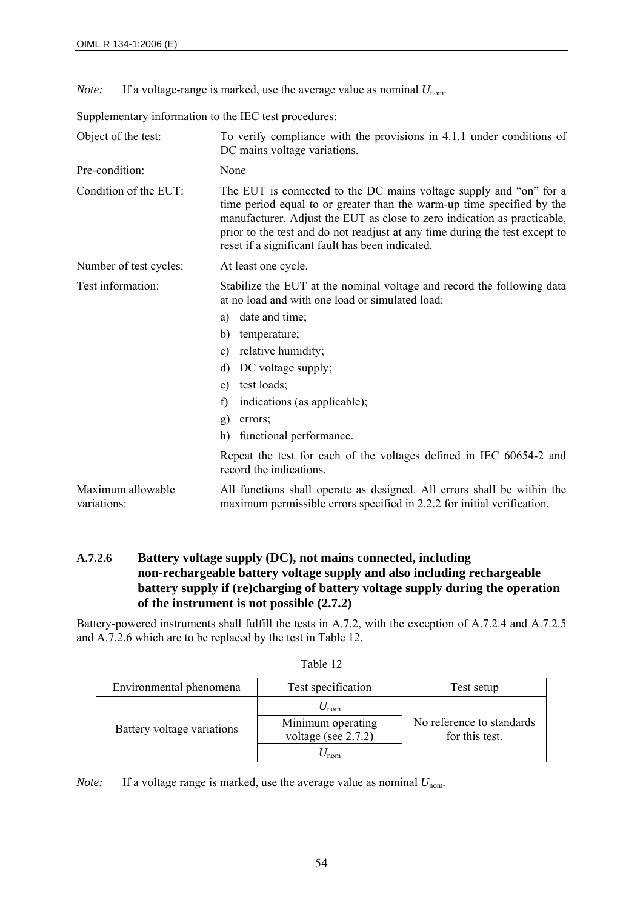*Note:* If a voltage-range is marked, use the average value as nominal $U_{nom}$.

Supplementary information to the IEC test procedures:

| | |
|---|---|
| Object of the test: | To verify compliance with the provisions in 4.1.1 under conditions of DC mains voltage variations. |
| Pre-condition: | None |
| Condition of the EUT: | The EUT is connected to the DC mains voltage supply and "on" for a time period equal to or greater than the warm-up time specified by the manufacturer. Adjust the EUT as close to zero indication as practicable, prior to the test and do not readjust at any time during the test except to reset if a significant fault has been indicated. |
| Number of test cycles: | At least one cycle. |
| Test information: | Stabilize the EUT at the nominal voltage and record the following data at no load and with one load or simulated load: a) date and time; b) temperature; c) relative humidity; d) DC voltage supply; e) test loads; f) indications (as applicable); g) errors; h) functional performance. Repeat the test for each of the voltages defined in IEC 60654-2 and record the indications. |
| Maximum allowable variations: | All functions shall operate as designed. All errors shall be within the maximum permissible errors specified in 2.2.2 for initial verification. |

#### A.7.2.6 Battery voltage supply (DC), not mains connected, including non-rechargeable battery voltage supply and also including rechargeable battery supply if (re)charging of battery voltage supply during the operation of the instrument is not possible (2.7.2)

Battery-powered instruments shall fulfill the tests in A.7.2, with the exception of A.7.2.4 and A.7.2.5 and A.7.2.6 which are to be replaced by the test in Table 12.

Table 12

| Environmental phenomena | Test specification | Test setup |
|---|---|---|
| Battery voltage variations | $U_{nom}$ | No reference to standards for this test. |
| | Minimum operating voltage (see 2.7.2) | |
| | $U_{nom}$ | |

*Note:* If a voltage range is marked, use the average value as nominal $U_{nom}$.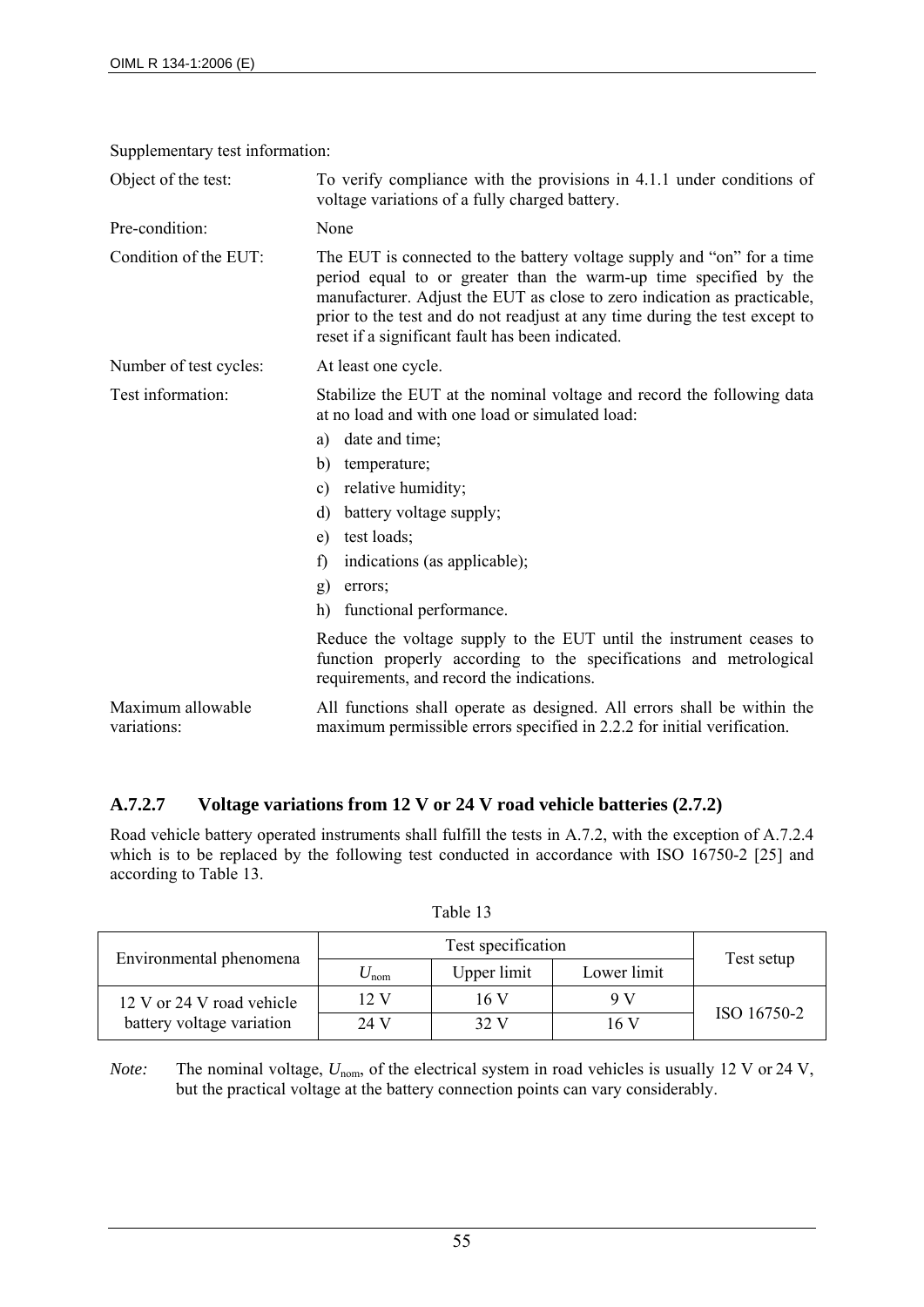Supplementary test information:

| | |
|---|---|
| Object of the test: | To verify compliance with the provisions in 4.1.1 under conditions of voltage variations of a fully charged battery. |
| Pre-condition: | None |
| Condition of the EUT: | The EUT is connected to the battery voltage supply and "on" for a time period equal to or greater than the warm-up time specified by the manufacturer. Adjust the EUT as close to zero indication as practicable, prior to the test and do not readjust at any time during the test except to reset if a significant fault has been indicated. |
| Number of test cycles: | At least one cycle. |
| Test information: | Stabilize the EUT at the nominal voltage and record the following data at no load and with one load or simulated load: a) date and time; b) temperature; c) relative humidity; d) battery voltage supply; e) test loads; f) indications (as applicable); g) errors; h) functional performance. Reduce the voltage supply to the EUT until the instrument ceases to function properly according to the specifications and metrological requirements, and record the indications. |
| Maximum allowable variations: | All functions shall operate as designed. All errors shall be within the maximum permissible errors specified in 2.2.2 for initial verification. |

### A.7.2.7 Voltage variations from 12 V or 24 V road vehicle batteries (2.7.2)

Road vehicle battery operated instruments shall fulfill the tests in A.7.2, with the exception of A.7.2.4 which is to be replaced by the following test conducted in accordance with ISO 16750-2 [25] and according to Table 13.

Table 13

| Environmental phenomena | Test specification | | | Test setup |
|---|---|---|---|---|
| | $U_{nom}$ | Upper limit | Lower limit | |
| 12 V or 24 V road vehicle battery voltage variation | 12 V | 16 V | 9 V | ISO 16750-2 |
| | 24 V | 32 V | 16 V | |

*Note:* The nominal voltage, $U_{nom}$, of the electrical system in road vehicles is usually 12 V or 24 V, but the practical voltage at the battery connection points can vary considerably.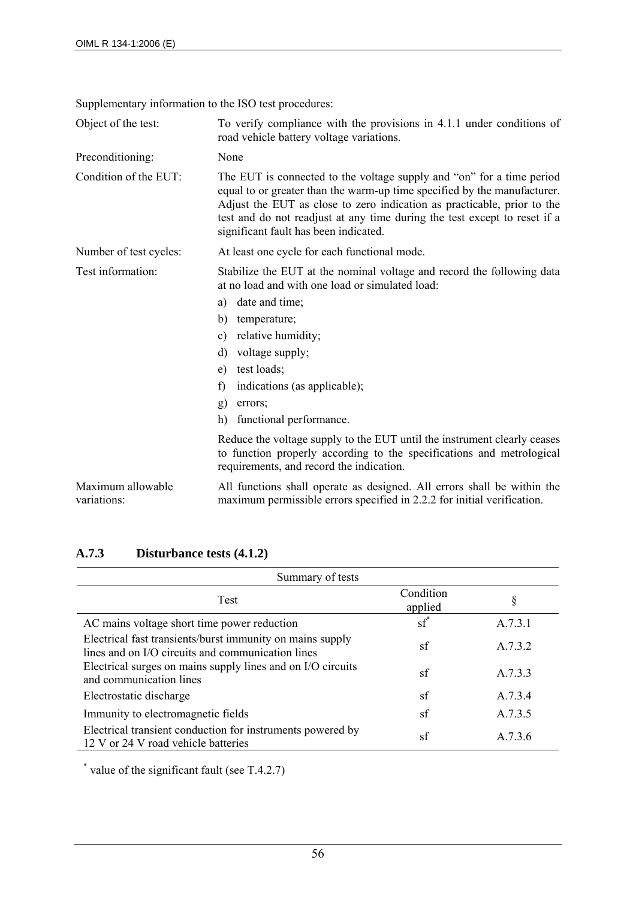Supplementary information to the ISO test procedures:

| | |
|---|---|
| Object of the test: | To verify compliance with the provisions in 4.1.1 under conditions of road vehicle battery voltage variations. |
| Preconditioning: | None |
| Condition of the EUT: | The EUT is connected to the voltage supply and "on" for a time period equal to or greater than the warm-up time specified by the manufacturer. Adjust the EUT as close to zero indication as practicable, prior to the test and do not readjust at any time during the test except to reset if a significant fault has been indicated. |
| Number of test cycles: | At least one cycle for each functional mode. |
| Test information: | Stabilize the EUT at the nominal voltage and record the following data at no load and with one load or simulated load: a) date and time; b) temperature; c) relative humidity; d) voltage supply; e) test loads; f) indications (as applicable); g) errors; h) functional performance. Reduce the voltage supply to the EUT until the instrument clearly ceases to function properly according to the specifications and metrological requirements, and record the indication. |
| Maximum allowable variations: | All functions shall operate as designed. All errors shall be within the maximum permissible errors specified in 2.2.2 for initial verification. |

### A.7.3 Disturbance tests (4.1.2)

| Summary of tests | | |
|---|---|---|
| Test | Condition applied | § |
| AC mains voltage short time power reduction | sf* | A.7.3.1 |
| Electrical fast transients/burst immunity on mains supply lines and on I/O circuits and communication lines | sf | A.7.3.2 |
| Electrical surges on mains supply lines and on I/O circuits and communication lines | sf | A.7.3.3 |
| Electrostatic discharge | sf | A.7.3.4 |
| Immunity to electromagnetic fields | sf | A.7.3.5 |
| Electrical transient conduction for instruments powered by 12 V or 24 V road vehicle batteries | sf | A.7.3.6 |

\* value of the significant fault (see T.4.2.7)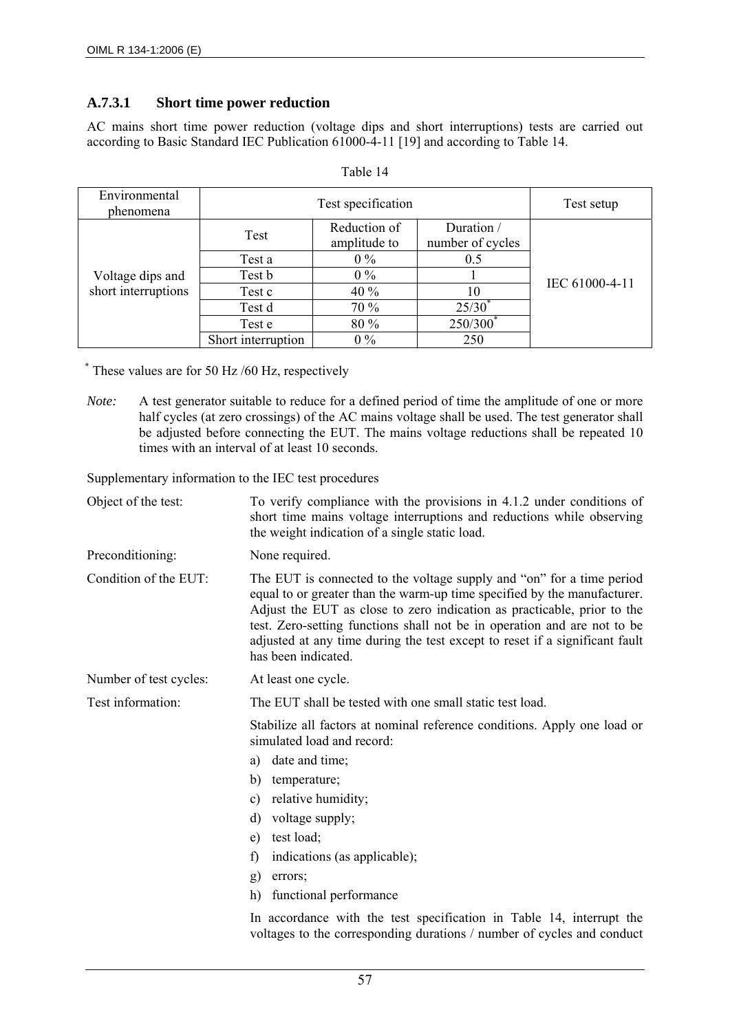### A.7.3.1 Short time power reduction

AC mains short time power reduction (voltage dips and short interruptions) tests are carried out according to Basic Standard IEC Publication 61000-4-11 [19] and according to Table 14.

Table 14

| Environmental phenomena | Test specification | | | Test setup |
|---|---|---|---|---|
| | Test | Reduction of amplitude to | Duration / number of cycles | |
| Voltage dips and short interruptions | Test a | 0 % | 0.5 | IEC 61000-4-11 |
| | Test b | 0 % | 1 | |
| | Test c | 40 % | 10 | |
| | Test d | 70 % | 25/30* | |
| | Test e | 80 % | 250/300* | |
| | Short interruption | 0 % | 250 | |

* These values are for 50 Hz /60 Hz, respectively

*Note:* A test generator suitable to reduce for a defined period of time the amplitude of one or more half cycles (at zero crossings) of the AC mains voltage shall be used. The test generator shall be adjusted before connecting the EUT. The mains voltage reductions shall be repeated 10 times with an interval of at least 10 seconds.

Supplementary information to the IEC test procedures

Object of the test: To verify compliance with the provisions in 4.1.2 under conditions of short time mains voltage interruptions and reductions while observing the weight indication of a single static load.

Preconditioning: None required.

Condition of the EUT: The EUT is connected to the voltage supply and "on" for a time period equal to or greater than the warm-up time specified by the manufacturer. Adjust the EUT as close to zero indication as practicable, prior to the test. Zero-setting functions shall not be in operation and are not to be adjusted at any time during the test except to reset if a significant fault has been indicated.

Number of test cycles: At least one cycle.

Test information: The EUT shall be tested with one small static test load.

Stabilize all factors at nominal reference conditions. Apply one load or simulated load and record:

a) date and time;
b) temperature;
c) relative humidity;
d) voltage supply;
e) test load;
f) indications (as applicable);
g) errors;
h) functional performance

In accordance with the test specification in Table 14, interrupt the voltages to the corresponding durations / number of cycles and conduct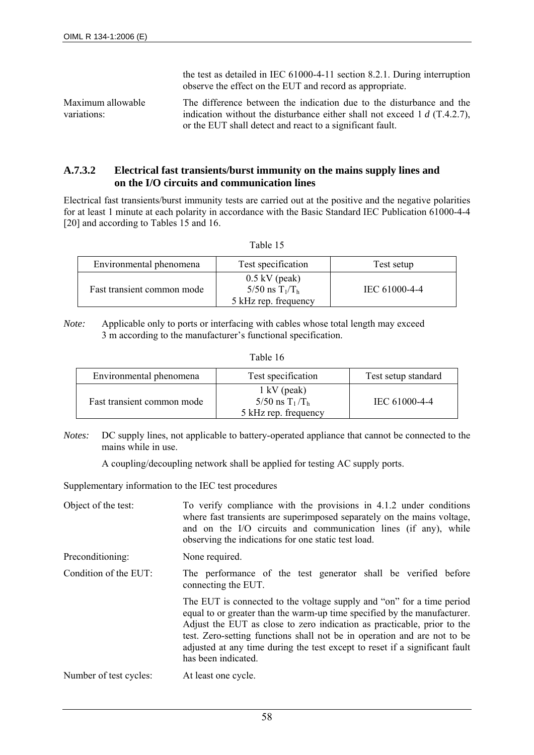the test as detailed in IEC 61000-4-11 section 8.2.1. During interruption observe the effect on the EUT and record as appropriate.

Maximum allowable variations: The difference between the indication due to the disturbance and the indication without the disturbance either shall not exceed 1 *d* (T.4.2.7), or the EUT shall detect and react to a significant fault.

### A.7.3.2 Electrical fast transients/burst immunity on the mains supply lines and on the I/O circuits and communication lines

Electrical fast transients/burst immunity tests are carried out at the positive and the negative polarities for at least 1 minute at each polarity in accordance with the Basic Standard IEC Publication 61000-4-4 [20] and according to Tables 15 and 16.

Table 15

| Environmental phenomena | Test specification | Test setup |
|---|---|---|
| Fast transient common mode | 0.5 kV (peak)<br>5/50 ns $T_1/T_h$<br>5 kHz rep. frequency | IEC 61000-4-4 |

*Note:* Applicable only to ports or interfacing with cables whose total length may exceed 3 m according to the manufacturer's functional specification.

Table 16

| Environmental phenomena | Test specification | Test setup standard |
|---|---|---|
| Fast transient common mode | 1 kV (peak)<br>5/50 ns $T_1/T_h$<br>5 kHz rep. frequency | IEC 61000-4-4 |

*Notes:* DC supply lines, not applicable to battery-operated appliance that cannot be connected to the mains while in use.

A coupling/decoupling network shall be applied for testing AC supply ports.

Supplementary information to the IEC test procedures

Object of the test: To verify compliance with the provisions in 4.1.2 under conditions where fast transients are superimposed separately on the mains voltage, and on the I/O circuits and communication lines (if any), while observing the indications for one static test load.

Preconditioning: None required.

Condition of the EUT: The performance of the test generator shall be verified before connecting the EUT.

The EUT is connected to the voltage supply and "on" for a time period equal to or greater than the warm-up time specified by the manufacturer. Adjust the EUT as close to zero indication as practicable, prior to the test. Zero-setting functions shall not be in operation and are not to be adjusted at any time during the test except to reset if a significant fault has been indicated.

Number of test cycles: At least one cycle.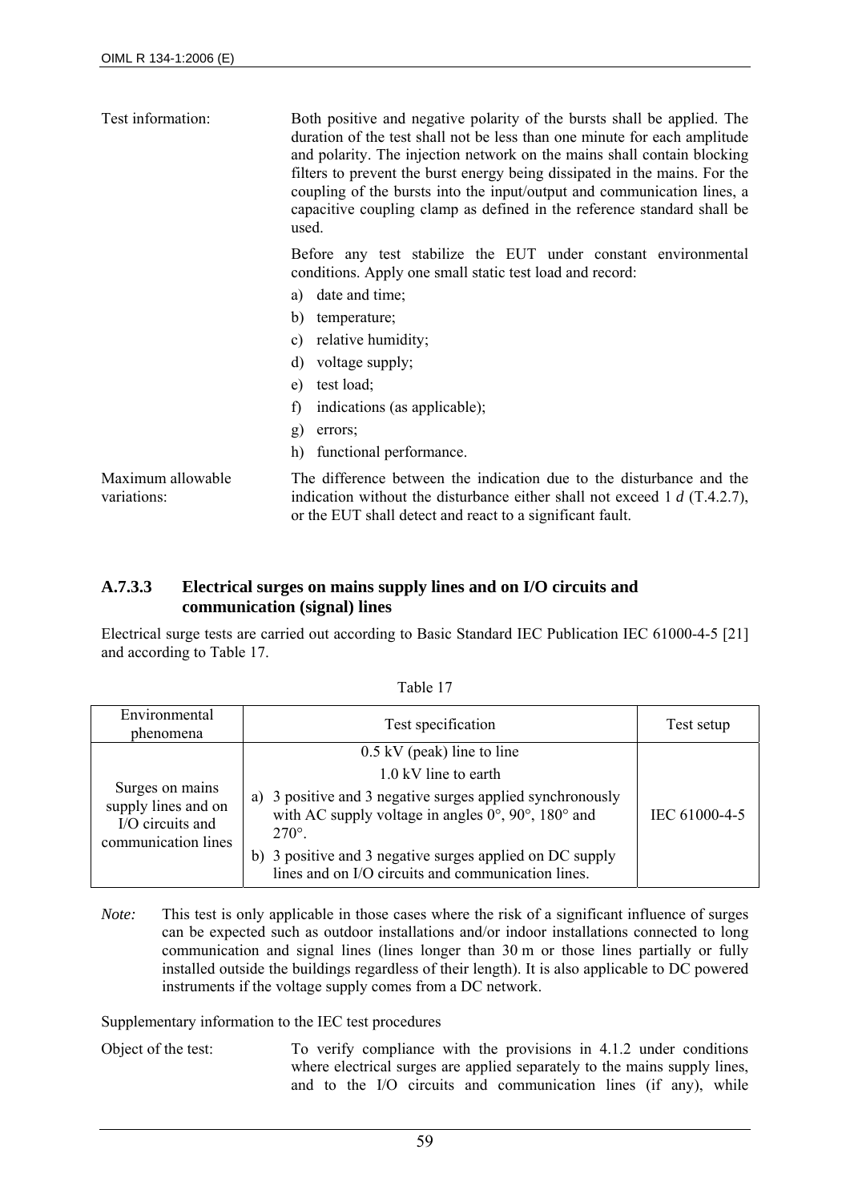Test information: Both positive and negative polarity of the bursts shall be applied. The duration of the test shall not be less than one minute for each amplitude and polarity. The injection network on the mains shall contain blocking filters to prevent the burst energy being dissipated in the mains. For the coupling of the bursts into the input/output and communication lines, a capacitive coupling clamp as defined in the reference standard shall be used.

Before any test stabilize the EUT under constant environmental conditions. Apply one small static test load and record:

a) date and time;
b) temperature;
c) relative humidity;
d) voltage supply;
e) test load;
f) indications (as applicable);
g) errors;
h) functional performance.

Maximum allowable variations: The difference between the indication due to the disturbance and the indication without the disturbance either shall not exceed 1 *d* (T.4.2.7), or the EUT shall detect and react to a significant fault.

### A.7.3.3 Electrical surges on mains supply lines and on I/O circuits and communication (signal) lines

Electrical surge tests are carried out according to Basic Standard IEC Publication IEC 61000-4-5 [21] and according to Table 17.

Table 17

| Environmental phenomena | Test specification | Test setup |
|---|---|---|
| Surges on mains supply lines and on I/O circuits and communication lines | 0.5 kV (peak) line to line<br>1.0 kV line to earth<br>a) 3 positive and 3 negative surges applied synchronously with AC supply voltage in angles 0°, 90°, 180° and 270°.<br>b) 3 positive and 3 negative surges applied on DC supply lines and on I/O circuits and communication lines. | IEC 61000-4-5 |

*Note:* This test is only applicable in those cases where the risk of a significant influence of surges can be expected such as outdoor installations and/or indoor installations connected to long communication and signal lines (lines longer than 30 m or those lines partially or fully installed outside the buildings regardless of their length). It is also applicable to DC powered instruments if the voltage supply comes from a DC network.

Supplementary information to the IEC test procedures

Object of the test: To verify compliance with the provisions in 4.1.2 under conditions where electrical surges are applied separately to the mains supply lines, and to the I/O circuits and communication lines (if any), while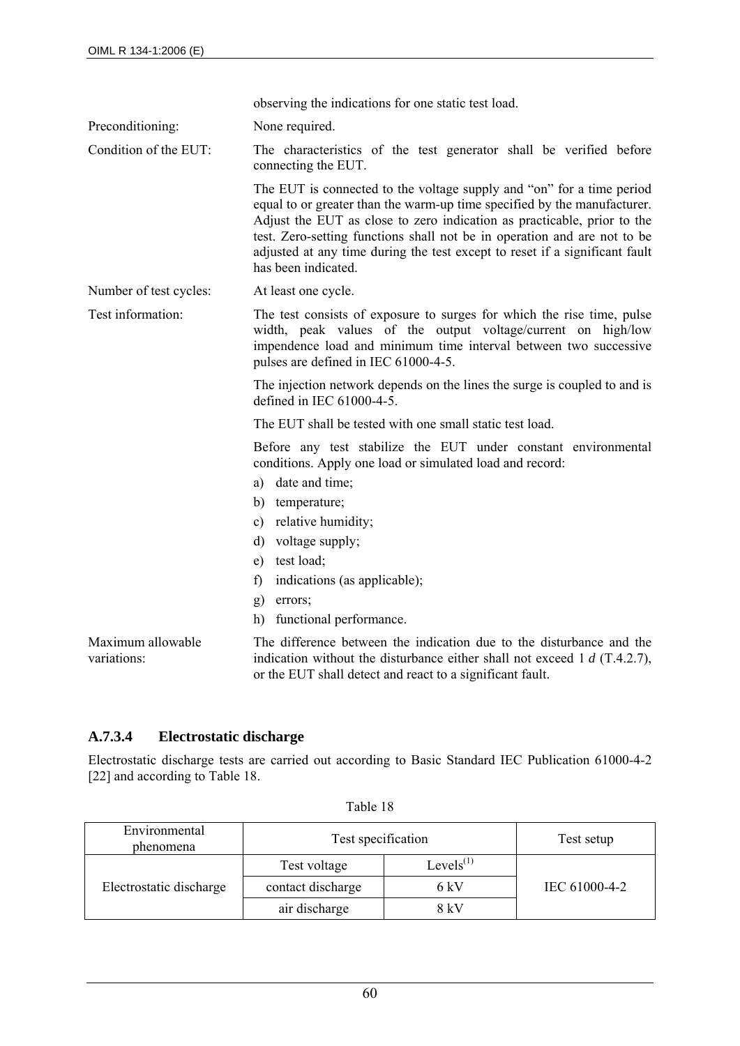observing the indications for one static test load.

Preconditioning: None required.

Condition of the EUT: The characteristics of the test generator shall be verified before connecting the EUT.

The EUT is connected to the voltage supply and "on" for a time period equal to or greater than the warm-up time specified by the manufacturer. Adjust the EUT as close to zero indication as practicable, prior to the test. Zero-setting functions shall not be in operation and are not to be adjusted at any time during the test except to reset if a significant fault has been indicated.

Number of test cycles: At least one cycle.

Test information: The test consists of exposure to surges for which the rise time, pulse width, peak values of the output voltage/current on high/low impendence load and minimum time interval between two successive pulses are defined in IEC 61000-4-5.

The injection network depends on the lines the surge is coupled to and is defined in IEC 61000-4-5.

The EUT shall be tested with one small static test load.

Before any test stabilize the EUT under constant environmental conditions. Apply one load or simulated load and record:

a) date and time;
b) temperature;
c) relative humidity;
d) voltage supply;
e) test load;
f) indications (as applicable);
g) errors;
h) functional performance.

Maximum allowable variations: The difference between the indication due to the disturbance and the indication without the disturbance either shall not exceed 1 *d* (T.4.2.7), or the EUT shall detect and react to a significant fault.

### A.7.3.4 Electrostatic discharge

Electrostatic discharge tests are carried out according to Basic Standard IEC Publication 61000-4-2 [22] and according to Table 18.

Table 18

| Environmental phenomena | Test specification | | Test setup |
|---|---|---|---|
| Electrostatic discharge | Test voltage | Levels[(1)] | IEC 61000-4-2 |
| | contact discharge | 6 kV | |
| | air discharge | 8 kV | |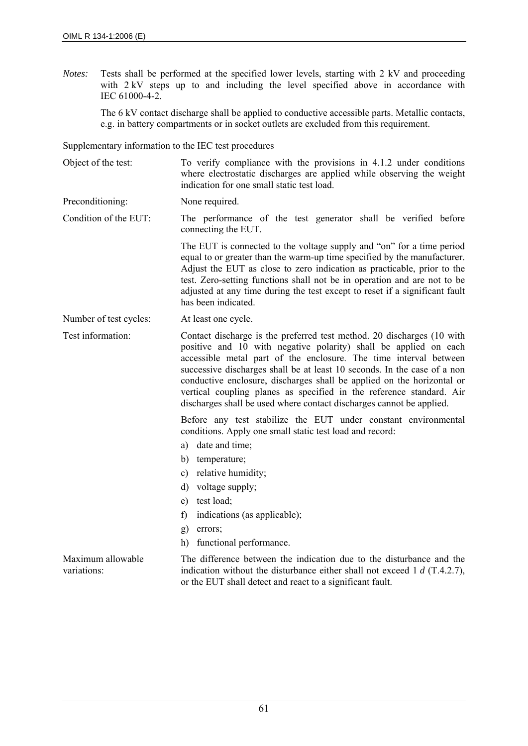*Notes:* Tests shall be performed at the specified lower levels, starting with 2 kV and proceeding with 2 kV steps up to and including the level specified above in accordance with IEC 61000-4-2.

The 6 kV contact discharge shall be applied to conductive accessible parts. Metallic contacts, e.g. in battery compartments or in socket outlets are excluded from this requirement.

Supplementary information to the IEC test procedures

**Object of the test:** To verify compliance with the provisions in 4.1.2 under conditions where electrostatic discharges are applied while observing the weight indication for one small static test load.

**Preconditioning:** None required.

**Condition of the EUT:** The performance of the test generator shall be verified before connecting the EUT.

The EUT is connected to the voltage supply and "on" for a time period equal to or greater than the warm-up time specified by the manufacturer. Adjust the EUT as close to zero indication as practicable, prior to the test. Zero-setting functions shall not be in operation and are not to be adjusted at any time during the test except to reset if a significant fault has been indicated.

**Number of test cycles:** At least one cycle.

**Test information:** Contact discharge is the preferred test method. 20 discharges (10 with positive and 10 with negative polarity) shall be applied on each accessible metal part of the enclosure. The time interval between successive discharges shall be at least 10 seconds. In the case of a non conductive enclosure, discharges shall be applied on the horizontal or vertical coupling planes as specified in the reference standard. Air discharges shall be used where contact discharges cannot be applied.

Before any test stabilize the EUT under constant environmental conditions. Apply one small static test load and record:

a) date and time;
b) temperature;
c) relative humidity;
d) voltage supply;
e) test load;
f) indications (as applicable);
g) errors;
h) functional performance.

**Maximum allowable variations:** The difference between the indication due to the disturbance and the indication without the disturbance either shall not exceed 1 *d* (T.4.2.7), or the EUT shall detect and react to a significant fault.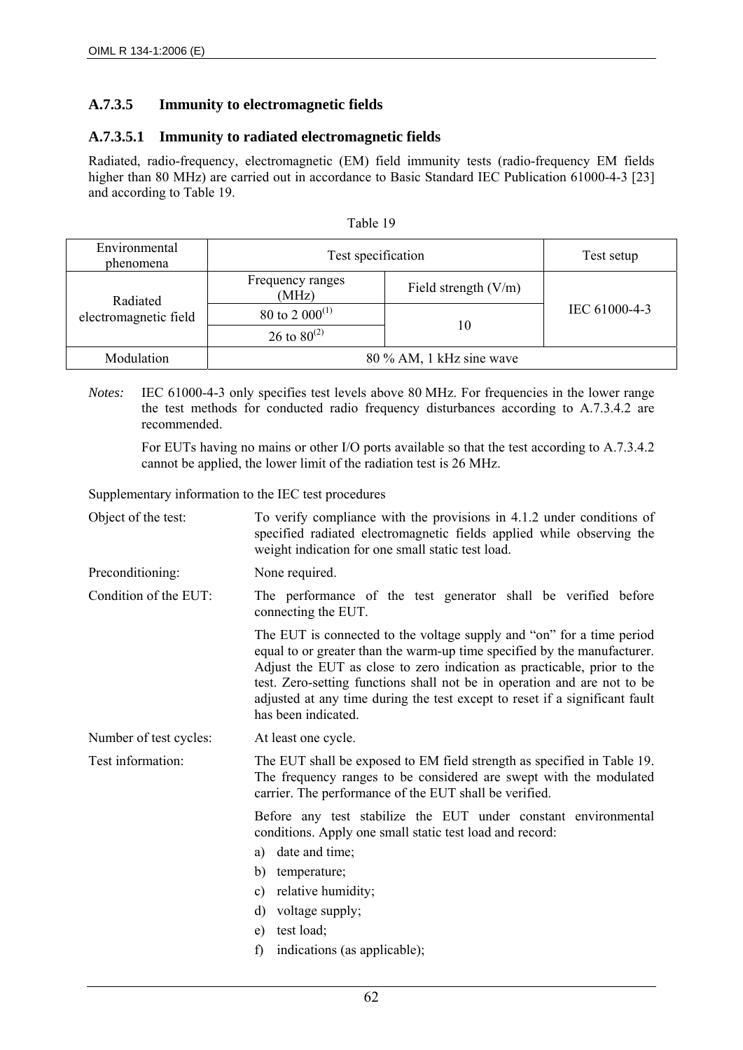### A.7.3.5 Immunity to electromagnetic fields

#### A.7.3.5.1 Immunity to radiated electromagnetic fields

Radiated, radio-frequency, electromagnetic (EM) field immunity tests (radio-frequency EM fields higher than 80 MHz) are carried out in accordance to Basic Standard IEC Publication 61000-4-3 [23] and according to Table 19.

Table 19

| Environmental phenomena | Test specification | | Test setup |
|---|---|---|---|
| Radiated electromagnetic field | Frequency ranges (MHz) | Field strength (V/m) | IEC 61000-4-3 |
| | 80 to 2 000[(1)] | 10 | |
| | 26 to 80[(2)] | | |
| Modulation | 80 % AM, 1 kHz sine wave | | |

*Notes:* IEC 61000-4-3 only specifies test levels above 80 MHz. For frequencies in the lower range the test methods for conducted radio frequency disturbances according to A.7.3.4.2 are recommended.

For EUTs having no mains or other I/O ports available so that the test according to A.7.3.4.2 cannot be applied, the lower limit of the radiation test is 26 MHz.

Supplementary information to the IEC test procedures

Object of the test: To verify compliance with the provisions in 4.1.2 under conditions of specified radiated electromagnetic fields applied while observing the weight indication for one small static test load.

Preconditioning: None required.

Condition of the EUT: The performance of the test generator shall be verified before connecting the EUT.

The EUT is connected to the voltage supply and "on" for a time period equal to or greater than the warm-up time specified by the manufacturer. Adjust the EUT as close to zero indication as practicable, prior to the test. Zero-setting functions shall not be in operation and are not to be adjusted at any time during the test except to reset if a significant fault has been indicated.

Number of test cycles: At least one cycle.

Test information: The EUT shall be exposed to EM field strength as specified in Table 19. The frequency ranges to be considered are swept with the modulated carrier. The performance of the EUT shall be verified.

Before any test stabilize the EUT under constant environmental conditions. Apply one small static test load and record:

a) date and time;
b) temperature;
c) relative humidity;
d) voltage supply;
e) test load;
f) indications (as applicable);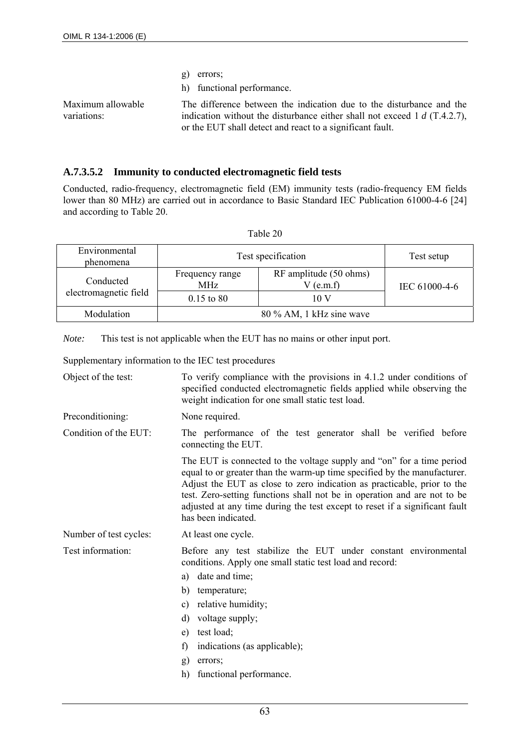g) errors;

h) functional performance.

Maximum allowable variations: The difference between the indication due to the disturbance and the indication without the disturbance either shall not exceed 1 *d* (T.4.2.7), or the EUT shall detect and react to a significant fault.

### A.7.3.5.2 Immunity to conducted electromagnetic field tests

Conducted, radio-frequency, electromagnetic field (EM) immunity tests (radio-frequency EM fields lower than 80 MHz) are carried out in accordance to Basic Standard IEC Publication 61000-4-6 [24] and according to Table 20.

Table 20

| Environmental phenomena | Test specification | | Test setup |
|---|---|---|---|
| Conducted electromagnetic field | Frequency range MHz | RF amplitude (50 ohms) V (e.m.f) | IEC 61000-4-6 |
| | 0.15 to 80 | 10 V | |
| Modulation | 80 % AM, 1 kHz sine wave | | |

*Note:* This test is not applicable when the EUT has no mains or other input port.

Supplementary information to the IEC test procedures

Object of the test: To verify compliance with the provisions in 4.1.2 under conditions of specified conducted electromagnetic fields applied while observing the weight indication for one small static test load.

Preconditioning: None required.

Condition of the EUT: The performance of the test generator shall be verified before connecting the EUT.

The EUT is connected to the voltage supply and "on" for a time period equal to or greater than the warm-up time specified by the manufacturer. Adjust the EUT as close to zero indication as practicable, prior to the test. Zero-setting functions shall not be in operation and are not to be adjusted at any time during the test except to reset if a significant fault has been indicated.

Number of test cycles: At least one cycle.

Test information: Before any test stabilize the EUT under constant environmental conditions. Apply one small static test load and record:

a) date and time;

b) temperature;

c) relative humidity;

d) voltage supply;

e) test load;

f) indications (as applicable);

g) errors;

h) functional performance.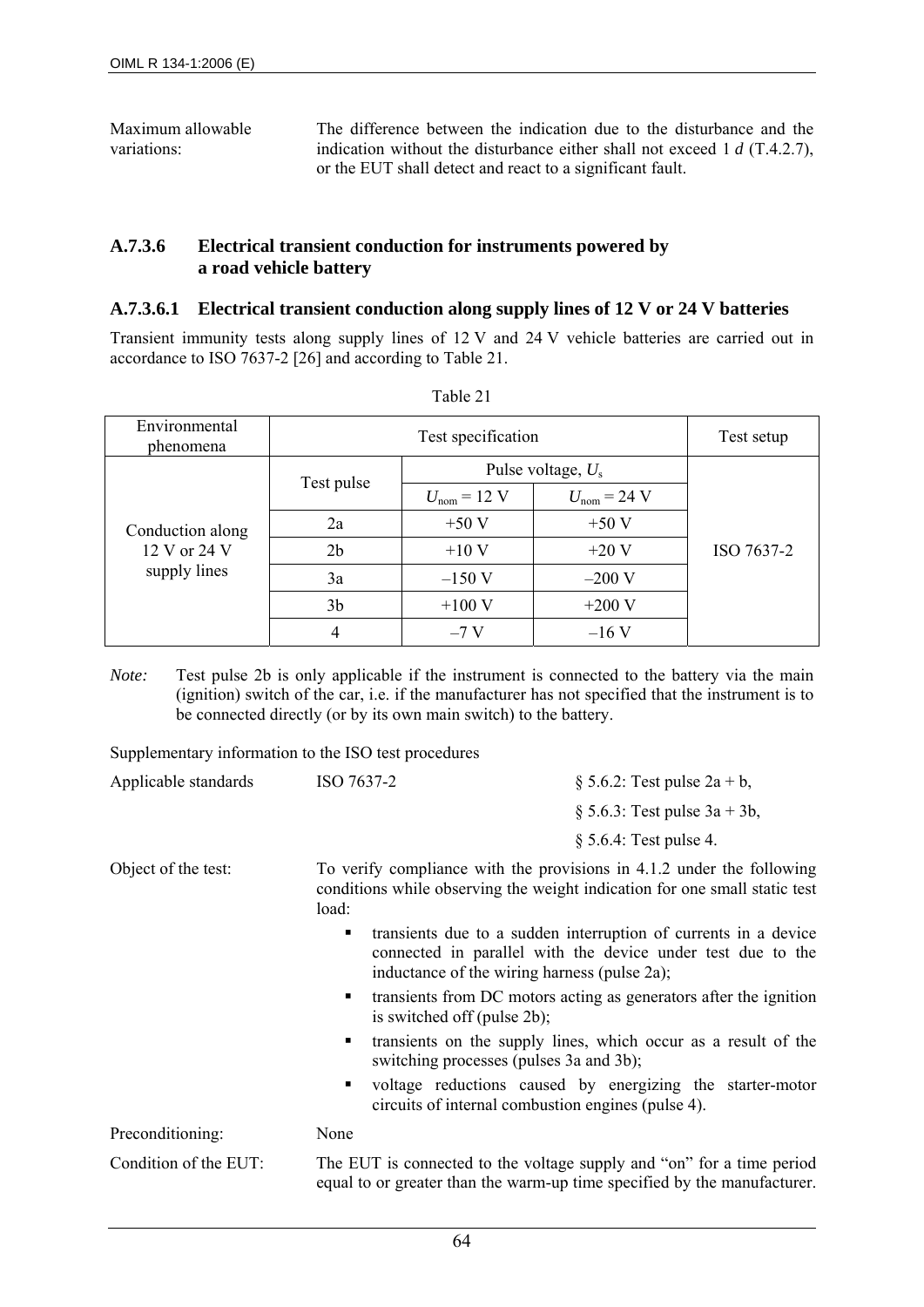Maximum allowable variations: The difference between the indication due to the disturbance and the indication without the disturbance either shall not exceed 1 *d* (T.4.2.7), or the EUT shall detect and react to a significant fault.

### A.7.3.6 Electrical transient conduction for instruments powered by a road vehicle battery

#### A.7.3.6.1 Electrical transient conduction along supply lines of 12 V or 24 V batteries

Transient immunity tests along supply lines of 12 V and 24 V vehicle batteries are carried out in accordance to ISO 7637-2 [26] and according to Table 21.

Table 21

| Environmental phenomena | Test specification | | | Test setup |
|---|---|---|---|---|
| | Test pulse | Pulse voltage, $U_s$ | | |
| | | $U_{nom}$ = 12 V | $U_{nom}$ = 24 V | |
| Conduction along 12 V or 24 V supply lines | 2a | +50 V | +50 V | ISO 7637-2 |
| | 2b | +10 V | +20 V | |
| | 3a | –150 V | –200 V | |
| | 3b | +100 V | +200 V | |
| | 4 | –7 V | –16 V | |

*Note:* Test pulse 2b is only applicable if the instrument is connected to the battery via the main (ignition) switch of the car, i.e. if the manufacturer has not specified that the instrument is to be connected directly (or by its own main switch) to the battery.

Supplementary information to the ISO test procedures

Applicable standards: ISO 7637-2
- § 5.6.2: Test pulse 2a + b,
- § 5.6.3: Test pulse 3a + 3b,
- § 5.6.4: Test pulse 4.

Object of the test: To verify compliance with the provisions in 4.1.2 under the following conditions while observing the weight indication for one small static test load:

- transients due to a sudden interruption of currents in a device connected in parallel with the device under test due to the inductance of the wiring harness (pulse 2a);
- transients from DC motors acting as generators after the ignition is switched off (pulse 2b);
- transients on the supply lines, which occur as a result of the switching processes (pulses 3a and 3b);
- voltage reductions caused by energizing the starter-motor circuits of internal combustion engines (pulse 4).

Preconditioning: None

Condition of the EUT: The EUT is connected to the voltage supply and "on" for a time period equal to or greater than the warm-up time specified by the manufacturer.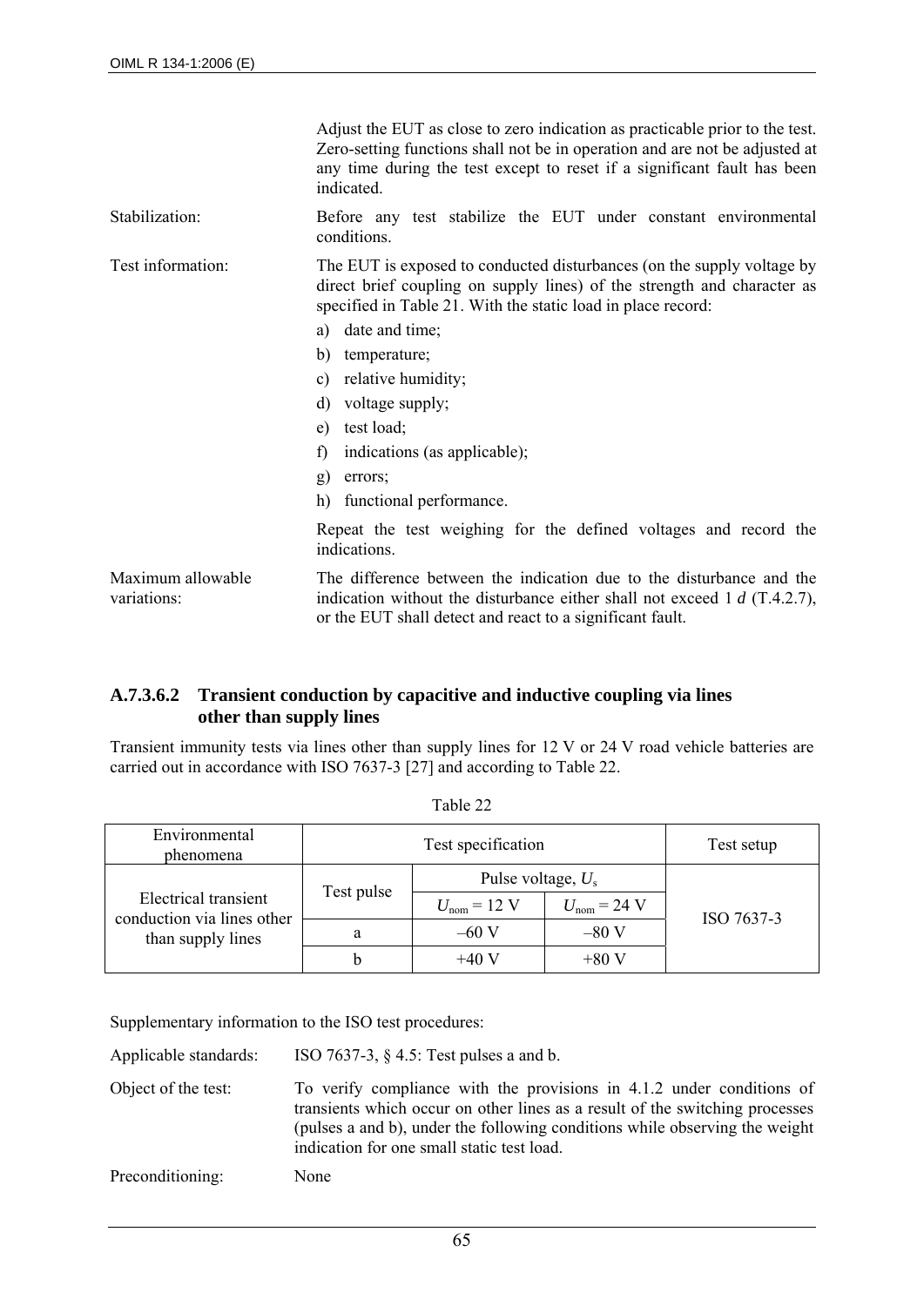Adjust the EUT as close to zero indication as practicable prior to the test. Zero-setting functions shall not be in operation and are not be adjusted at any time during the test except to reset if a significant fault has been indicated.

Stabilization: Before any test stabilize the EUT under constant environmental conditions.

Test information: The EUT is exposed to conducted disturbances (on the supply voltage by direct brief coupling on supply lines) of the strength and character as specified in Table 21. With the static load in place record:

a) date and time;
b) temperature;
c) relative humidity;
d) voltage supply;
e) test load;
f) indications (as applicable);
g) errors;
h) functional performance.

Repeat the test weighing for the defined voltages and record the indications.

Maximum allowable variations: The difference between the indication due to the disturbance and the indication without the disturbance either shall not exceed 1 *d* (T.4.2.7), or the EUT shall detect and react to a significant fault.

#### A.7.3.6.2 Transient conduction by capacitive and inductive coupling via lines other than supply lines

Transient immunity tests via lines other than supply lines for 12 V or 24 V road vehicle batteries are carried out in accordance with ISO 7637-3 [27] and according to Table 22.

Table 22

| Environmental phenomena | Test specification | | | Test setup |
|---|---|---|---|---|
| | Test pulse | Pulse voltage, $U_s$ | | |
| | | $U_{nom}$ = 12 V | $U_{nom}$ = 24 V | |
| Electrical transient conduction via lines other than supply lines | a | –60 V | –80 V | ISO 7637-3 |
| | b | +40 V | +80 V | |

Supplementary information to the ISO test procedures:

Applicable standards: ISO 7637-3, § 4.5: Test pulses a and b.

Object of the test: To verify compliance with the provisions in 4.1.2 under conditions of transients which occur on other lines as a result of the switching processes (pulses a and b), under the following conditions while observing the weight indication for one small static test load.

Preconditioning: None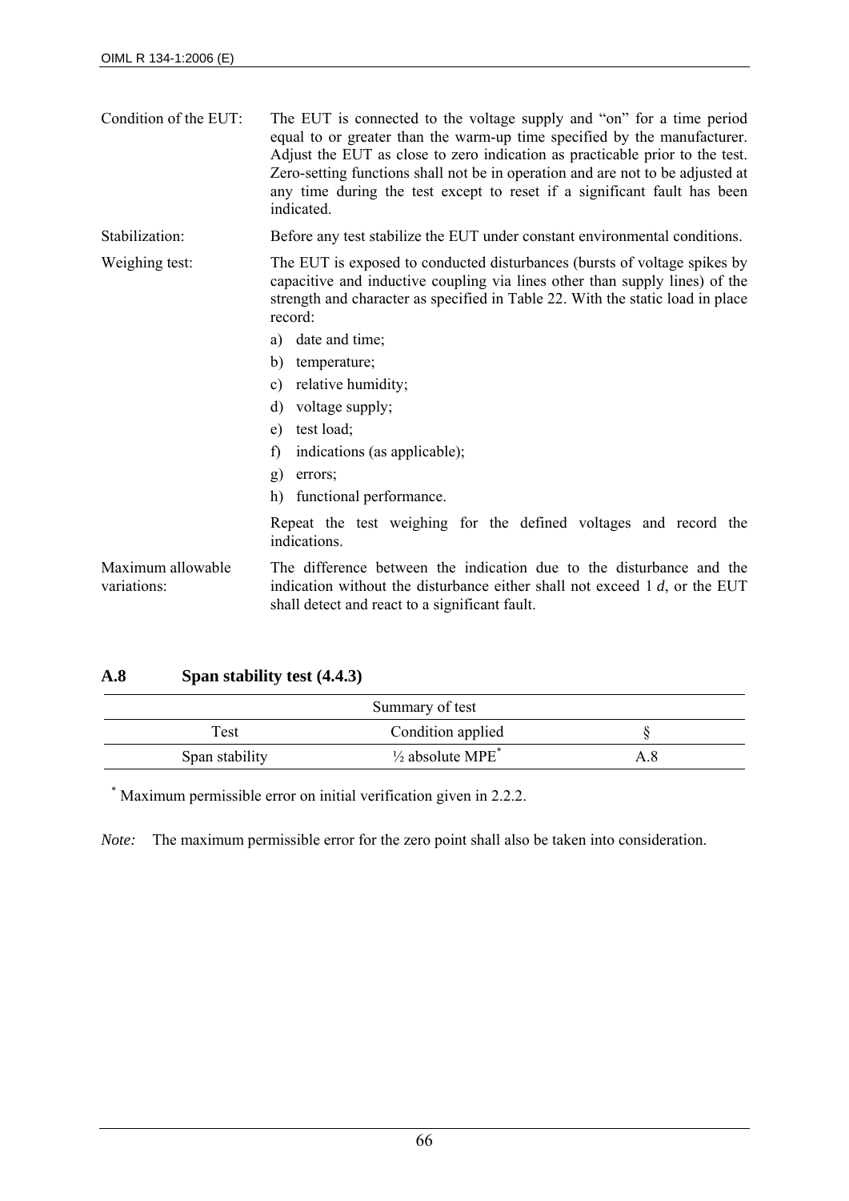Condition of the EUT: The EUT is connected to the voltage supply and "on" for a time period equal to or greater than the warm-up time specified by the manufacturer. Adjust the EUT as close to zero indication as practicable prior to the test. Zero-setting functions shall not be in operation and are not to be adjusted at any time during the test except to reset if a significant fault has been indicated.

Stabilization: Before any test stabilize the EUT under constant environmental conditions.

Weighing test: The EUT is exposed to conducted disturbances (bursts of voltage spikes by capacitive and inductive coupling via lines other than supply lines) of the strength and character as specified in Table 22. With the static load in place record:

a) date and time;
b) temperature;
c) relative humidity;
d) voltage supply;
e) test load;
f) indications (as applicable);
g) errors;
h) functional performance.

Repeat the test weighing for the defined voltages and record the indications.

Maximum allowable variations: The difference between the indication due to the disturbance and the indication without the disturbance either shall not exceed 1 *d*, or the EUT shall detect and react to a significant fault.

## A.8 Span stability test (4.4.3)

| Summary of test | | |
|---|---|---|
| Test | Condition applied | § |
| Span stability | ½ absolute MPE* | A.8 |

\* Maximum permissible error on initial verification given in 2.2.2.

*Note:* The maximum permissible error for the zero point shall also be taken into consideration.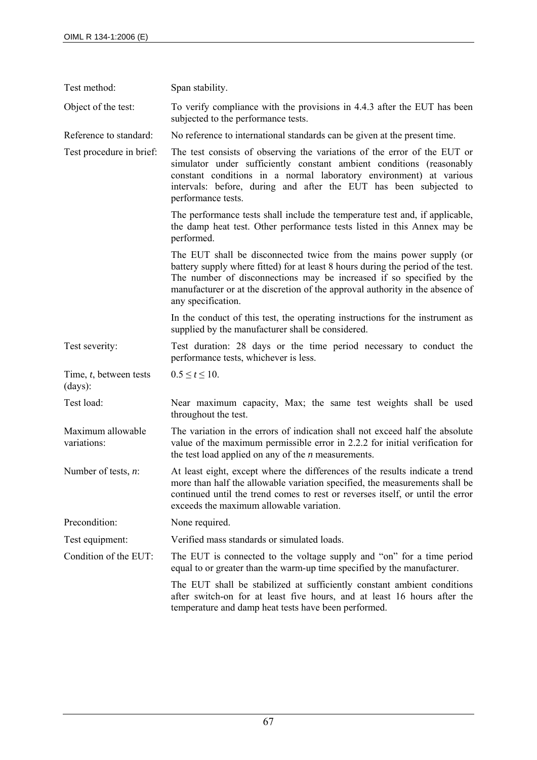| | |
|---|---|
| Test method: | Span stability. |
| Object of the test: | To verify compliance with the provisions in 4.4.3 after the EUT has been subjected to the performance tests. |
| Reference to standard: | No reference to international standards can be given at the present time. |
| Test procedure in brief: | The test consists of observing the variations of the error of the EUT or simulator under sufficiently constant ambient conditions (reasonably constant conditions in a normal laboratory environment) at various intervals: before, during and after the EUT has been subjected to performance tests.<br><br>The performance tests shall include the temperature test and, if applicable, the damp heat test. Other performance tests listed in this Annex may be performed.<br><br>The EUT shall be disconnected twice from the mains power supply (or battery supply where fitted) for at least 8 hours during the period of the test. The number of disconnections may be increased if so specified by the manufacturer or at the discretion of the approval authority in the absence of any specification.<br><br>In the conduct of this test, the operating instructions for the instrument as supplied by the manufacturer shall be considered. |
| Test severity: | Test duration: 28 days or the time period necessary to conduct the performance tests, whichever is less. |
| Time, $t$, between tests (days): | $0.5 \leq t \leq 10$. |
| Test load: | Near maximum capacity, Max; the same test weights shall be used throughout the test. |
| Maximum allowable variations: | The variation in the errors of indication shall not exceed half the absolute value of the maximum permissible error in 2.2.2 for initial verification for the test load applied on any of the $n$ measurements. |
| Number of tests, $n$: | At least eight, except where the differences of the results indicate a trend more than half the allowable variation specified, the measurements shall be continued until the trend comes to rest or reverses itself, or until the error exceeds the maximum allowable variation. |
| Precondition: | None required. |
| Test equipment: | Verified mass standards or simulated loads. |
| Condition of the EUT: | The EUT is connected to the voltage supply and "on" for a time period equal to or greater than the warm-up time specified by the manufacturer.<br><br>The EUT shall be stabilized at sufficiently constant ambient conditions after switch-on for at least five hours, and at least 16 hours after the temperature and damp heat tests have been performed. |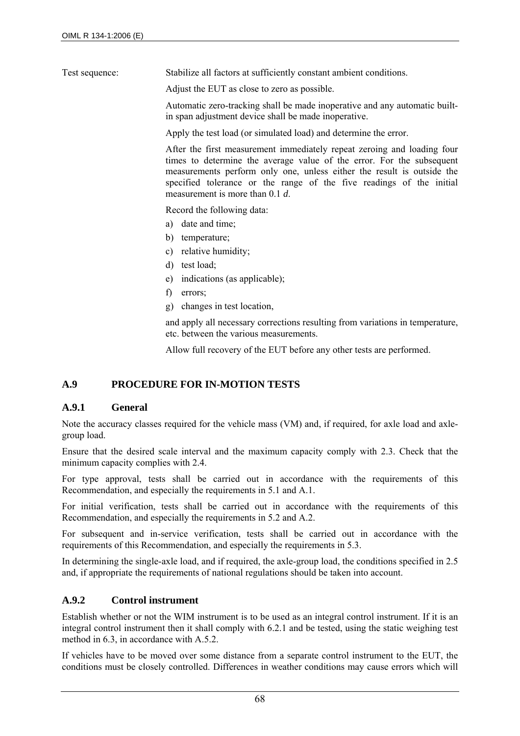Test sequence: Stabilize all factors at sufficiently constant ambient conditions.

Adjust the EUT as close to zero as possible.

Automatic zero-tracking shall be made inoperative and any automatic built-in span adjustment device shall be made inoperative.

Apply the test load (or simulated load) and determine the error.

After the first measurement immediately repeat zeroing and loading four times to determine the average value of the error. For the subsequent measurements perform only one, unless either the result is outside the specified tolerance or the range of the five readings of the initial measurement is more than 0.1 *d*.

Record the following data:

a) date and time;
b) temperature;
c) relative humidity;
d) test load;
e) indications (as applicable);
f) errors;
g) changes in test location,

and apply all necessary corrections resulting from variations in temperature, etc. between the various measurements.

Allow full recovery of the EUT before any other tests are performed.

## A.9 PROCEDURE FOR IN-MOTION TESTS

### A.9.1 General

Note the accuracy classes required for the vehicle mass (VM) and, if required, for axle load and axle-group load.

Ensure that the desired scale interval and the maximum capacity comply with 2.3. Check that the minimum capacity complies with 2.4.

For type approval, tests shall be carried out in accordance with the requirements of this Recommendation, and especially the requirements in 5.1 and A.1.

For initial verification, tests shall be carried out in accordance with the requirements of this Recommendation, and especially the requirements in 5.2 and A.2.

For subsequent and in-service verification, tests shall be carried out in accordance with the requirements of this Recommendation, and especially the requirements in 5.3.

In determining the single-axle load, and if required, the axle-group load, the conditions specified in 2.5 and, if appropriate the requirements of national regulations should be taken into account.

### A.9.2 Control instrument

Establish whether or not the WIM instrument is to be used as an integral control instrument. If it is an integral control instrument then it shall comply with 6.2.1 and be tested, using the static weighing test method in 6.3, in accordance with A.5.2.

If vehicles have to be moved over some distance from a separate control instrument to the EUT, the conditions must be closely controlled. Differences in weather conditions may cause errors which will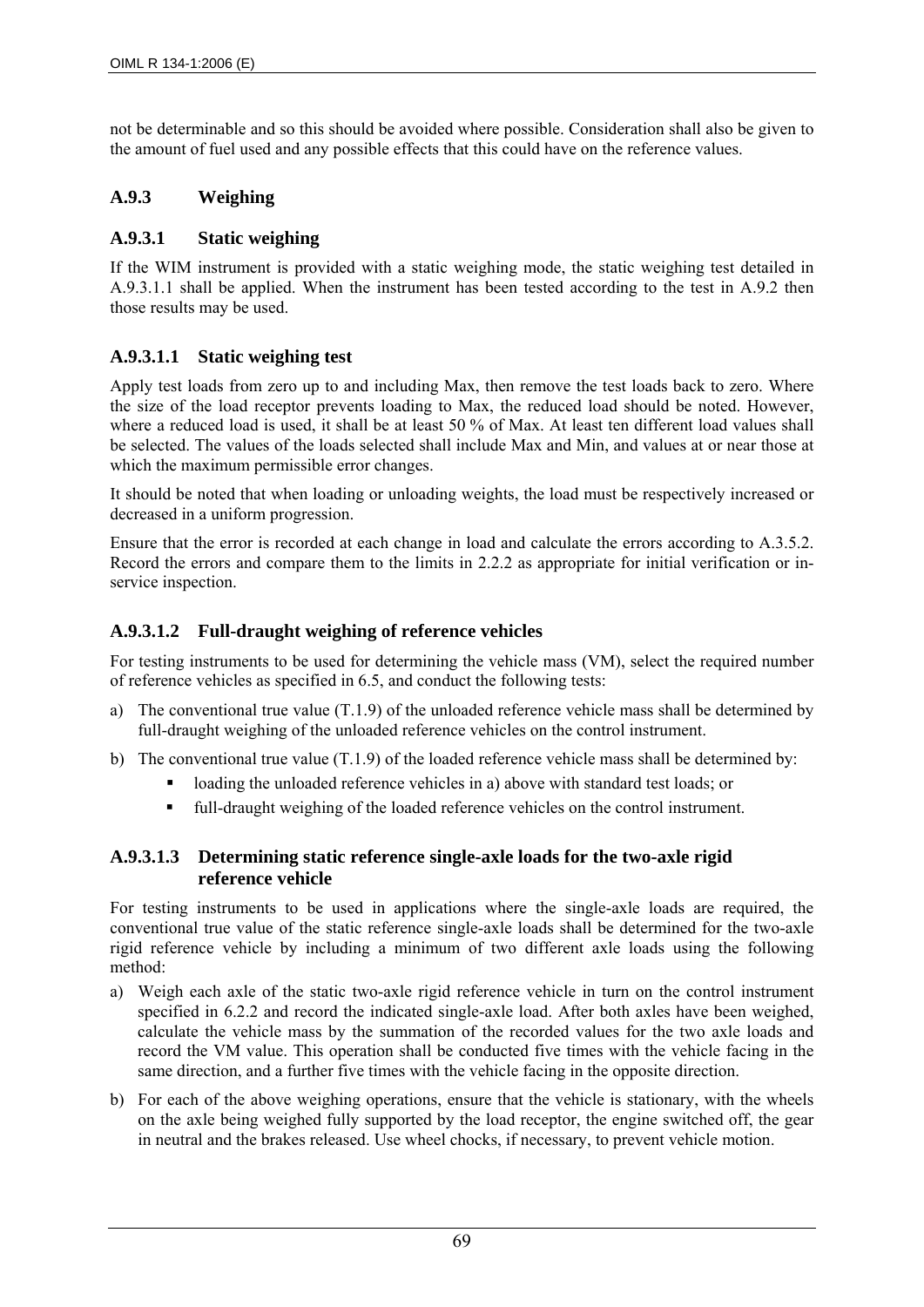not be determinable and so this should be avoided where possible. Consideration shall also be given to the amount of fuel used and any possible effects that this could have on the reference values.

### A.9.3 Weighing

#### A.9.3.1 Static weighing

If the WIM instrument is provided with a static weighing mode, the static weighing test detailed in A.9.3.1.1 shall be applied. When the instrument has been tested according to the test in A.9.2 then those results may be used.

#### A.9.3.1.1 Static weighing test

Apply test loads from zero up to and including Max, then remove the test loads back to zero. Where the size of the load receptor prevents loading to Max, the reduced load should be noted. However, where a reduced load is used, it shall be at least 50 % of Max. At least ten different load values shall be selected. The values of the loads selected shall include Max and Min, and values at or near those at which the maximum permissible error changes.

It should be noted that when loading or unloading weights, the load must be respectively increased or decreased in a uniform progression.

Ensure that the error is recorded at each change in load and calculate the errors according to A.3.5.2. Record the errors and compare them to the limits in 2.2.2 as appropriate for initial verification or in-service inspection.

#### A.9.3.1.2 Full-draught weighing of reference vehicles

For testing instruments to be used for determining the vehicle mass (VM), select the required number of reference vehicles as specified in 6.5, and conduct the following tests:

a) The conventional true value (T.1.9) of the unloaded reference vehicle mass shall be determined by full-draught weighing of the unloaded reference vehicles on the control instrument.
b) The conventional true value (T.1.9) of the loaded reference vehicle mass shall be determined by:
   - loading the unloaded reference vehicles in a) above with standard test loads; or
   - full-draught weighing of the loaded reference vehicles on the control instrument.

#### A.9.3.1.3 Determining static reference single-axle loads for the two-axle rigid reference vehicle

For testing instruments to be used in applications where the single-axle loads are required, the conventional true value of the static reference single-axle loads shall be determined for the two-axle rigid reference vehicle by including a minimum of two different axle loads using the following method:

a) Weigh each axle of the static two-axle rigid reference vehicle in turn on the control instrument specified in 6.2.2 and record the indicated single-axle load. After both axles have been weighed, calculate the vehicle mass by the summation of the recorded values for the two axle loads and record the VM value. This operation shall be conducted five times with the vehicle facing in the same direction, and a further five times with the vehicle facing in the opposite direction.
b) For each of the above weighing operations, ensure that the vehicle is stationary, with the wheels on the axle being weighed fully supported by the load receptor, the engine switched off, the gear in neutral and the brakes released. Use wheel chocks, if necessary, to prevent vehicle motion.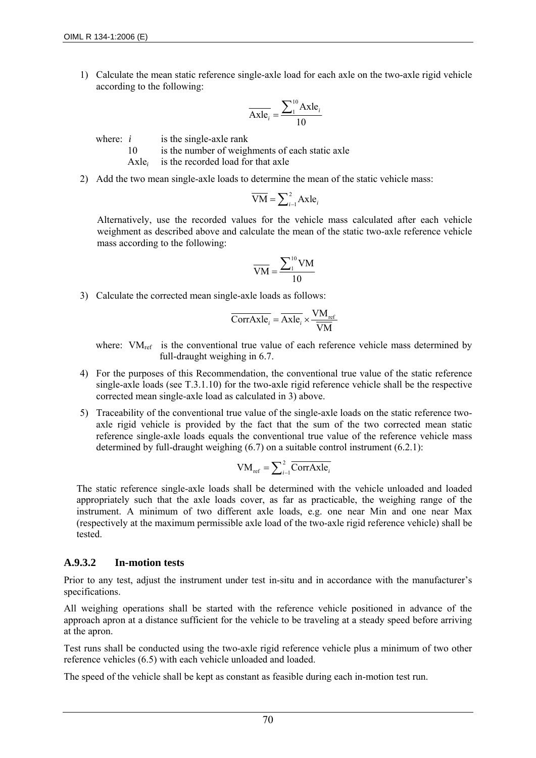1) Calculate the mean static reference single-axle load for each axle on the two-axle rigid vehicle according to the following:

$$\overline{\text{Axle}_i} = \frac{\sum_1^{10} \text{Axle}_i}{10}$$

where: $i$ is the single-axle rank
10 is the number of weighments of each static axle
$\text{Axle}_i$ is the recorded load for that axle

2) Add the two mean single-axle loads to determine the mean of the static vehicle mass:

$$\overline{\text{VM}} = \sum_{i=1}^{2} \text{Axle}_i$$

Alternatively, use the recorded values for the vehicle mass calculated after each vehicle weighment as described above and calculate the mean of the static two-axle reference vehicle mass according to the following:

$$\overline{\text{VM}} = \frac{\sum_1^{10} \text{VM}}{10}$$

3) Calculate the corrected mean single-axle loads as follows:

$$\overline{\text{CorrAxle}_i} = \overline{\text{Axle}_i} \times \frac{\text{VM}_{\text{ref}}}{\overline{\text{VM}}}$$

where: $\text{VM}_{\text{ref}}$ is the conventional true value of each reference vehicle mass determined by full-draught weighing in 6.7.

4) For the purposes of this Recommendation, the conventional true value of the static reference single-axle loads (see T.3.1.10) for the two-axle rigid reference vehicle shall be the respective corrected mean single-axle load as calculated in 3) above.

5) Traceability of the conventional true value of the single-axle loads on the static reference two-axle rigid vehicle is provided by the fact that the sum of the two corrected mean static reference single-axle loads equals the conventional true value of the reference vehicle mass determined by full-draught weighing (6.7) on a suitable control instrument (6.2.1):

$$\text{VM}_{\text{ref}} = \sum_{i=1}^{2} \overline{\text{CorrAxle}_i}$$

The static reference single-axle loads shall be determined with the vehicle unloaded and loaded appropriately such that the axle loads cover, as far as practicable, the weighing range of the instrument. A minimum of two different axle loads, e.g. one near Min and one near Max (respectively at the maximum permissible axle load of the two-axle rigid reference vehicle) shall be tested.

### A.9.3.2 In-motion tests

Prior to any test, adjust the instrument under test in-situ and in accordance with the manufacturer's specifications.

All weighing operations shall be started with the reference vehicle positioned in advance of the approach apron at a distance sufficient for the vehicle to be traveling at a steady speed before arriving at the apron.

Test runs shall be conducted using the two-axle rigid reference vehicle plus a minimum of two other reference vehicles (6.5) with each vehicle unloaded and loaded.

The speed of the vehicle shall be kept as constant as feasible during each in-motion test run.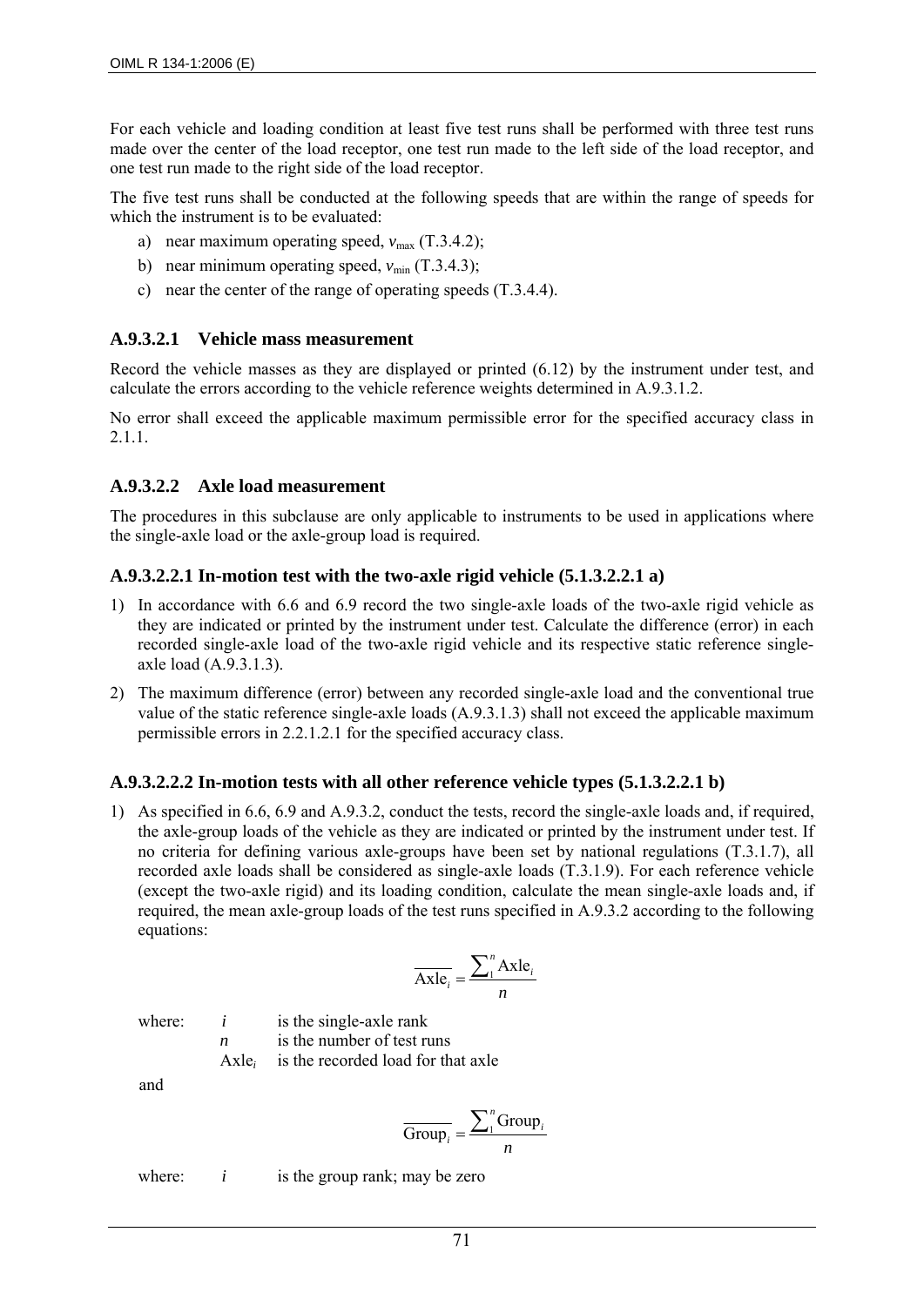For each vehicle and loading condition at least five test runs shall be performed with three test runs made over the center of the load receptor, one test run made to the left side of the load receptor, and one test run made to the right side of the load receptor.

The five test runs shall be conducted at the following speeds that are within the range of speeds for which the instrument is to be evaluated:

a) near maximum operating speed, $v_{max}$ (T.3.4.2);
b) near minimum operating speed, $v_{min}$ (T.3.4.3);
c) near the center of the range of operating speeds (T.3.4.4).

### A.9.3.2.1 Vehicle mass measurement

Record the vehicle masses as they are displayed or printed (6.12) by the instrument under test, and calculate the errors according to the vehicle reference weights determined in A.9.3.1.2.

No error shall exceed the applicable maximum permissible error for the specified accuracy class in 2.1.1.

### A.9.3.2.2 Axle load measurement

The procedures in this subclause are only applicable to instruments to be used in applications where the single-axle load or the axle-group load is required.

#### A.9.3.2.2.1 In-motion test with the two-axle rigid vehicle (5.1.3.2.2.1 a)

1) In accordance with 6.6 and 6.9 record the two single-axle loads of the two-axle rigid vehicle as they are indicated or printed by the instrument under test. Calculate the difference (error) in each recorded single-axle load of the two-axle rigid vehicle and its respective static reference single-axle load (A.9.3.1.3).
2) The maximum difference (error) between any recorded single-axle load and the conventional true value of the static reference single-axle loads (A.9.3.1.3) shall not exceed the applicable maximum permissible errors in 2.2.1.2.1 for the specified accuracy class.

#### A.9.3.2.2.2 In-motion tests with all other reference vehicle types (5.1.3.2.2.1 b)

1) As specified in 6.6, 6.9 and A.9.3.2, conduct the tests, record the single-axle loads and, if required, the axle-group loads of the vehicle as they are indicated or printed by the instrument under test. If no criteria for defining various axle-groups have been set by national regulations (T.3.1.7), all recorded axle loads shall be considered as single-axle loads (T.3.1.9). For each reference vehicle (except the two-axle rigid) and its loading condition, calculate the mean single-axle loads and, if required, the mean axle-group loads of the test runs specified in A.9.3.2 according to the following equations:

$$\overline{\text{Axle}_i} = \frac{\sum_1^n \text{Axle}_i}{n}$$

where: $i$ is the single-axle rank
$n$ is the number of test runs
$\text{Axle}_i$ is the recorded load for that axle

and

$$\overline{\text{Group}_i} = \frac{\sum_1^n \text{Group}_i}{n}$$

where: $i$ is the group rank; may be zero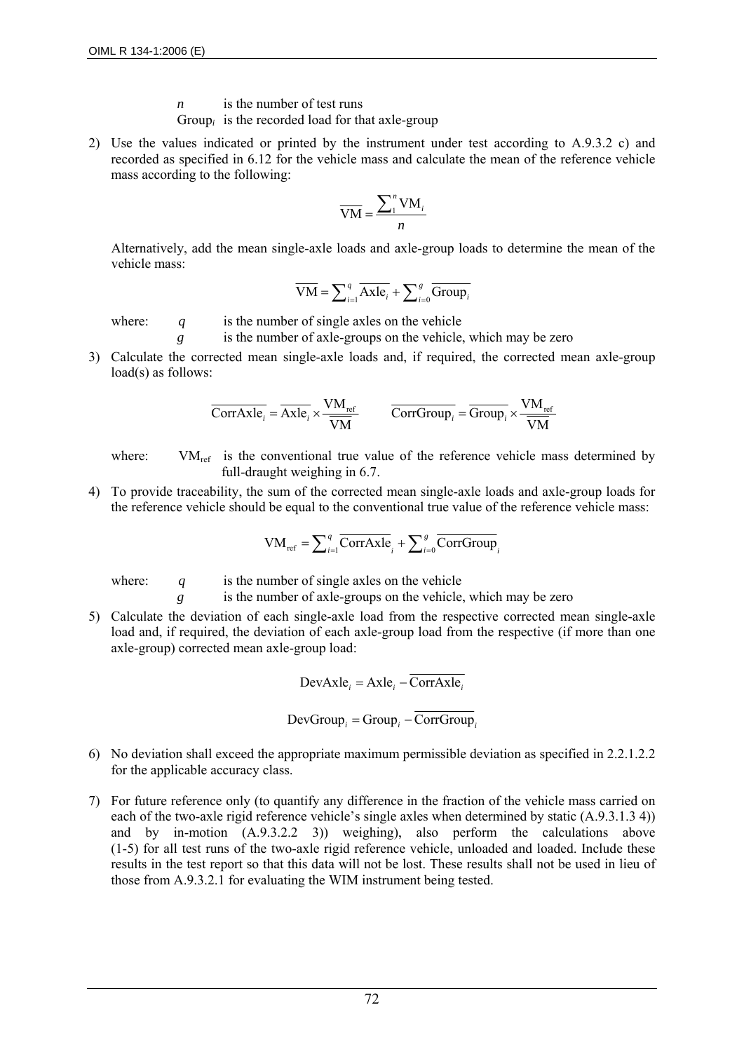$n$ is the number of test runs

$\text{Group}_i$ is the recorded load for that axle-group

2) Use the values indicated or printed by the instrument under test according to A.9.3.2 c) and recorded as specified in 6.12 for the vehicle mass and calculate the mean of the reference vehicle mass according to the following:

$$\overline{\text{VM}} = \frac{\sum_1^n \text{VM}_i}{n}$$

Alternatively, add the mean single-axle loads and axle-group loads to determine the mean of the vehicle mass:

$$\overline{\text{VM}} = \sum_{i=1}^{q} \overline{\text{Axle}_i} + \sum_{i=0}^{g} \overline{\text{Group}_i}$$

where: $q$ is the number of single axles on the vehicle

$g$ is the number of axle-groups on the vehicle, which may be zero

3) Calculate the corrected mean single-axle loads and, if required, the corrected mean axle-group load(s) as follows:

$$\overline{\text{CorrAxle}_i} = \overline{\text{Axle}_i} \times \frac{\text{VM}_{\text{ref}}}{\overline{\text{VM}}} \qquad \overline{\text{CorrGroup}_i} = \overline{\text{Group}_i} \times \frac{\text{VM}_{\text{ref}}}{\overline{\text{VM}}}$$

where: $\text{VM}_{\text{ref}}$ is the conventional true value of the reference vehicle mass determined by full-draught weighing in 6.7.

4) To provide traceability, the sum of the corrected mean single-axle loads and axle-group loads for the reference vehicle should be equal to the conventional true value of the reference vehicle mass:

$$\text{VM}_{\text{ref}} = \sum_{i=1}^{q} \overline{\text{CorrAxle}}_i + \sum_{i=0}^{g} \overline{\text{CorrGroup}}_i$$

where: $q$ is the number of single axles on the vehicle

$g$ is the number of axle-groups on the vehicle, which may be zero

5) Calculate the deviation of each single-axle load from the respective corrected mean single-axle load and, if required, the deviation of each axle-group load from the respective (if more than one axle-group) corrected mean axle-group load:

$$\text{DevAxle}_i = \text{Axle}_i - \overline{\text{CorrAxle}_i}$$

$$\text{DevGroup}_i = \text{Group}_i - \overline{\text{CorrGroup}_i}$$

6) No deviation shall exceed the appropriate maximum permissible deviation as specified in 2.2.1.2.2 for the applicable accuracy class.

7) For future reference only (to quantify any difference in the fraction of the vehicle mass carried on each of the two-axle rigid reference vehicle's single axles when determined by static (A.9.3.1.3 4)) and by in-motion (A.9.3.2.2 3)) weighing), also perform the calculations above (1-5) for all test runs of the two-axle rigid reference vehicle, unloaded and loaded. Include these results in the test report so that this data will not be lost. These results shall not be used in lieu of those from A.9.3.2.1 for evaluating the WIM instrument being tested.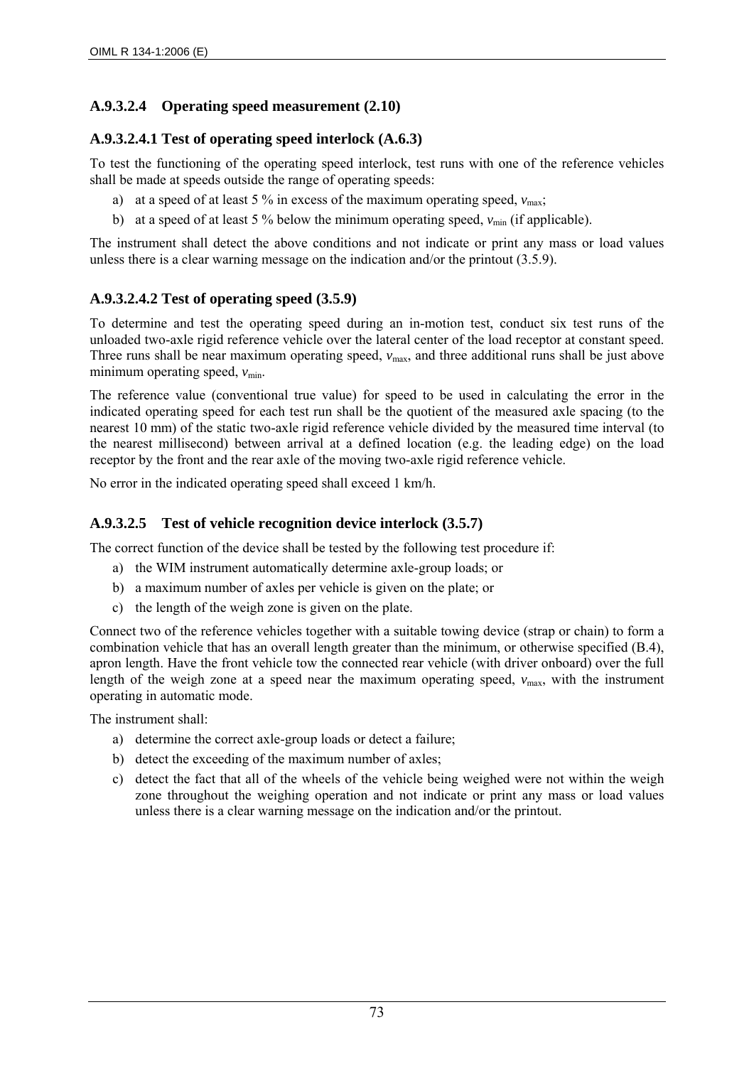#### A.9.3.2.4 Operating speed measurement (2.10)

##### A.9.3.2.4.1 Test of operating speed interlock (A.6.3)

To test the functioning of the operating speed interlock, test runs with one of the reference vehicles shall be made at speeds outside the range of operating speeds:

a) at a speed of at least 5 % in excess of the maximum operating speed, $v_{max}$;
b) at a speed of at least 5 % below the minimum operating speed, $v_{min}$ (if applicable).

The instrument shall detect the above conditions and not indicate or print any mass or load values unless there is a clear warning message on the indication and/or the printout (3.5.9).

##### A.9.3.2.4.2 Test of operating speed (3.5.9)

To determine and test the operating speed during an in-motion test, conduct six test runs of the unloaded two-axle rigid reference vehicle over the lateral center of the load receptor at constant speed. Three runs shall be near maximum operating speed, $v_{max}$, and three additional runs shall be just above minimum operating speed, $v_{min}$.

The reference value (conventional true value) for speed to be used in calculating the error in the indicated operating speed for each test run shall be the quotient of the measured axle spacing (to the nearest 10 mm) of the static two-axle rigid reference vehicle divided by the measured time interval (to the nearest millisecond) between arrival at a defined location (e.g. the leading edge) on the load receptor by the front and the rear axle of the moving two-axle rigid reference vehicle.

No error in the indicated operating speed shall exceed 1 km/h.

#### A.9.3.2.5 Test of vehicle recognition device interlock (3.5.7)

The correct function of the device shall be tested by the following test procedure if:

a) the WIM instrument automatically determine axle-group loads; or
b) a maximum number of axles per vehicle is given on the plate; or
c) the length of the weigh zone is given on the plate.

Connect two of the reference vehicles together with a suitable towing device (strap or chain) to form a combination vehicle that has an overall length greater than the minimum, or otherwise specified (B.4), apron length. Have the front vehicle tow the connected rear vehicle (with driver onboard) over the full length of the weigh zone at a speed near the maximum operating speed, $v_{max}$, with the instrument operating in automatic mode.

The instrument shall:

a) determine the correct axle-group loads or detect a failure;
b) detect the exceeding of the maximum number of axles;
c) detect the fact that all of the wheels of the vehicle being weighed were not within the weigh zone throughout the weighing operation and not indicate or print any mass or load values unless there is a clear warning message on the indication and/or the printout.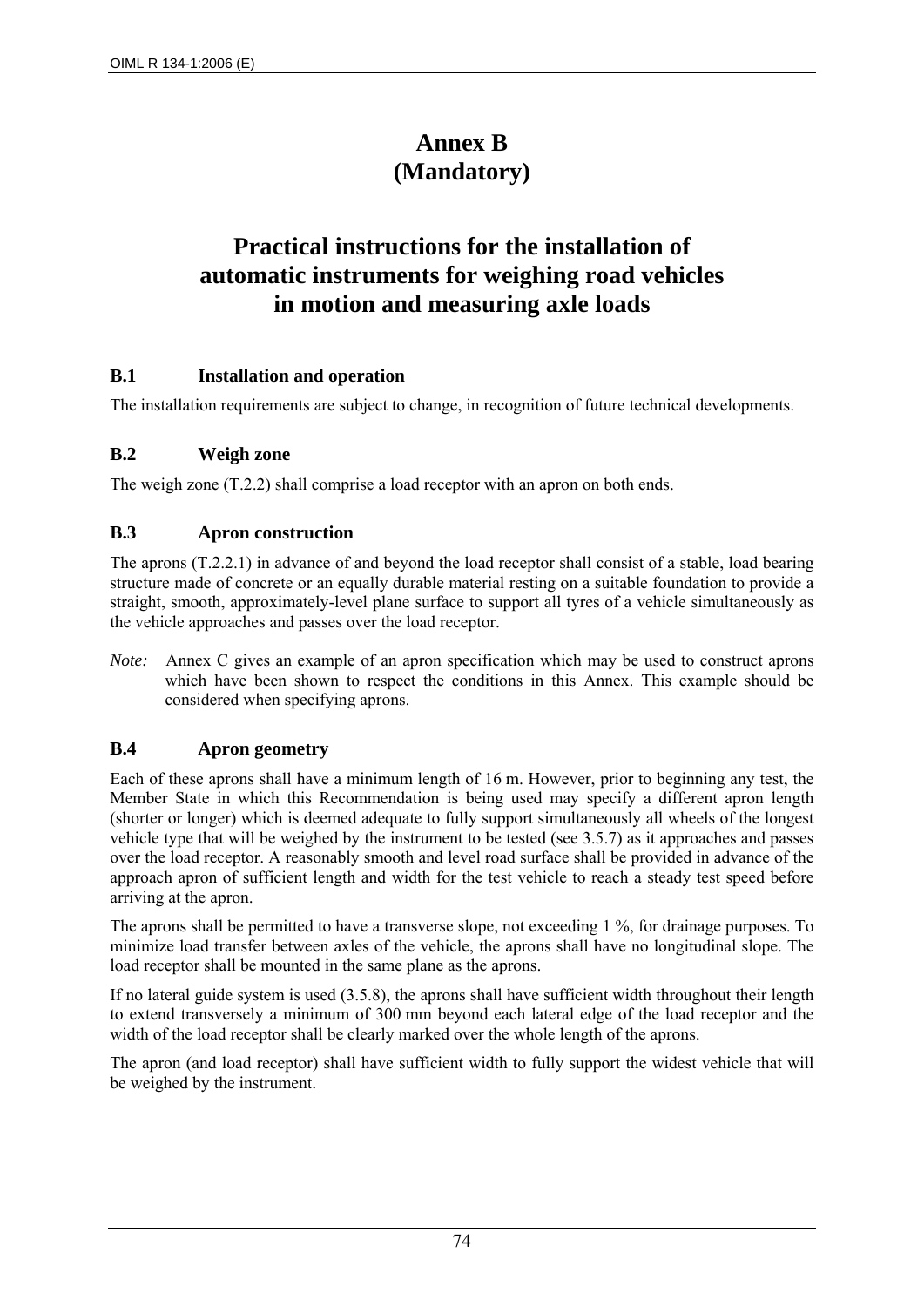# Annex B (Mandatory)

# Practical instructions for the installation of automatic instruments for weighing road vehicles in motion and measuring axle loads

## B.1 Installation and operation

The installation requirements are subject to change, in recognition of future technical developments.

## B.2 Weigh zone

The weigh zone (T.2.2) shall comprise a load receptor with an apron on both ends.

## B.3 Apron construction

The aprons (T.2.2.1) in advance of and beyond the load receptor shall consist of a stable, load bearing structure made of concrete or an equally durable material resting on a suitable foundation to provide a straight, smooth, approximately-level plane surface to support all tyres of a vehicle simultaneously as the vehicle approaches and passes over the load receptor.

*Note:* Annex C gives an example of an apron specification which may be used to construct aprons which have been shown to respect the conditions in this Annex. This example should be considered when specifying aprons.

## B.4 Apron geometry

Each of these aprons shall have a minimum length of 16 m. However, prior to beginning any test, the Member State in which this Recommendation is being used may specify a different apron length (shorter or longer) which is deemed adequate to fully support simultaneously all wheels of the longest vehicle type that will be weighed by the instrument to be tested (see 3.5.7) as it approaches and passes over the load receptor. A reasonably smooth and level road surface shall be provided in advance of the approach apron of sufficient length and width for the test vehicle to reach a steady test speed before arriving at the apron.

The aprons shall be permitted to have a transverse slope, not exceeding 1 %, for drainage purposes. To minimize load transfer between axles of the vehicle, the aprons shall have no longitudinal slope. The load receptor shall be mounted in the same plane as the aprons.

If no lateral guide system is used (3.5.8), the aprons shall have sufficient width throughout their length to extend transversely a minimum of 300 mm beyond each lateral edge of the load receptor and the width of the load receptor shall be clearly marked over the whole length of the aprons.

The apron (and load receptor) shall have sufficient width to fully support the widest vehicle that will be weighed by the instrument.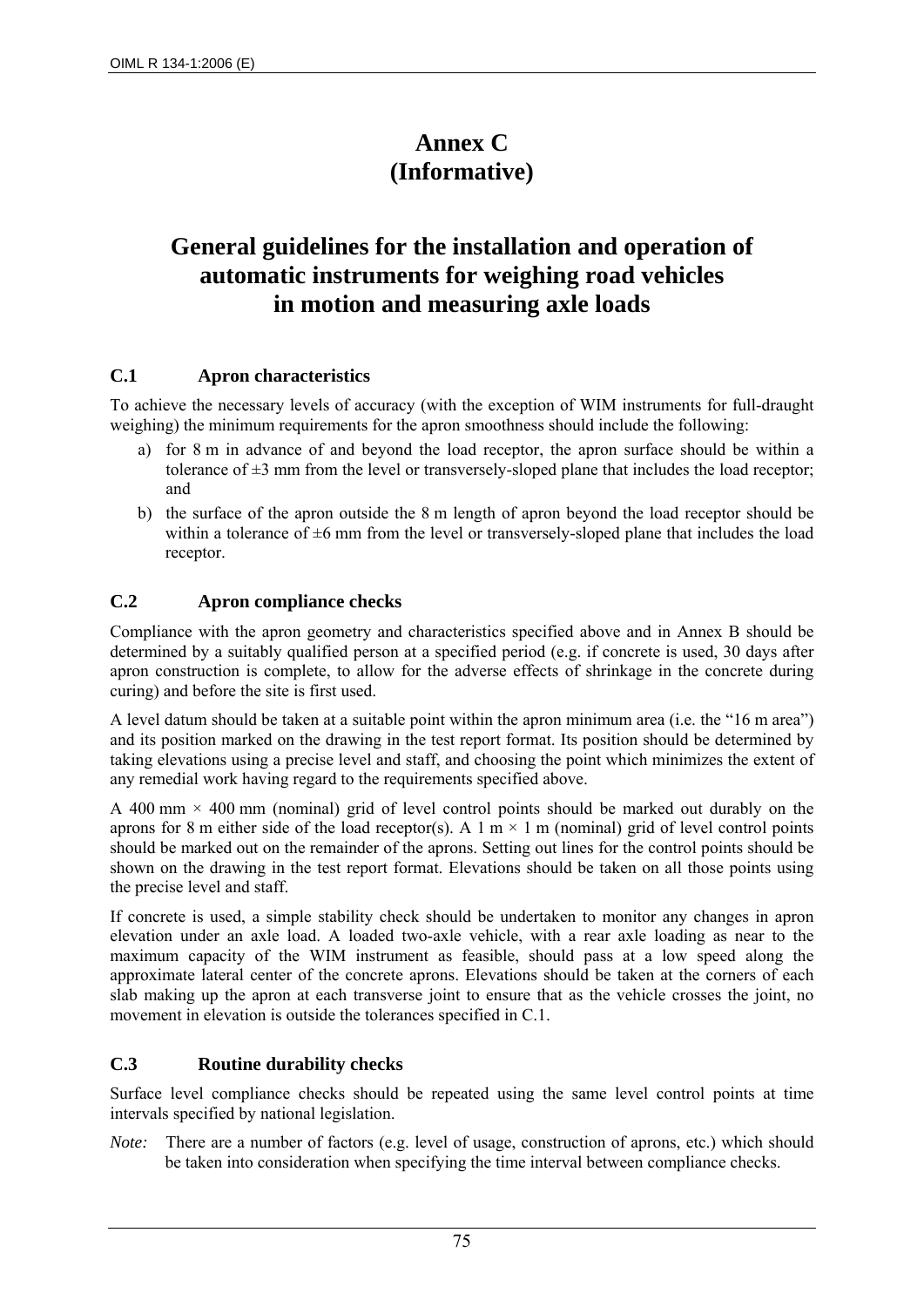# Annex C
# (Informative)

# General guidelines for the installation and operation of automatic instruments for weighing road vehicles in motion and measuring axle loads

## C.1 Apron characteristics

To achieve the necessary levels of accuracy (with the exception of WIM instruments for full-draught weighing) the minimum requirements for the apron smoothness should include the following:

a) for 8 m in advance of and beyond the load receptor, the apron surface should be within a tolerance of ±3 mm from the level or transversely-sloped plane that includes the load receptor; and

b) the surface of the apron outside the 8 m length of apron beyond the load receptor should be within a tolerance of ±6 mm from the level or transversely-sloped plane that includes the load receptor.

## C.2 Apron compliance checks

Compliance with the apron geometry and characteristics specified above and in Annex B should be determined by a suitably qualified person at a specified period (e.g. if concrete is used, 30 days after apron construction is complete, to allow for the adverse effects of shrinkage in the concrete during curing) and before the site is first used.

A level datum should be taken at a suitable point within the apron minimum area (i.e. the "16 m area") and its position marked on the drawing in the test report format. Its position should be determined by taking elevations using a precise level and staff, and choosing the point which minimizes the extent of any remedial work having regard to the requirements specified above.

A 400 mm × 400 mm (nominal) grid of level control points should be marked out durably on the aprons for 8 m either side of the load receptor(s). A 1 m × 1 m (nominal) grid of level control points should be marked out on the remainder of the aprons. Setting out lines for the control points should be shown on the drawing in the test report format. Elevations should be taken on all those points using the precise level and staff.

If concrete is used, a simple stability check should be undertaken to monitor any changes in apron elevation under an axle load. A loaded two-axle vehicle, with a rear axle loading as near to the maximum capacity of the WIM instrument as feasible, should pass at a low speed along the approximate lateral center of the concrete aprons. Elevations should be taken at the corners of each slab making up the apron at each transverse joint to ensure that as the vehicle crosses the joint, no movement in elevation is outside the tolerances specified in C.1.

## C.3 Routine durability checks

Surface level compliance checks should be repeated using the same level control points at time intervals specified by national legislation.

*Note:* There are a number of factors (e.g. level of usage, construction of aprons, etc.) which should be taken into consideration when specifying the time interval between compliance checks.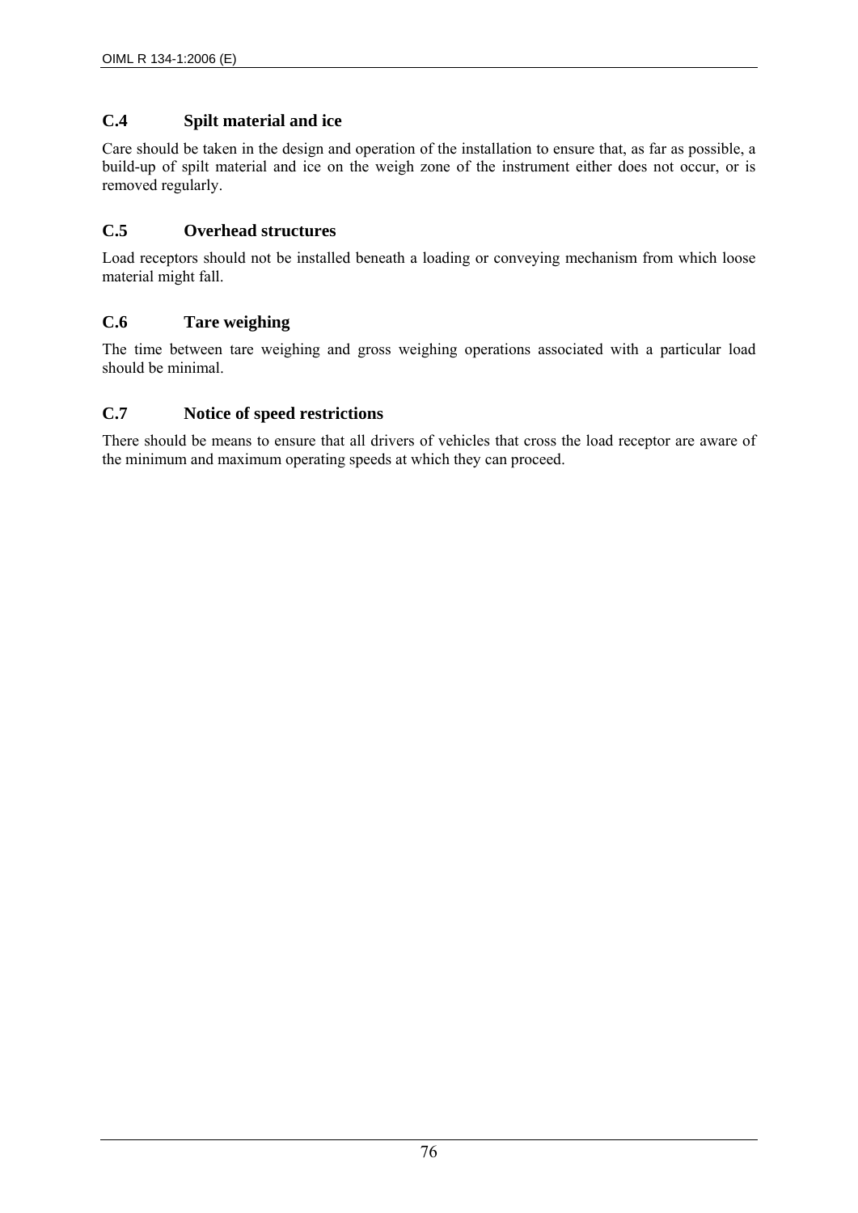## C.4 Spilt material and ice

Care should be taken in the design and operation of the installation to ensure that, as far as possible, a build-up of spilt material and ice on the weigh zone of the instrument either does not occur, or is removed regularly.

## C.5 Overhead structures

Load receptors should not be installed beneath a loading or conveying mechanism from which loose material might fall.

## C.6 Tare weighing

The time between tare weighing and gross weighing operations associated with a particular load should be minimal.

## C.7 Notice of speed restrictions

There should be means to ensure that all drivers of vehicles that cross the load receptor are aware of the minimum and maximum operating speeds at which they can proceed.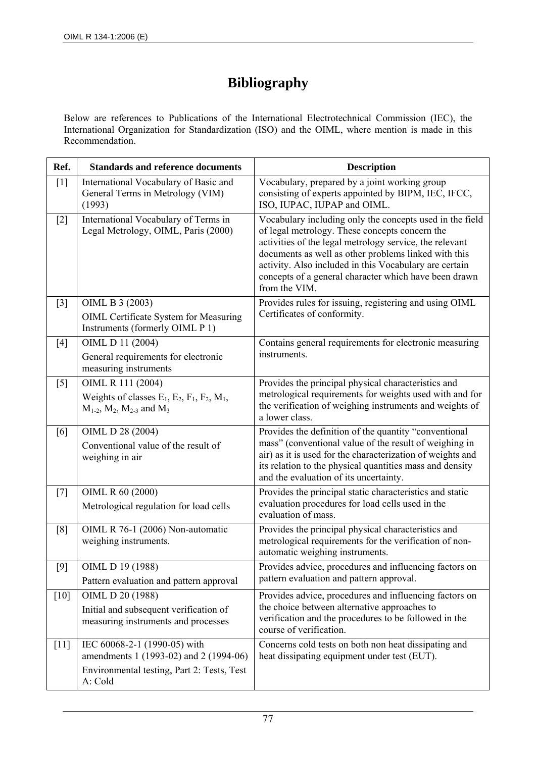# Bibliography

Below are references to Publications of the International Electrotechnical Commission (IEC), the International Organization for Standardization (ISO) and the OIML, where mention is made in this Recommendation.

| Ref. | Standards and reference documents | Description |
|---|---|---|
| [1] | International Vocabulary of Basic and General Terms in Metrology (VIM) (1993) | Vocabulary, prepared by a joint working group consisting of experts appointed by BIPM, IEC, IFCC, ISO, IUPAC, IUPAP and OIML. |
| [2] | International Vocabulary of Terms in Legal Metrology, OIML, Paris (2000) | Vocabulary including only the concepts used in the field of legal metrology. These concepts concern the activities of the legal metrology service, the relevant documents as well as other problems linked with this activity. Also included in this Vocabulary are certain concepts of a general character which have been drawn from the VIM. |
| [3] | OIML B 3 (2003)<br>OIML Certificate System for Measuring Instruments (formerly OIML P 1) | Provides rules for issuing, registering and using OIML Certificates of conformity. |
| [4] | OIML D 11 (2004)<br>General requirements for electronic measuring instruments | Contains general requirements for electronic measuring instruments. |
| [5] | OIML R 111 (2004)<br>Weights of classes $E_1$, $E_2$, $F_1$, $F_2$, $M_1$, $M_{1\text{-}2}$, $M_2$, $M_{2\text{-}3}$ and $M_3$ | Provides the principal physical characteristics and metrological requirements for weights used with and for the verification of weighing instruments and weights of a lower class. |
| [6] | OIML D 28 (2004)<br>Conventional value of the result of weighing in air | Provides the definition of the quantity "conventional mass" (conventional value of the result of weighing in air) as it is used for the characterization of weights and its relation to the physical quantities mass and density and the evaluation of its uncertainty. |
| [7] | OIML R 60 (2000)<br>Metrological regulation for load cells | Provides the principal static characteristics and static evaluation procedures for load cells used in the evaluation of mass. |
| [8] | OIML R 76-1 (2006) Non-automatic weighing instruments. | Provides the principal physical characteristics and metrological requirements for the verification of non-automatic weighing instruments. |
| [9] | OIML D 19 (1988)<br>Pattern evaluation and pattern approval | Provides advice, procedures and influencing factors on pattern evaluation and pattern approval. |
| [10] | OIML D 20 (1988)<br>Initial and subsequent verification of measuring instruments and processes | Provides advice, procedures and influencing factors on the choice between alternative approaches to verification and the procedures to be followed in the course of verification. |
| [11] | IEC 60068-2-1 (1990-05) with amendments 1 (1993-02) and 2 (1994-06)<br>Environmental testing, Part 2: Tests, Test A: Cold | Concerns cold tests on both non heat dissipating and heat dissipating equipment under test (EUT). |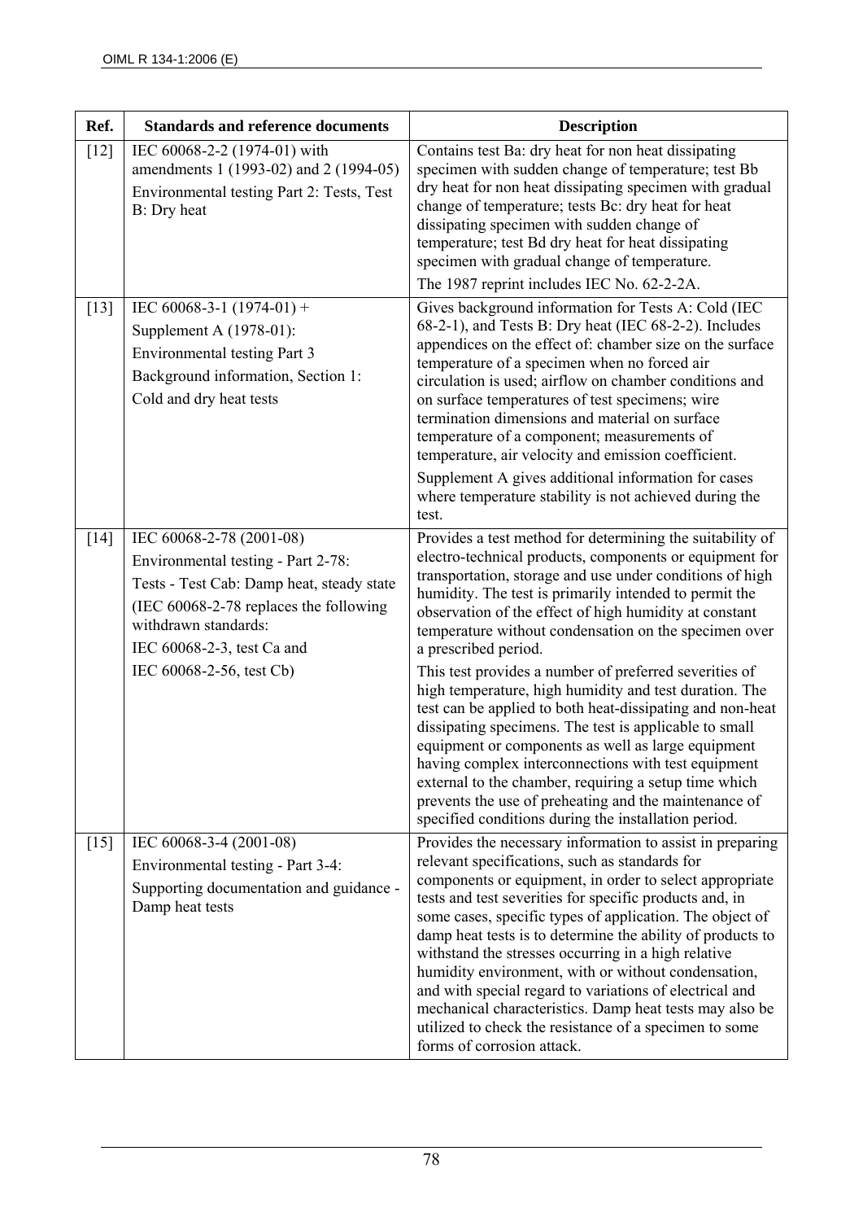| Ref. | Standards and reference documents | Description |
|---|---|---|
| [12] | IEC 60068-2-2 (1974-01) with amendments 1 (1993-02) and 2 (1994-05) Environmental testing Part 2: Tests, Test B: Dry heat | Contains test Ba: dry heat for non heat dissipating specimen with sudden change of temperature; test Bb dry heat for non heat dissipating specimen with gradual change of temperature; tests Bc: dry heat for heat dissipating specimen with sudden change of temperature; test Bd dry heat for heat dissipating specimen with gradual change of temperature.<br>The 1987 reprint includes IEC No. 62-2-2A. |
| [13] | IEC 60068-3-1 (1974-01) + Supplement A (1978-01): Environmental testing Part 3 Background information, Section 1: Cold and dry heat tests | Gives background information for Tests A: Cold (IEC 68-2-1), and Tests B: Dry heat (IEC 68-2-2). Includes appendices on the effect of: chamber size on the surface temperature of a specimen when no forced air circulation is used; airflow on chamber conditions and on surface temperatures of test specimens; wire termination dimensions and material on surface temperature of a component; measurements of temperature, air velocity and emission coefficient.<br>Supplement A gives additional information for cases where temperature stability is not achieved during the test. |
| [14] | IEC 60068-2-78 (2001-08) Environmental testing - Part 2-78: Tests - Test Cab: Damp heat, steady state (IEC 60068-2-78 replaces the following withdrawn standards: IEC 60068-2-3, test Ca and IEC 60068-2-56, test Cb) | Provides a test method for determining the suitability of electro-technical products, components or equipment for transportation, storage and use under conditions of high humidity. The test is primarily intended to permit the observation of the effect of high humidity at constant temperature without condensation on the specimen over a prescribed period.<br>This test provides a number of preferred severities of high temperature, high humidity and test duration. The test can be applied to both heat-dissipating and non-heat dissipating specimens. The test is applicable to small equipment or components as well as large equipment having complex interconnections with test equipment external to the chamber, requiring a setup time which prevents the use of preheating and the maintenance of specified conditions during the installation period. |
| [15] | IEC 60068-3-4 (2001-08) Environmental testing - Part 3-4: Supporting documentation and guidance - Damp heat tests | Provides the necessary information to assist in preparing relevant specifications, such as standards for components or equipment, in order to select appropriate tests and test severities for specific products and, in some cases, specific types of application. The object of damp heat tests is to determine the ability of products to withstand the stresses occurring in a high relative humidity environment, with or without condensation, and with special regard to variations of electrical and mechanical characteristics. Damp heat tests may also be utilized to check the resistance of a specimen to some forms of corrosion attack. |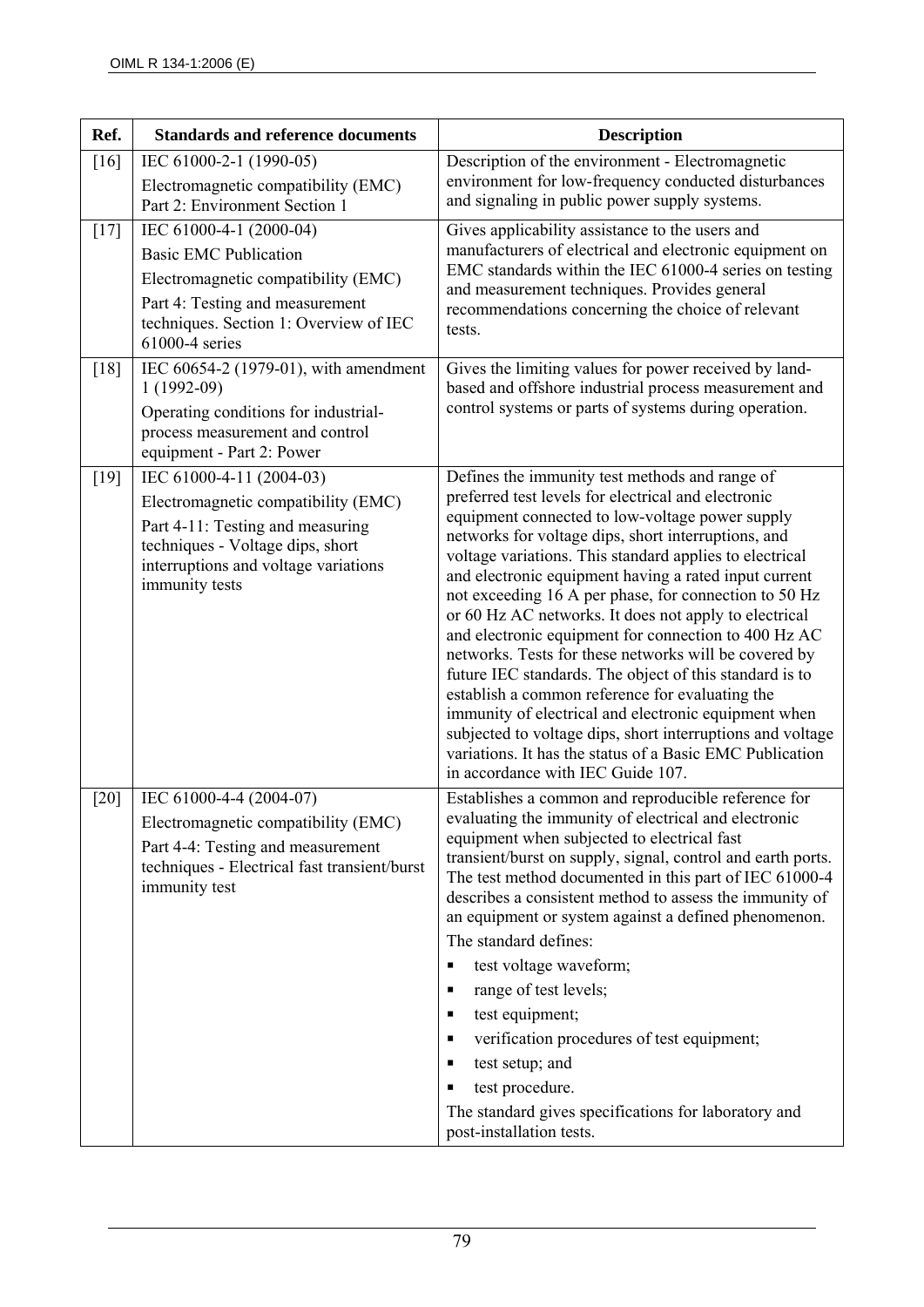| Ref. | Standards and reference documents | Description |
| --- | --- | --- |
| [16] | IEC 61000-2-1 (1990-05)<br>Electromagnetic compatibility (EMC) Part 2: Environment Section 1 | Description of the environment - Electromagnetic environment for low-frequency conducted disturbances and signaling in public power supply systems. |
| [17] | IEC 61000-4-1 (2000-04)<br>Basic EMC Publication<br>Electromagnetic compatibility (EMC)<br>Part 4: Testing and measurement techniques. Section 1: Overview of IEC 61000-4 series | Gives applicability assistance to the users and manufacturers of electrical and electronic equipment on EMC standards within the IEC 61000-4 series on testing and measurement techniques. Provides general recommendations concerning the choice of relevant tests. |
| [18] | IEC 60654-2 (1979-01), with amendment 1 (1992-09)<br>Operating conditions for industrial-process measurement and control equipment - Part 2: Power | Gives the limiting values for power received by land-based and offshore industrial process measurement and control systems or parts of systems during operation. |
| [19] | IEC 61000-4-11 (2004-03)<br>Electromagnetic compatibility (EMC)<br>Part 4-11: Testing and measuring techniques - Voltage dips, short interruptions and voltage variations immunity tests | Defines the immunity test methods and range of preferred test levels for electrical and electronic equipment connected to low-voltage power supply networks for voltage dips, short interruptions, and voltage variations. This standard applies to electrical and electronic equipment having a rated input current not exceeding 16 A per phase, for connection to 50 Hz or 60 Hz AC networks. It does not apply to electrical and electronic equipment for connection to 400 Hz AC networks. Tests for these networks will be covered by future IEC standards. The object of this standard is to establish a common reference for evaluating the immunity of electrical and electronic equipment when subjected to voltage dips, short interruptions and voltage variations. It has the status of a Basic EMC Publication in accordance with IEC Guide 107. |
| [20] | IEC 61000-4-4 (2004-07)<br>Electromagnetic compatibility (EMC)<br>Part 4-4: Testing and measurement techniques - Electrical fast transient/burst immunity test | Establishes a common and reproducible reference for evaluating the immunity of electrical and electronic equipment when subjected to electrical fast transient/burst on supply, signal, control and earth ports. The test method documented in this part of IEC 61000-4 describes a consistent method to assess the immunity of an equipment or system against a defined phenomenon.<br>The standard defines:<br>▪ test voltage waveform;<br>▪ range of test levels;<br>▪ test equipment;<br>▪ verification procedures of test equipment;<br>▪ test setup; and<br>▪ test procedure.<br>The standard gives specifications for laboratory and post-installation tests. |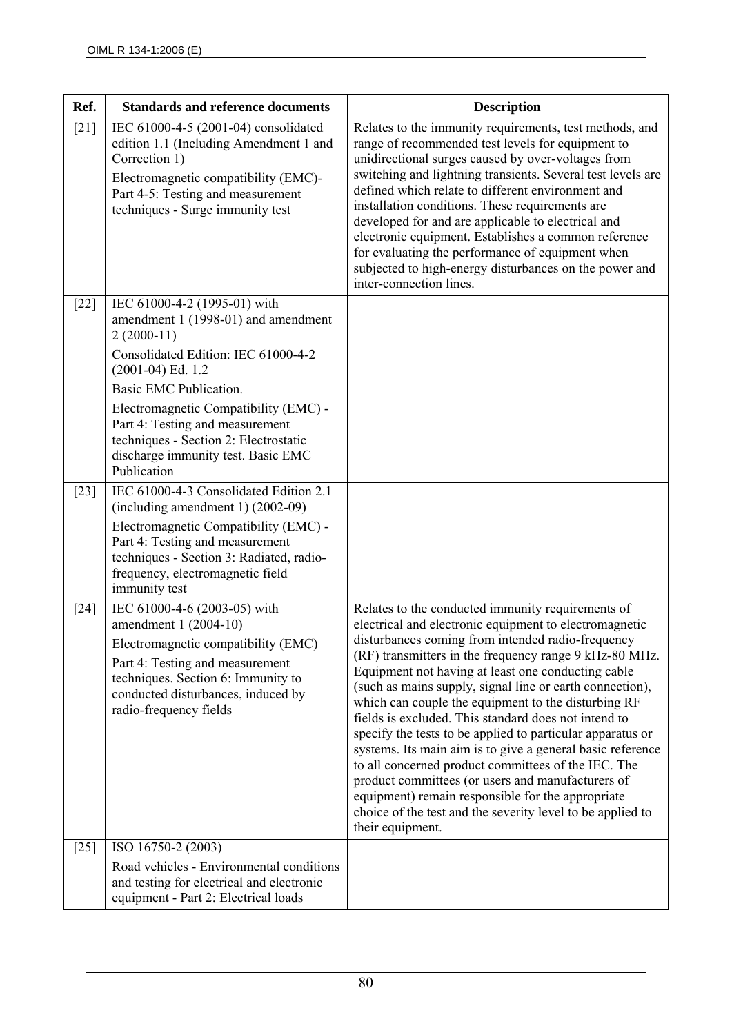| Ref. | Standards and reference documents | Description |
| --- | --- | --- |
| [21] | IEC 61000-4-5 (2001-04) consolidated edition 1.1 (Including Amendment 1 and Correction 1)<br><br>Electromagnetic compatibility (EMC)- Part 4-5: Testing and measurement techniques - Surge immunity test | Relates to the immunity requirements, test methods, and range of recommended test levels for equipment to unidirectional surges caused by over-voltages from switching and lightning transients. Several test levels are defined which relate to different environment and installation conditions. These requirements are developed for and are applicable to electrical and electronic equipment. Establishes a common reference for evaluating the performance of equipment when subjected to high-energy disturbances on the power and inter-connection lines. |
| [22] | IEC 61000-4-2 (1995-01) with amendment 1 (1998-01) and amendment 2 (2000-11)<br><br>Consolidated Edition: IEC 61000-4-2 (2001-04) Ed. 1.2<br><br>Basic EMC Publication.<br><br>Electromagnetic Compatibility (EMC) - Part 4: Testing and measurement techniques - Section 2: Electrostatic discharge immunity test. Basic EMC Publication | |
| [23] | IEC 61000-4-3 Consolidated Edition 2.1 (including amendment 1) (2002-09)<br><br>Electromagnetic Compatibility (EMC) - Part 4: Testing and measurement techniques - Section 3: Radiated, radio-frequency, electromagnetic field immunity test | |
| [24] | IEC 61000-4-6 (2003-05) with amendment 1 (2004-10)<br><br>Electromagnetic compatibility (EMC)<br><br>Part 4: Testing and measurement techniques. Section 6: Immunity to conducted disturbances, induced by radio-frequency fields | Relates to the conducted immunity requirements of electrical and electronic equipment to electromagnetic disturbances coming from intended radio-frequency (RF) transmitters in the frequency range 9 kHz-80 MHz. Equipment not having at least one conducting cable (such as mains supply, signal line or earth connection), which can couple the equipment to the disturbing RF fields is excluded. This standard does not intend to specify the tests to be applied to particular apparatus or systems. Its main aim is to give a general basic reference to all concerned product committees of the IEC. The product committees (or users and manufacturers of equipment) remain responsible for the appropriate choice of the test and the severity level to be applied to their equipment. |
| [25] | ISO 16750-2 (2003)<br><br>Road vehicles - Environmental conditions and testing for electrical and electronic equipment - Part 2: Electrical loads | |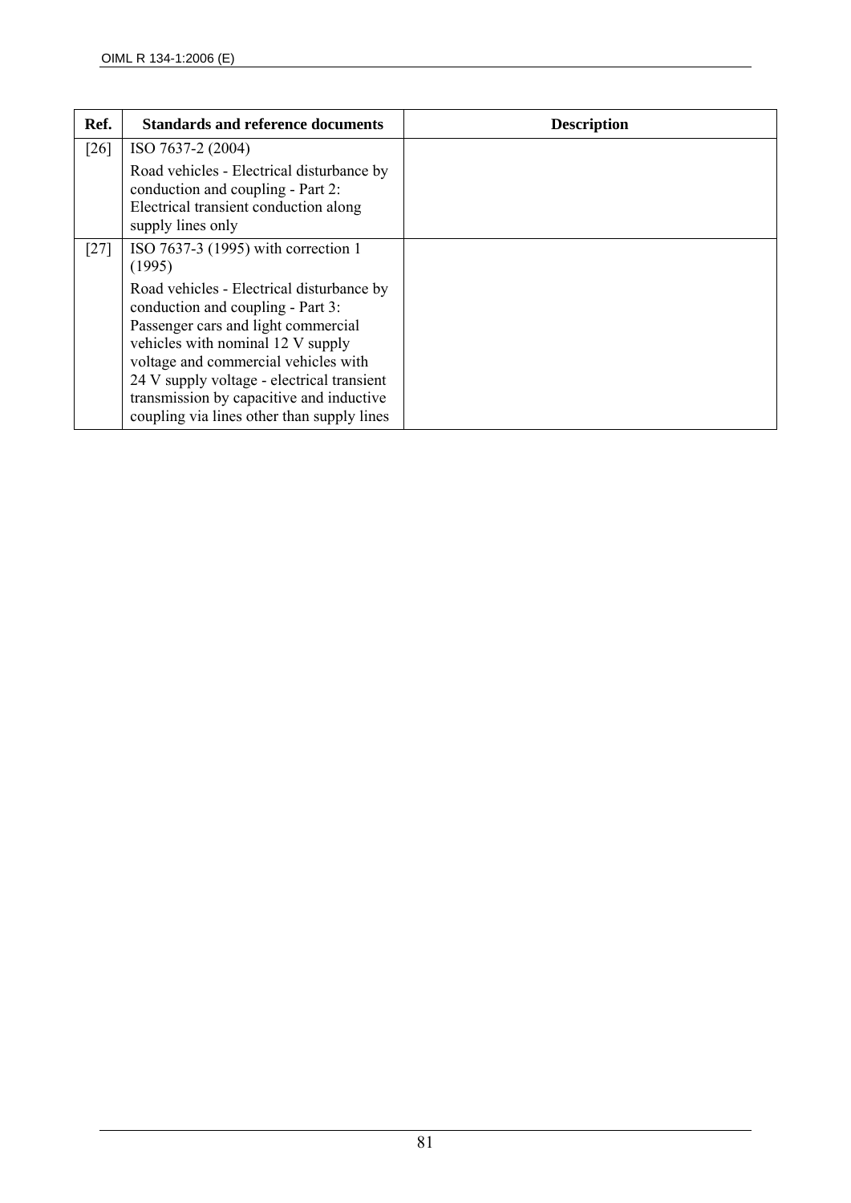| Ref. | Standards and reference documents | Description |
|---|---|---|
| [26] | ISO 7637-2 (2004)<br><br>Road vehicles - Electrical disturbance by conduction and coupling - Part 2: Electrical transient conduction along supply lines only | |
| [27] | ISO 7637-3 (1995) with correction 1 (1995)<br><br>Road vehicles - Electrical disturbance by conduction and coupling - Part 3: Passenger cars and light commercial vehicles with nominal 12 V supply voltage and commercial vehicles with 24 V supply voltage - electrical transient transmission by capacitive and inductive coupling via lines other than supply lines | |